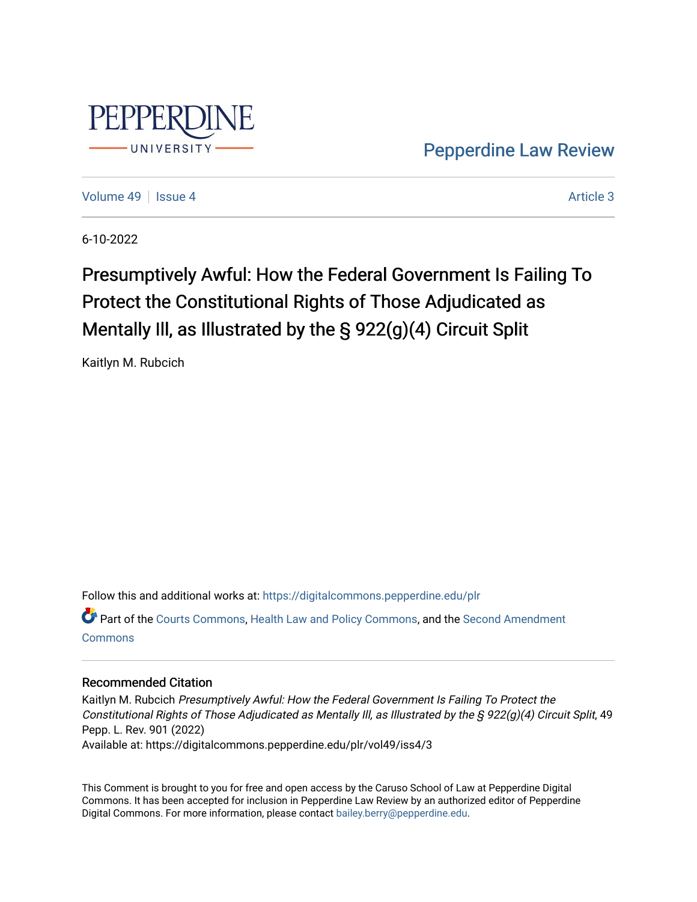Pepperdine Law Review

Volume 49 | Issue 4 Article 3

6-10-2022

# Presumptively Awful: How the Federal Government Is Failing To Protect the Constitutional Rights of Those Adjudicated as Mentally Ill, as Illustrated by the § 922(g)(4) Circuit Split

Kaitlyn M. Rubcich

Follow this and additional works at: https://digitalcommons.pepperdine.edu/plr

Part of the Courts Commons, Health Law and Policy Commons, and the Second Amendment Commons

## Recommended Citation

Kaitlyn M. Rubcich *Presumptively Awful: How the Federal Government Is Failing To Protect the Constitutional Rights of Those Adjudicated as Mentally Ill, as Illustrated by the § 922(g)(4) Circuit Split*, 49 Pepp. L. Rev. 901 (2022)
Available at: https://digitalcommons.pepperdine.edu/plr/vol49/iss4/3

This Comment is brought to you for free and open access by the Caruso School of Law at Pepperdine Digital Commons. It has been accepted for inclusion in Pepperdine Law Review by an authorized editor of Pepperdine Digital Commons. For more information, please contact bailey.berry@pepperdine.edu.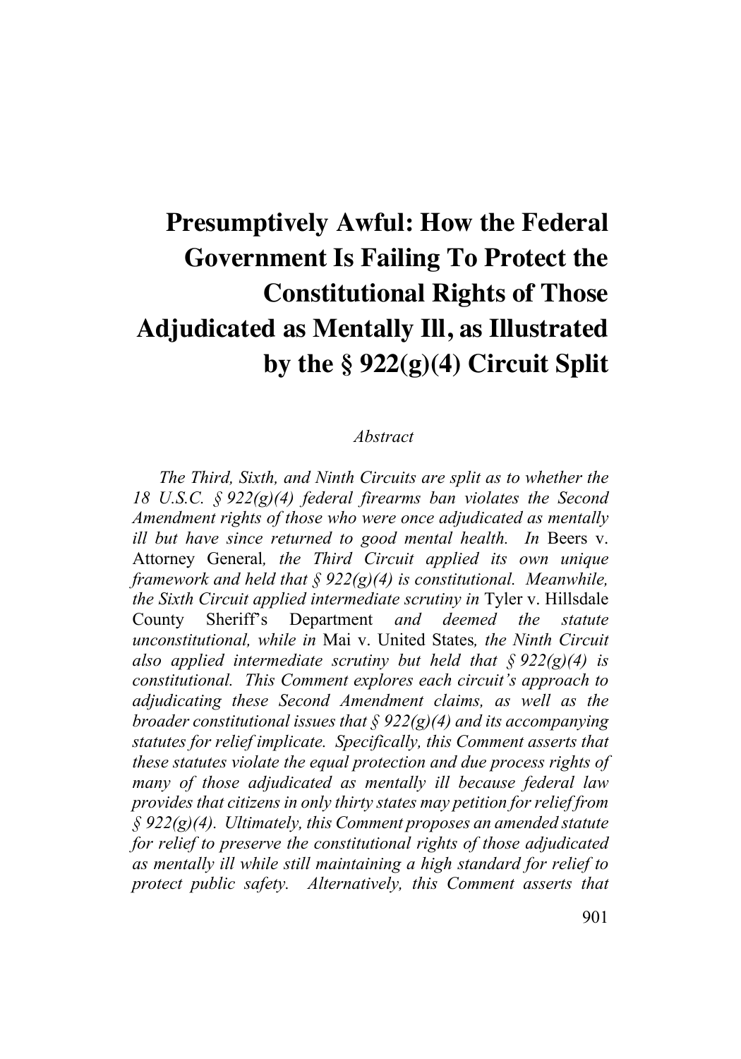# Presumptively Awful: How the Federal Government Is Failing To Protect the Constitutional Rights of Those Adjudicated as Mentally Ill, as Illustrated by the § 922(g)(4) Circuit Split

*Abstract*

*The Third, Sixth, and Ninth Circuits are split as to whether the 18 U.S.C. § 922(g)(4) federal firearms ban violates the Second Amendment rights of those who were once adjudicated as mentally ill but have since returned to good mental health. In* Beers v. Attorney General*, the Third Circuit applied its own unique framework and held that § 922(g)(4) is constitutional. Meanwhile, the Sixth Circuit applied intermediate scrutiny in* Tyler v. Hillsdale County Sheriff's Department *and deemed the statute unconstitutional, while in* Mai v. United States*, the Ninth Circuit also applied intermediate scrutiny but held that § 922(g)(4) is constitutional. This Comment explores each circuit's approach to adjudicating these Second Amendment claims, as well as the broader constitutional issues that § 922(g)(4) and its accompanying statutes for relief implicate. Specifically, this Comment asserts that these statutes violate the equal protection and due process rights of many of those adjudicated as mentally ill because federal law provides that citizens in only thirty states may petition for relief from § 922(g)(4). Ultimately, this Comment proposes an amended statute for relief to preserve the constitutional rights of those adjudicated as mentally ill while still maintaining a high standard for relief to protect public safety. Alternatively, this Comment asserts that*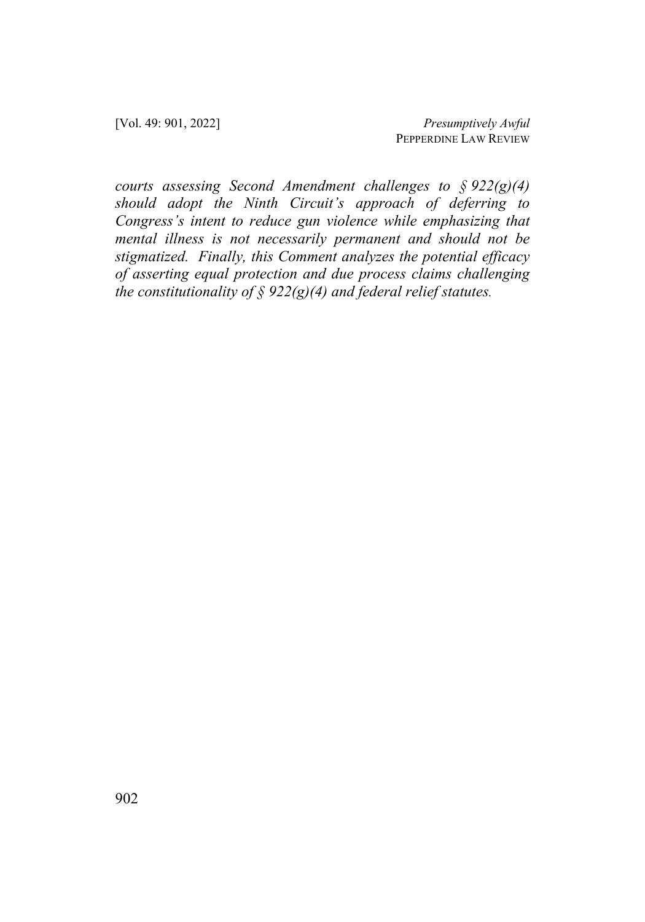*courts assessing Second Amendment challenges to § 922(g)(4) should adopt the Ninth Circuit's approach of deferring to Congress's intent to reduce gun violence while emphasizing that mental illness is not necessarily permanent and should not be stigmatized. Finally, this Comment analyzes the potential efficacy of asserting equal protection and due process claims challenging the constitutionality of § 922(g)(4) and federal relief statutes.*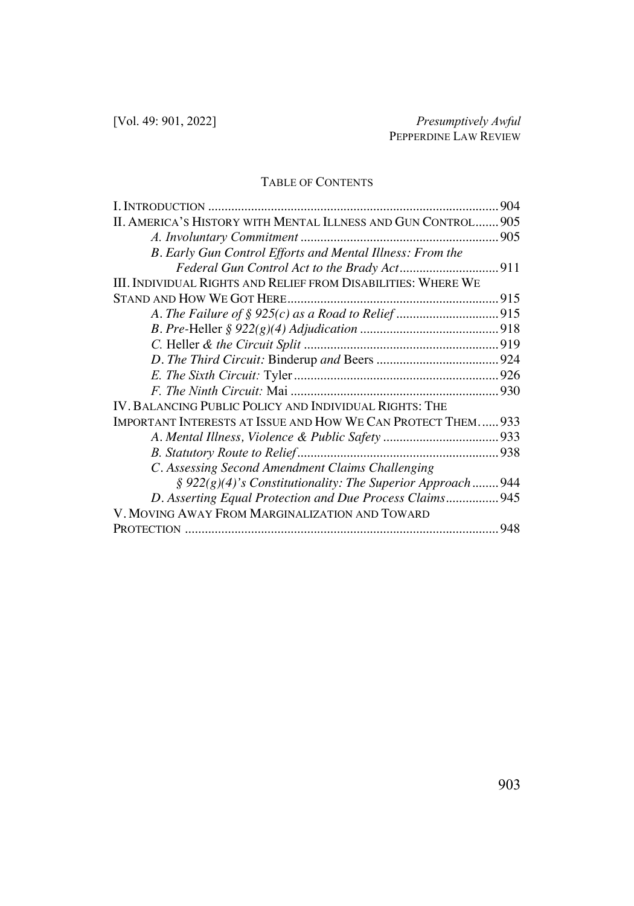## TABLE OF CONTENTS

I. INTRODUCTION ........................................................................................ 904

II. AMERICA'S HISTORY WITH MENTAL ILLNESS AND GUN CONTROL ....... 905

- *A. Involuntary Commitment* ............................................................ 905
- *B. Early Gun Control Efforts and Mental Illness: From the Federal Gun Control Act to the Brady Act* .............................. 911

III. INDIVIDUAL RIGHTS AND RELIEF FROM DISABILITIES: WHERE WE STAND AND HOW WE GOT HERE ................................................................ 915

- *A. The Failure of § 925(c) as a Road to Relief* ............................... 915
- *B. Pre-*Heller *§ 922(g)(4) Adjudication* .......................................... 918
- *C.* Heller *& the Circuit Split* ........................................................... 919
- *D. The Third Circuit:* Binderup *and* Beers ..................................... 924
- *E. The Sixth Circuit:* Tyler .............................................................. 926
- *F. The Ninth Circuit:* Mai ............................................................... 930

IV. BALANCING PUBLIC POLICY AND INDIVIDUAL RIGHTS: THE IMPORTANT INTERESTS AT ISSUE AND HOW WE CAN PROTECT THEM ...... 933

- *A. Mental Illness, Violence & Public Safety* ................................... 933
- *B. Statutory Route to Relief* ............................................................ 938
- *C. Assessing Second Amendment Claims Challenging § 922(g)(4)'s Constitutionality: The Superior Approach* ........ 944
- *D. Asserting Equal Protection and Due Process Claims* ................ 945

V. MOVING AWAY FROM MARGINALIZATION AND TOWARD PROTECTION ............................................................................................... 948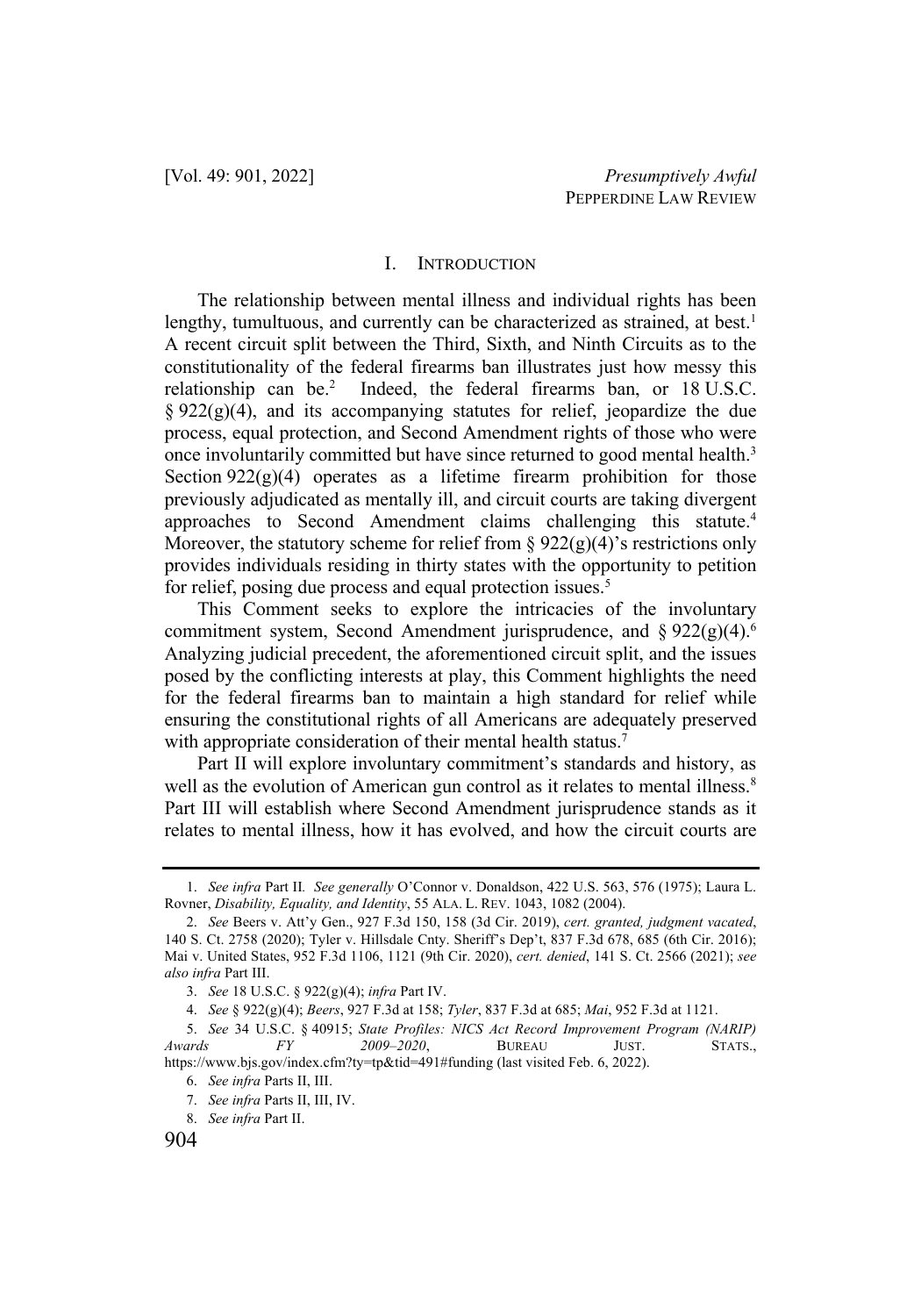## I. INTRODUCTION

The relationship between mental illness and individual rights has been lengthy, tumultuous, and currently can be characterized as strained, at best.[1] A recent circuit split between the Third, Sixth, and Ninth Circuits as to the constitutionality of the federal firearms ban illustrates just how messy this relationship can be.[2] Indeed, the federal firearms ban, or 18 U.S.C. § 922(g)(4), and its accompanying statutes for relief, jeopardize the due process, equal protection, and Second Amendment rights of those who were once involuntarily committed but have since returned to good mental health.[3] Section 922(g)(4) operates as a lifetime firearm prohibition for those previously adjudicated as mentally ill, and circuit courts are taking divergent approaches to Second Amendment claims challenging this statute.[4] Moreover, the statutory scheme for relief from § 922(g)(4)'s restrictions only provides individuals residing in thirty states with the opportunity to petition for relief, posing due process and equal protection issues.[5]

This Comment seeks to explore the intricacies of the involuntary commitment system, Second Amendment jurisprudence, and § 922(g)(4).[6] Analyzing judicial precedent, the aforementioned circuit split, and the issues posed by the conflicting interests at play, this Comment highlights the need for the federal firearms ban to maintain a high standard for relief while ensuring the constitutional rights of all Americans are adequately preserved with appropriate consideration of their mental health status.[7]

Part II will explore involuntary commitment's standards and history, as well as the evolution of American gun control as it relates to mental illness.[8] Part III will establish where Second Amendment jurisprudence stands as it relates to mental illness, how it has evolved, and how the circuit courts are

---

1. *See infra* Part II. *See generally* O'Connor v. Donaldson, 422 U.S. 563, 576 (1975); Laura L. Rovner, *Disability, Equality, and Identity*, 55 ALA. L. REV. 1043, 1082 (2004).

2. *See* Beers v. Att'y Gen., 927 F.3d 150, 158 (3d Cir. 2019), *cert. granted, judgment vacated*, 140 S. Ct. 2758 (2020); Tyler v. Hillsdale Cnty. Sheriff's Dep't, 837 F.3d 678, 685 (6th Cir. 2016); Mai v. United States, 952 F.3d 1106, 1121 (9th Cir. 2020), *cert. denied*, 141 S. Ct. 2566 (2021); *see also infra* Part III.

3. *See* 18 U.S.C. § 922(g)(4); *infra* Part IV.

4. *See* § 922(g)(4); *Beers*, 927 F.3d at 158; *Tyler*, 837 F.3d at 685; *Mai*, 952 F.3d at 1121.

5. *See* 34 U.S.C. § 40915; *State Profiles: NICS Act Record Improvement Program (NARIP) Awards FY 2009–2020*, BUREAU JUST. STATS., https://www.bjs.gov/index.cfm?ty=tp&tid=491#funding (last visited Feb. 6, 2022).

6. *See infra* Parts II, III.

7. *See infra* Parts II, III, IV.

8. *See infra* Part II.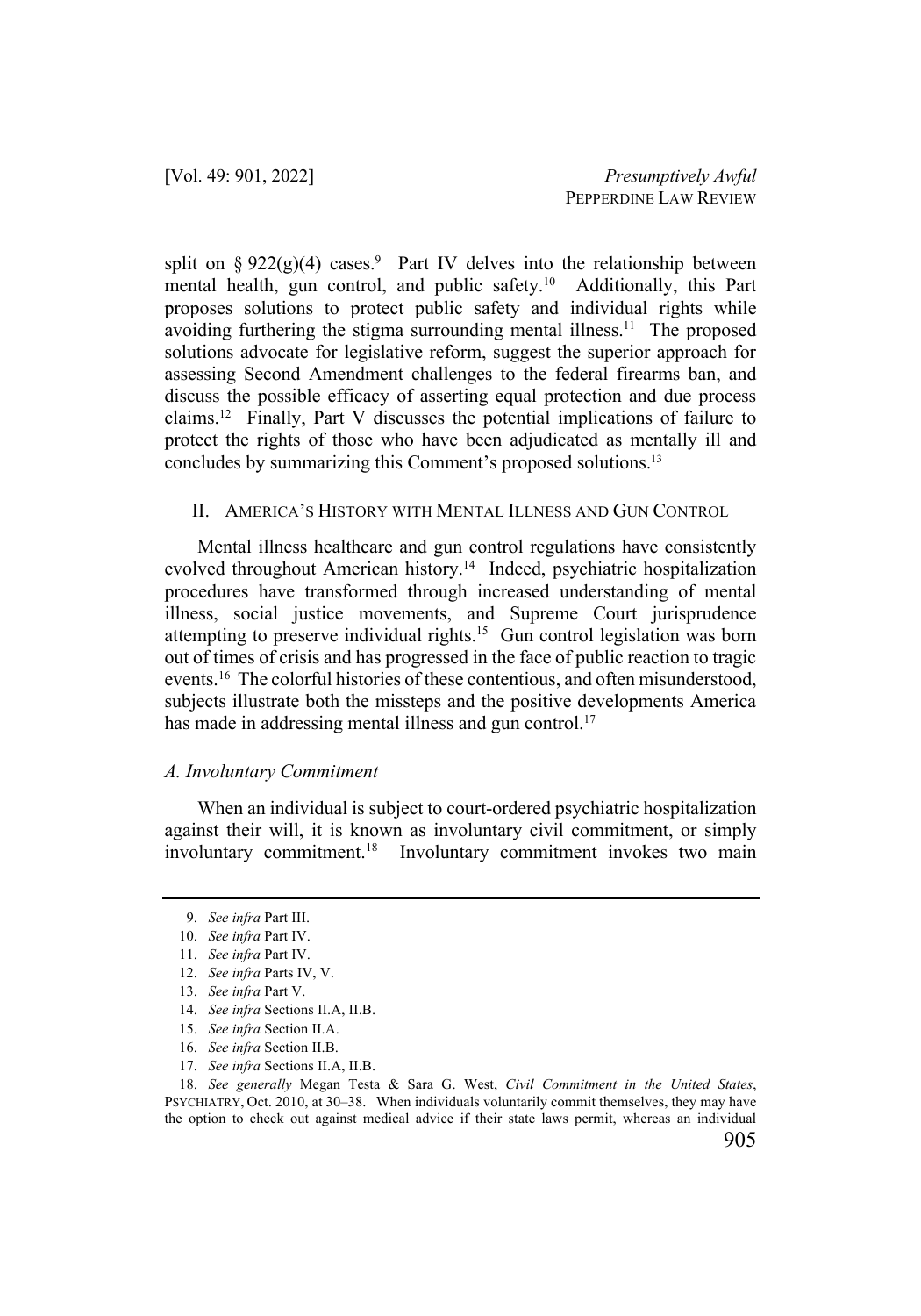split on § 922(g)(4) cases.[9] Part IV delves into the relationship between mental health, gun control, and public safety.[10] Additionally, this Part proposes solutions to protect public safety and individual rights while avoiding furthering the stigma surrounding mental illness.[11] The proposed solutions advocate for legislative reform, suggest the superior approach for assessing Second Amendment challenges to the federal firearms ban, and discuss the possible efficacy of asserting equal protection and due process claims.[12] Finally, Part V discusses the potential implications of failure to protect the rights of those who have been adjudicated as mentally ill and concludes by summarizing this Comment's proposed solutions.[13]

## II. AMERICA'S HISTORY WITH MENTAL ILLNESS AND GUN CONTROL

Mental illness healthcare and gun control regulations have consistently evolved throughout American history.[14] Indeed, psychiatric hospitalization procedures have transformed through increased understanding of mental illness, social justice movements, and Supreme Court jurisprudence attempting to preserve individual rights.[15] Gun control legislation was born out of times of crisis and has progressed in the face of public reaction to tragic events.[16] The colorful histories of these contentious, and often misunderstood, subjects illustrate both the missteps and the positive developments America has made in addressing mental illness and gun control.[17]

### *A. Involuntary Commitment*

When an individual is subject to court-ordered psychiatric hospitalization against their will, it is known as involuntary civil commitment, or simply involuntary commitment.[18] Involuntary commitment invokes two main

---

9. *See infra* Part III.

10. *See infra* Part IV.

11. *See infra* Part IV.

12. *See infra* Parts IV, V.

13. *See infra* Part V.

14. *See infra* Sections II.A, II.B.

15. *See infra* Section II.A.

16. *See infra* Section II.B.

17. *See infra* Sections II.A, II.B.

18. *See generally* Megan Testa & Sara G. West, *Civil Commitment in the United States*, PSYCHIATRY, Oct. 2010, at 30–38. When individuals voluntarily commit themselves, they may have the option to check out against medical advice if their state laws permit, whereas an individual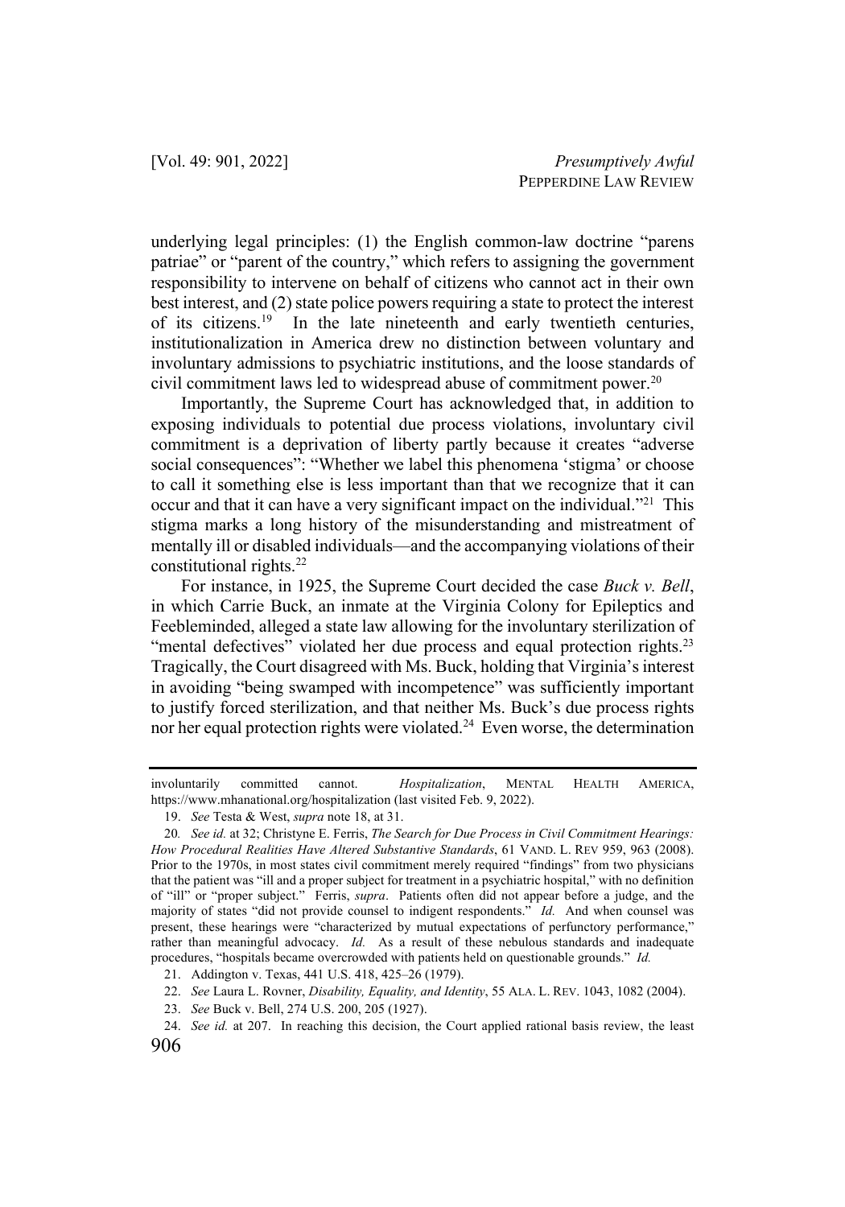underlying legal principles: (1) the English common-law doctrine "parens patriae" or "parent of the country," which refers to assigning the government responsibility to intervene on behalf of citizens who cannot act in their own best interest, and (2) state police powers requiring a state to protect the interest of its citizens.[19] In the late nineteenth and early twentieth centuries, institutionalization in America drew no distinction between voluntary and involuntary admissions to psychiatric institutions, and the loose standards of civil commitment laws led to widespread abuse of commitment power.[20]

Importantly, the Supreme Court has acknowledged that, in addition to exposing individuals to potential due process violations, involuntary civil commitment is a deprivation of liberty partly because it creates "adverse social consequences": "Whether we label this phenomena 'stigma' or choose to call it something else is less important than that we recognize that it can occur and that it can have a very significant impact on the individual."[21] This stigma marks a long history of the misunderstanding and mistreatment of mentally ill or disabled individuals—and the accompanying violations of their constitutional rights.[22]

For instance, in 1925, the Supreme Court decided the case *Buck v. Bell*, in which Carrie Buck, an inmate at the Virginia Colony for Epileptics and Feebleminded, alleged a state law allowing for the involuntary sterilization of "mental defectives" violated her due process and equal protection rights.[23] Tragically, the Court disagreed with Ms. Buck, holding that Virginia's interest in avoiding "being swamped with incompetence" was sufficiently important to justify forced sterilization, and that neither Ms. Buck's due process rights nor her equal protection rights were violated.[24] Even worse, the determination

---

involuntarily committed cannot. *Hospitalization*, MENTAL HEALTH AMERICA, https://www.mhanational.org/hospitalization (last visited Feb. 9, 2022).

19. *See* Testa & West, *supra* note 18, at 31.

20. *See id.* at 32; Christyne E. Ferris, *The Search for Due Process in Civil Commitment Hearings: How Procedural Realities Have Altered Substantive Standards*, 61 VAND. L. REV 959, 963 (2008). Prior to the 1970s, in most states civil commitment merely required "findings" from two physicians that the patient was "ill and a proper subject for treatment in a psychiatric hospital," with no definition of "ill" or "proper subject." Ferris, *supra*. Patients often did not appear before a judge, and the majority of states "did not provide counsel to indigent respondents." *Id.* And when counsel was present, these hearings were "characterized by mutual expectations of perfunctory performance," rather than meaningful advocacy. *Id.* As a result of these nebulous standards and inadequate procedures, "hospitals became overcrowded with patients held on questionable grounds." *Id.*

21. Addington v. Texas, 441 U.S. 418, 425–26 (1979).

22. *See* Laura L. Rovner, *Disability, Equality, and Identity*, 55 ALA. L. REV. 1043, 1082 (2004).

23. *See* Buck v. Bell, 274 U.S. 200, 205 (1927).

24. *See id.* at 207. In reaching this decision, the Court applied rational basis review, the least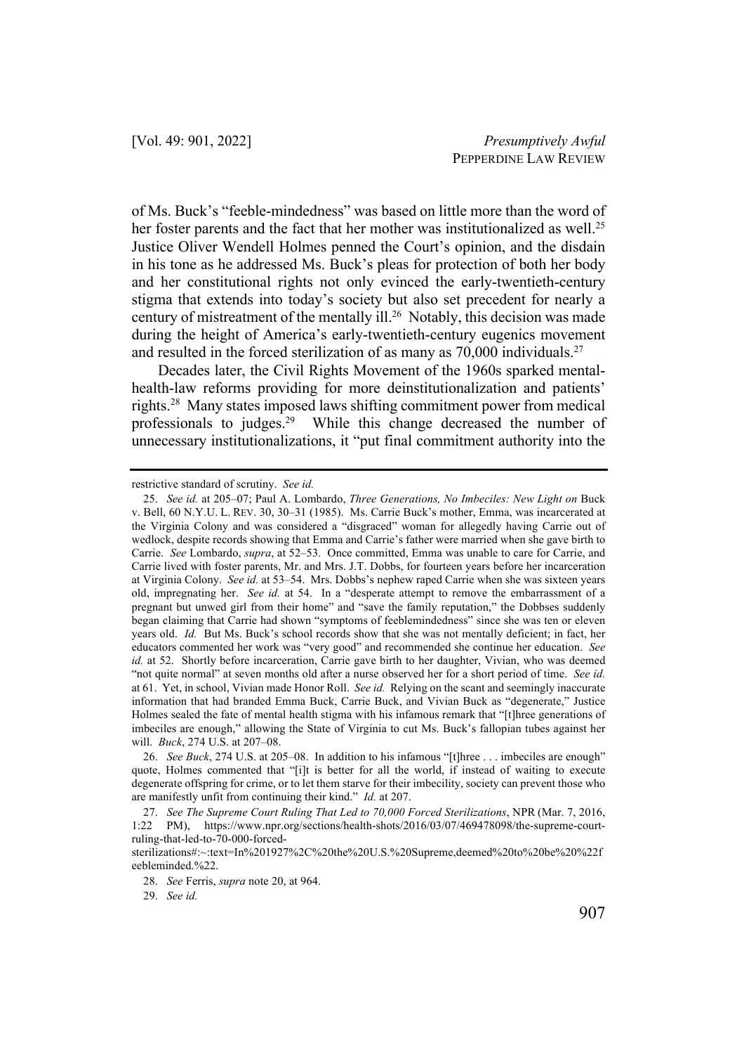of Ms. Buck's "feeble-mindedness" was based on little more than the word of her foster parents and the fact that her mother was institutionalized as well.[25] Justice Oliver Wendell Holmes penned the Court's opinion, and the disdain in his tone as he addressed Ms. Buck's pleas for protection of both her body and her constitutional rights not only evinced the early-twentieth-century stigma that extends into today's society but also set precedent for nearly a century of mistreatment of the mentally ill.[26] Notably, this decision was made during the height of America's early-twentieth-century eugenics movement and resulted in the forced sterilization of as many as 70,000 individuals.[27]

Decades later, the Civil Rights Movement of the 1960s sparked mental-health-law reforms providing for more deinstitutionalization and patients' rights.[28] Many states imposed laws shifting commitment power from medical professionals to judges.[29] While this change decreased the number of unnecessary institutionalizations, it "put final commitment authority into the

---

restrictive standard of scrutiny. *See id.*

25. *See id.* at 205–07; Paul A. Lombardo, *Three Generations, No Imbeciles: New Light on* Buck v. Bell, 60 N.Y.U. L. REV. 30, 30–31 (1985). Ms. Carrie Buck's mother, Emma, was incarcerated at the Virginia Colony and was considered a "disgraced" woman for allegedly having Carrie out of wedlock, despite records showing that Emma and Carrie's father were married when she gave birth to Carrie. *See* Lombardo, *supra*, at 52–53. Once committed, Emma was unable to care for Carrie, and Carrie lived with foster parents, Mr. and Mrs. J.T. Dobbs, for fourteen years before her incarceration at Virginia Colony. *See id.* at 53–54. Mrs. Dobbs's nephew raped Carrie when she was sixteen years old, impregnating her. *See id.* at 54. In a "desperate attempt to remove the embarrassment of a pregnant but unwed girl from their home" and "save the family reputation," the Dobbses suddenly began claiming that Carrie had shown "symptoms of feeblemindedness" since she was ten or eleven years old. *Id.* But Ms. Buck's school records show that she was not mentally deficient; in fact, her educators commented her work was "very good" and recommended she continue her education. *See id.* at 52. Shortly before incarceration, Carrie gave birth to her daughter, Vivian, who was deemed "not quite normal" at seven months old after a nurse observed her for a short period of time. *See id.* at 61. Yet, in school, Vivian made Honor Roll. *See id.* Relying on the scant and seemingly inaccurate information that had branded Emma Buck, Carrie Buck, and Vivian Buck as "degenerate," Justice Holmes sealed the fate of mental health stigma with his infamous remark that "[t]hree generations of imbeciles are enough," allowing the State of Virginia to cut Ms. Buck's fallopian tubes against her will. *Buck*, 274 U.S. at 207–08.

26. *See Buck*, 274 U.S. at 205–08. In addition to his infamous "[t]hree . . . imbeciles are enough" quote, Holmes commented that "[i]t is better for all the world, if instead of waiting to execute degenerate offspring for crime, or to let them starve for their imbecility, society can prevent those who are manifestly unfit from continuing their kind." *Id.* at 207.

27. *See The Supreme Court Ruling That Led to 70,000 Forced Sterilizations*, NPR (Mar. 7, 2016, 1:22 PM), https://www.npr.org/sections/health-shots/2016/03/07/469478098/the-supreme-court-ruling-that-led-to-70-000-forced-sterilizations#:~:text=In%201927%2C%20the%20U.S.%20Supreme,deemed%20to%20be%20%22feebleminded.%22.

28. *See* Ferris, *supra* note 20, at 964.

29. *See id.*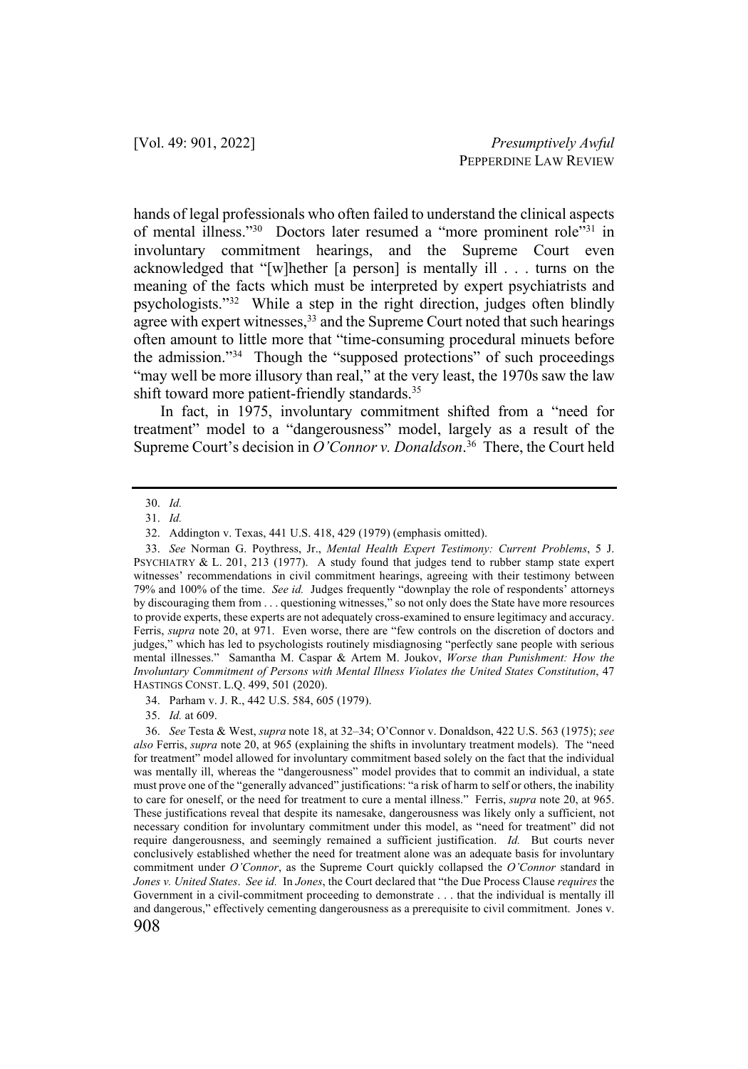hands of legal professionals who often failed to understand the clinical aspects of mental illness."[30] Doctors later resumed a "more prominent role"[31] in involuntary commitment hearings, and the Supreme Court even acknowledged that "[w]hether [a person] is mentally ill . . . turns on the meaning of the facts which must be interpreted by expert psychiatrists and psychologists."[32] While a step in the right direction, judges often blindly agree with expert witnesses,[33] and the Supreme Court noted that such hearings often amount to little more that "time-consuming procedural minuets before the admission."[34] Though the "supposed protections" of such proceedings "may well be more illusory than real," at the very least, the 1970s saw the law shift toward more patient-friendly standards.[35]

In fact, in 1975, involuntary commitment shifted from a "need for treatment" model to a "dangerousness" model, largely as a result of the Supreme Court's decision in *O'Connor v. Donaldson*.[36] There, the Court held

---

30. *Id.*

31. *Id.*

32. Addington v. Texas, 441 U.S. 418, 429 (1979) (emphasis omitted).

33. *See* Norman G. Poythress, Jr., *Mental Health Expert Testimony: Current Problems*, 5 J. PSYCHIATRY & L. 201, 213 (1977). A study found that judges tend to rubber stamp state expert witnesses' recommendations in civil commitment hearings, agreeing with their testimony between 79% and 100% of the time. *See id.* Judges frequently "downplay the role of respondents' attorneys by discouraging them from . . . questioning witnesses," so not only does the State have more resources to provide experts, these experts are not adequately cross-examined to ensure legitimacy and accuracy. Ferris, *supra* note 20, at 971. Even worse, there are "few controls on the discretion of doctors and judges," which has led to psychologists routinely misdiagnosing "perfectly sane people with serious mental illnesses." Samantha M. Caspar & Artem M. Joukov, *Worse than Punishment: How the Involuntary Commitment of Persons with Mental Illness Violates the United States Constitution*, 47 HASTINGS CONST. L.Q. 499, 501 (2020).

34. Parham v. J. R., 442 U.S. 584, 605 (1979).

35. *Id.* at 609.

36. *See* Testa & West, *supra* note 18, at 32–34; O'Connor v. Donaldson, 422 U.S. 563 (1975); *see also* Ferris, *supra* note 20, at 965 (explaining the shifts in involuntary treatment models). The "need for treatment" model allowed for involuntary commitment based solely on the fact that the individual was mentally ill, whereas the "dangerousness" model provides that to commit an individual, a state must prove one of the "generally advanced" justifications: "a risk of harm to self or others, the inability to care for oneself, or the need for treatment to cure a mental illness." Ferris, *supra* note 20, at 965. These justifications reveal that despite its namesake, dangerousness was likely only a sufficient, not necessary condition for involuntary commitment under this model, as "need for treatment" did not require dangerousness, and seemingly remained a sufficient justification. *Id.* But courts never conclusively established whether the need for treatment alone was an adequate basis for involuntary commitment under *O'Connor*, as the Supreme Court quickly collapsed the *O'Connor* standard in *Jones v. United States*. *See id.* In *Jones*, the Court declared that "the Due Process Clause *requires* the Government in a civil-commitment proceeding to demonstrate . . . that the individual is mentally ill and dangerous," effectively cementing dangerousness as a prerequisite to civil commitment. Jones v.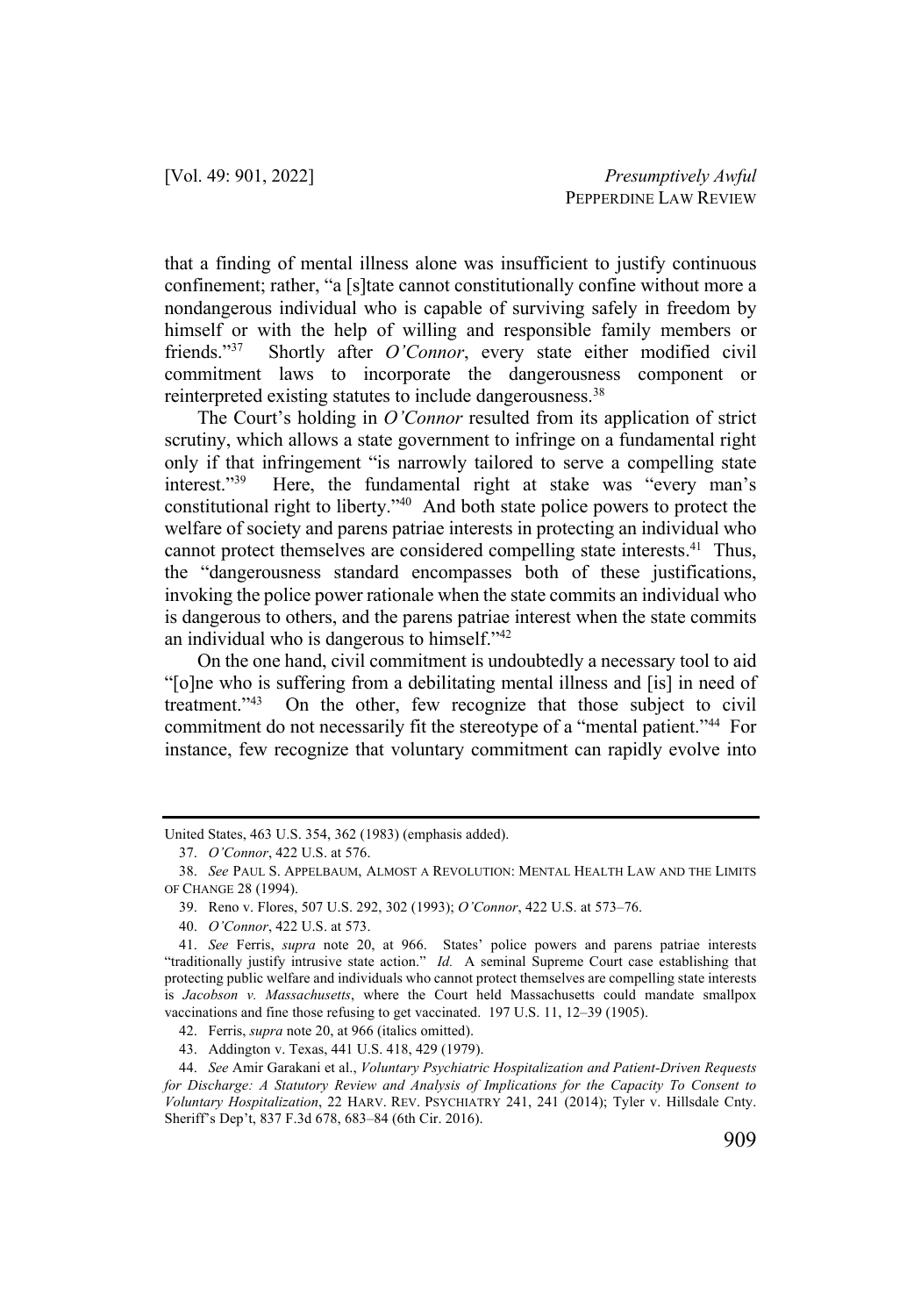that a finding of mental illness alone was insufficient to justify continuous confinement; rather, "a [s]tate cannot constitutionally confine without more a nondangerous individual who is capable of surviving safely in freedom by himself or with the help of willing and responsible family members or friends."[37] Shortly after *O'Connor*, every state either modified civil commitment laws to incorporate the dangerousness component or reinterpreted existing statutes to include dangerousness.[38]

The Court's holding in *O'Connor* resulted from its application of strict scrutiny, which allows a state government to infringe on a fundamental right only if that infringement "is narrowly tailored to serve a compelling state interest."[39] Here, the fundamental right at stake was "every man's constitutional right to liberty."[40] And both state police powers to protect the welfare of society and parens patriae interests in protecting an individual who cannot protect themselves are considered compelling state interests.[41] Thus, the "dangerousness standard encompasses both of these justifications, invoking the police power rationale when the state commits an individual who is dangerous to others, and the parens patriae interest when the state commits an individual who is dangerous to himself."[42]

On the one hand, civil commitment is undoubtedly a necessary tool to aid "[o]ne who is suffering from a debilitating mental illness and [is] in need of treatment."[43] On the other, few recognize that those subject to civil commitment do not necessarily fit the stereotype of a "mental patient."[44] For instance, few recognize that voluntary commitment can rapidly evolve into

---

United States, 463 U.S. 354, 362 (1983) (emphasis added).

37. *O'Connor*, 422 U.S. at 576.

38. *See* PAUL S. APPELBAUM, ALMOST A REVOLUTION: MENTAL HEALTH LAW AND THE LIMITS OF CHANGE 28 (1994).

39. Reno v. Flores, 507 U.S. 292, 302 (1993); *O'Connor*, 422 U.S. at 573–76.

40. *O'Connor*, 422 U.S. at 573.

41. *See* Ferris, *supra* note 20, at 966. States' police powers and parens patriae interests "traditionally justify intrusive state action." *Id.* A seminal Supreme Court case establishing that protecting public welfare and individuals who cannot protect themselves are compelling state interests is *Jacobson v. Massachusetts*, where the Court held Massachusetts could mandate smallpox vaccinations and fine those refusing to get vaccinated. 197 U.S. 11, 12–39 (1905).

42. Ferris, *supra* note 20, at 966 (italics omitted).

43. Addington v. Texas, 441 U.S. 418, 429 (1979).

44. *See* Amir Garakani et al., *Voluntary Psychiatric Hospitalization and Patient-Driven Requests for Discharge: A Statutory Review and Analysis of Implications for the Capacity To Consent to Voluntary Hospitalization*, 22 HARV. REV. PSYCHIATRY 241, 241 (2014); Tyler v. Hillsdale Cnty. Sheriff's Dep't, 837 F.3d 678, 683–84 (6th Cir. 2016).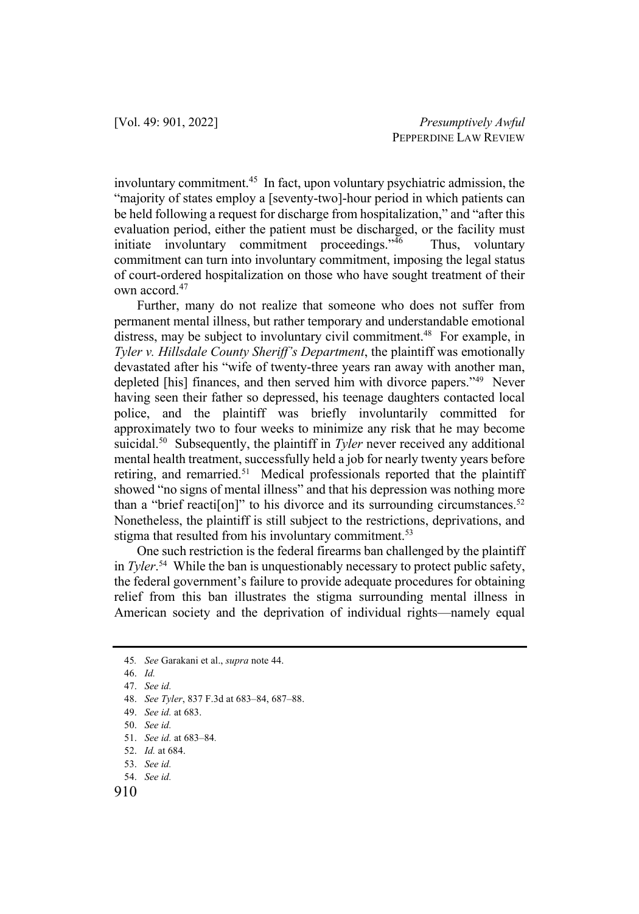involuntary commitment.[45] In fact, upon voluntary psychiatric admission, the "majority of states employ a [seventy-two]-hour period in which patients can be held following a request for discharge from hospitalization," and "after this evaluation period, either the patient must be discharged, or the facility must initiate involuntary commitment proceedings."[46] Thus, voluntary commitment can turn into involuntary commitment, imposing the legal status of court-ordered hospitalization on those who have sought treatment of their own accord.[47]

Further, many do not realize that someone who does not suffer from permanent mental illness, but rather temporary and understandable emotional distress, may be subject to involuntary civil commitment.[48] For example, in *Tyler v. Hillsdale County Sheriff's Department*, the plaintiff was emotionally devastated after his "wife of twenty-three years ran away with another man, depleted [his] finances, and then served him with divorce papers."[49] Never having seen their father so depressed, his teenage daughters contacted local police, and the plaintiff was briefly involuntarily committed for approximately two to four weeks to minimize any risk that he may become suicidal.[50] Subsequently, the plaintiff in *Tyler* never received any additional mental health treatment, successfully held a job for nearly twenty years before retiring, and remarried.[51] Medical professionals reported that the plaintiff showed "no signs of mental illness" and that his depression was nothing more than a "brief reacti[on]" to his divorce and its surrounding circumstances.[52] Nonetheless, the plaintiff is still subject to the restrictions, deprivations, and stigma that resulted from his involuntary commitment.[53]

One such restriction is the federal firearms ban challenged by the plaintiff in *Tyler*.[54] While the ban is unquestionably necessary to protect public safety, the federal government's failure to provide adequate procedures for obtaining relief from this ban illustrates the stigma surrounding mental illness in American society and the deprivation of individual rights—namely equal

---

45. *See* Garakani et al., *supra* note 44.

46. *Id.*

47. *See id.*

48. *See Tyler*, 837 F.3d at 683–84, 687–88.

49. *See id.* at 683.

50. *See id.*

51. *See id.* at 683–84.

52. *Id.* at 684.

53. *See id.*

54. *See id.*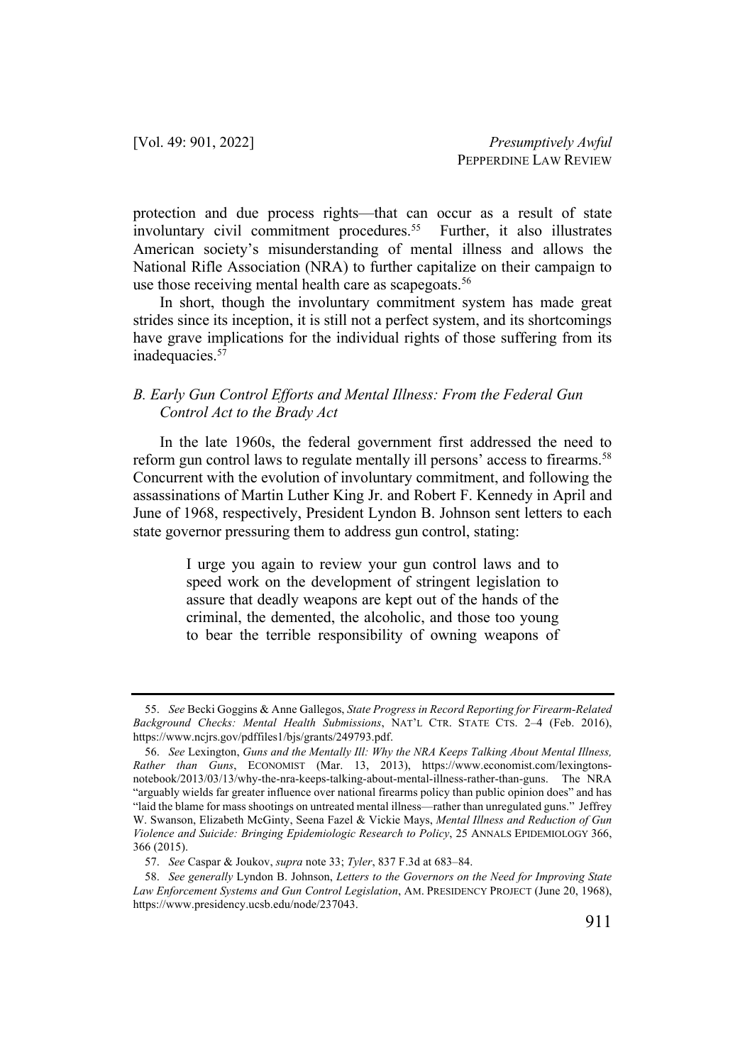protection and due process rights—that can occur as a result of state involuntary civil commitment procedures.[55] Further, it also illustrates American society's misunderstanding of mental illness and allows the National Rifle Association (NRA) to further capitalize on their campaign to use those receiving mental health care as scapegoats.[56]

In short, though the involuntary commitment system has made great strides since its inception, it is still not a perfect system, and its shortcomings have grave implications for the individual rights of those suffering from its inadequacies.[57]

### *B. Early Gun Control Efforts and Mental Illness: From the Federal Gun Control Act to the Brady Act*

In the late 1960s, the federal government first addressed the need to reform gun control laws to regulate mentally ill persons' access to firearms.[58] Concurrent with the evolution of involuntary commitment, and following the assassinations of Martin Luther King Jr. and Robert F. Kennedy in April and June of 1968, respectively, President Lyndon B. Johnson sent letters to each state governor pressuring them to address gun control, stating:

> I urge you again to review your gun control laws and to speed work on the development of stringent legislation to assure that deadly weapons are kept out of the hands of the criminal, the demented, the alcoholic, and those too young to bear the terrible responsibility of owning weapons of

---

55. *See* Becki Goggins & Anne Gallegos, *State Progress in Record Reporting for Firearm-Related Background Checks: Mental Health Submissions*, NAT'L CTR. STATE CTS. 2–4 (Feb. 2016), https://www.ncjrs.gov/pdffiles1/bjs/grants/249793.pdf.

56. *See* Lexington, *Guns and the Mentally Ill: Why the NRA Keeps Talking About Mental Illness, Rather than Guns*, ECONOMIST (Mar. 13, 2013), https://www.economist.com/lexingtons-notebook/2013/03/13/why-the-nra-keeps-talking-about-mental-illness-rather-than-guns. The NRA "arguably wields far greater influence over national firearms policy than public opinion does" and has "laid the blame for mass shootings on untreated mental illness—rather than unregulated guns." Jeffrey W. Swanson, Elizabeth McGinty, Seena Fazel & Vickie Mays, *Mental Illness and Reduction of Gun Violence and Suicide: Bringing Epidemiologic Research to Policy*, 25 ANNALS EPIDEMIOLOGY 366, 366 (2015).

57. *See* Caspar & Joukov, *supra* note 33; *Tyler*, 837 F.3d at 683–84.

58. *See generally* Lyndon B. Johnson, *Letters to the Governors on the Need for Improving State Law Enforcement Systems and Gun Control Legislation*, AM. PRESIDENCY PROJECT (June 20, 1968), https://www.presidency.ucsb.edu/node/237043.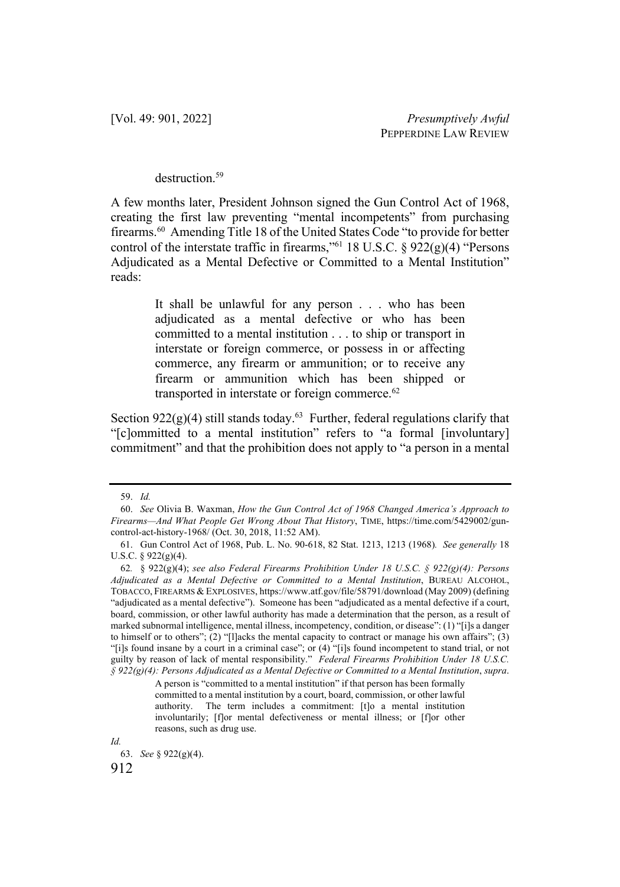destruction.[59]

A few months later, President Johnson signed the Gun Control Act of 1968, creating the first law preventing "mental incompetents" from purchasing firearms.[60] Amending Title 18 of the United States Code "to provide for better control of the interstate traffic in firearms,"[61] 18 U.S.C. § 922(g)(4) "Persons Adjudicated as a Mental Defective or Committed to a Mental Institution" reads:

> It shall be unlawful for any person . . . who has been adjudicated as a mental defective or who has been committed to a mental institution . . . to ship or transport in interstate or foreign commerce, or possess in or affecting commerce, any firearm or ammunition; or to receive any firearm or ammunition which has been shipped or transported in interstate or foreign commerce.[62]

Section 922(g)(4) still stands today.[63] Further, federal regulations clarify that "[c]ommitted to a mental institution" refers to "a formal [involuntary] commitment" and that the prohibition does not apply to "a person in a mental

---

59. *Id.*

60. *See* Olivia B. Waxman, *How the Gun Control Act of 1968 Changed America's Approach to Firearms—And What People Get Wrong About That History*, TIME, https://time.com/5429002/gun-control-act-history-1968/ (Oct. 30, 2018, 11:52 AM).

61. Gun Control Act of 1968, Pub. L. No. 90-618, 82 Stat. 1213, 1213 (1968). *See generally* 18 U.S.C. § 922(g)(4).

62. § 922(g)(4); *see also Federal Firearms Prohibition Under 18 U.S.C. § 922(g)(4): Persons Adjudicated as a Mental Defective or Committed to a Mental Institution*, BUREAU ALCOHOL, TOBACCO, FIREARMS & EXPLOSIVES, https://www.atf.gov/file/58791/download (May 2009) (defining "adjudicated as a mental defective"). Someone has been "adjudicated as a mental defective if a court, board, commission, or other lawful authority has made a determination that the person, as a result of marked subnormal intelligence, mental illness, incompetency, condition, or disease": (1) "[i]s a danger to himself or to others"; (2) "[l]acks the mental capacity to contract or manage his own affairs"; (3) "[i]s found insane by a court in a criminal case"; or (4) "[i]s found incompetent to stand trial, or not guilty by reason of lack of mental responsibility." *Federal Firearms Prohibition Under 18 U.S.C. § 922(g)(4): Persons Adjudicated as a Mental Defective or Committed to a Mental Institution*, *supra*.

> A person is "committed to a mental institution" if that person has been formally committed to a mental institution by a court, board, commission, or other lawful authority. The term includes a commitment: [t]o a mental institution involuntarily; [f]or mental defectiveness or mental illness; or [f]or other reasons, such as drug use.

*Id.*

63. *See* § 922(g)(4).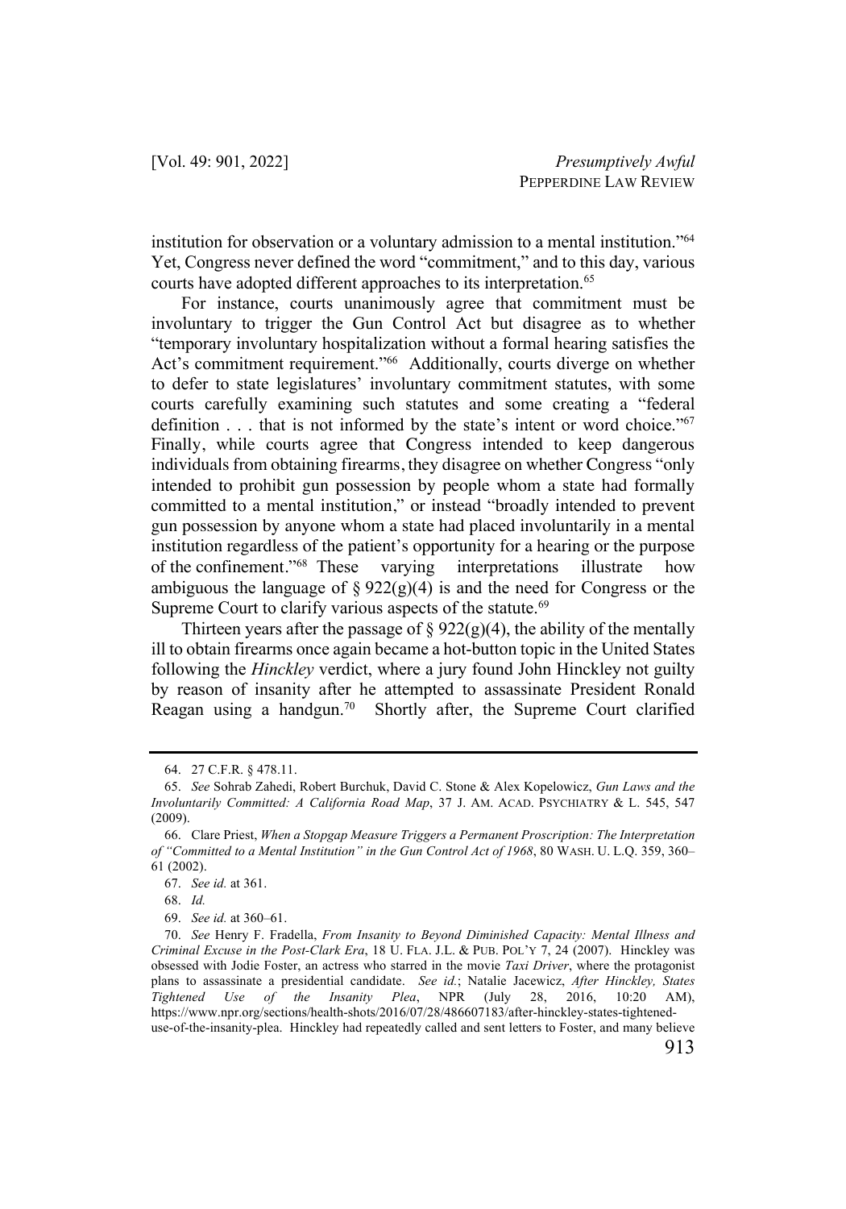institution for observation or a voluntary admission to a mental institution."[64] Yet, Congress never defined the word "commitment," and to this day, various courts have adopted different approaches to its interpretation.[65]

For instance, courts unanimously agree that commitment must be involuntary to trigger the Gun Control Act but disagree as to whether "temporary involuntary hospitalization without a formal hearing satisfies the Act's commitment requirement."[66] Additionally, courts diverge on whether to defer to state legislatures' involuntary commitment statutes, with some courts carefully examining such statutes and some creating a "federal definition . . . that is not informed by the state's intent or word choice."[67] Finally, while courts agree that Congress intended to keep dangerous individuals from obtaining firearms, they disagree on whether Congress "only intended to prohibit gun possession by people whom a state had formally committed to a mental institution," or instead "broadly intended to prevent gun possession by anyone whom a state had placed involuntarily in a mental institution regardless of the patient's opportunity for a hearing or the purpose of the confinement."[68] These varying interpretations illustrate how ambiguous the language of § 922(g)(4) is and the need for Congress or the Supreme Court to clarify various aspects of the statute.[69]

Thirteen years after the passage of § 922(g)(4), the ability of the mentally ill to obtain firearms once again became a hot-button topic in the United States following the *Hinckley* verdict, where a jury found John Hinckley not guilty by reason of insanity after he attempted to assassinate President Ronald Reagan using a handgun.[70] Shortly after, the Supreme Court clarified

---

64. 27 C.F.R. § 478.11.

65. *See* Sohrab Zahedi, Robert Burchuk, David C. Stone & Alex Kopelowicz, *Gun Laws and the Involuntarily Committed: A California Road Map*, 37 J. AM. ACAD. PSYCHIATRY & L. 545, 547 (2009).

66. Clare Priest, *When a Stopgap Measure Triggers a Permanent Proscription: The Interpretation of "Committed to a Mental Institution" in the Gun Control Act of 1968*, 80 WASH. U. L.Q. 359, 360–61 (2002).

67. *See id.* at 361.

68. *Id.*

69. *See id.* at 360–61.

70. *See* Henry F. Fradella, *From Insanity to Beyond Diminished Capacity: Mental Illness and Criminal Excuse in the Post-Clark Era*, 18 U. FLA. J.L. & PUB. POL'Y 7, 24 (2007). Hinckley was obsessed with Jodie Foster, an actress who starred in the movie *Taxi Driver*, where the protagonist plans to assassinate a presidential candidate. *See id.*; Natalie Jacewicz, *After Hinckley, States Tightened Use of the Insanity Plea*, NPR (July 28, 2016, 10:20 AM), https://www.npr.org/sections/health-shots/2016/07/28/486607183/after-hinckley-states-tightened-use-of-the-insanity-plea. Hinckley had repeatedly called and sent letters to Foster, and many believe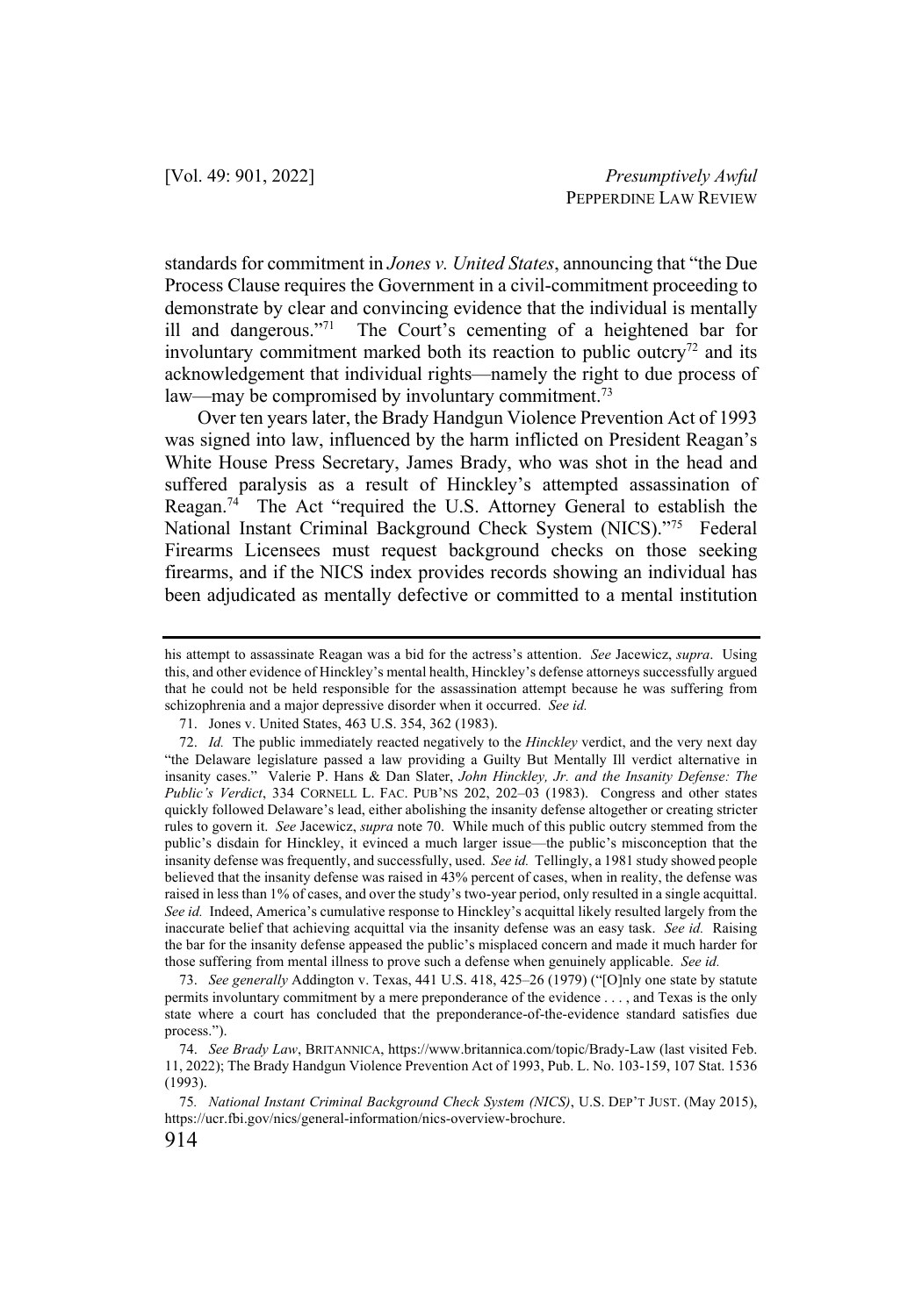standards for commitment in *Jones v. United States*, announcing that "the Due Process Clause requires the Government in a civil-commitment proceeding to demonstrate by clear and convincing evidence that the individual is mentally ill and dangerous."[71] The Court's cementing of a heightened bar for involuntary commitment marked both its reaction to public outcry[72] and its acknowledgement that individual rights—namely the right to due process of law—may be compromised by involuntary commitment.[73]

Over ten years later, the Brady Handgun Violence Prevention Act of 1993 was signed into law, influenced by the harm inflicted on President Reagan's White House Press Secretary, James Brady, who was shot in the head and suffered paralysis as a result of Hinckley's attempted assassination of Reagan.[74] The Act "required the U.S. Attorney General to establish the National Instant Criminal Background Check System (NICS)."[75] Federal Firearms Licensees must request background checks on those seeking firearms, and if the NICS index provides records showing an individual has been adjudicated as mentally defective or committed to a mental institution

---

his attempt to assassinate Reagan was a bid for the actress's attention. *See* Jacewicz, *supra*. Using this, and other evidence of Hinckley's mental health, Hinckley's defense attorneys successfully argued that he could not be held responsible for the assassination attempt because he was suffering from schizophrenia and a major depressive disorder when it occurred. *See id.*

71. Jones v. United States, 463 U.S. 354, 362 (1983).

72. *Id.* The public immediately reacted negatively to the *Hinckley* verdict, and the very next day "the Delaware legislature passed a law providing a Guilty But Mentally Ill verdict alternative in insanity cases." Valerie P. Hans & Dan Slater, *John Hinckley, Jr. and the Insanity Defense: The Public's Verdict*, 334 CORNELL L. FAC. PUB'NS 202, 202–03 (1983). Congress and other states quickly followed Delaware's lead, either abolishing the insanity defense altogether or creating stricter rules to govern it. *See* Jacewicz, *supra* note 70. While much of this public outcry stemmed from the public's disdain for Hinckley, it evinced a much larger issue—the public's misconception that the insanity defense was frequently, and successfully, used. *See id.* Tellingly, a 1981 study showed people believed that the insanity defense was raised in 43% percent of cases, when in reality, the defense was raised in less than 1% of cases, and over the study's two-year period, only resulted in a single acquittal. *See id.* Indeed, America's cumulative response to Hinckley's acquittal likely resulted largely from the inaccurate belief that achieving acquittal via the insanity defense was an easy task. *See id.* Raising the bar for the insanity defense appeased the public's misplaced concern and made it much harder for those suffering from mental illness to prove such a defense when genuinely applicable. *See id.*

73. *See generally* Addington v. Texas, 441 U.S. 418, 425–26 (1979) ("[O]nly one state by statute permits involuntary commitment by a mere preponderance of the evidence . . . , and Texas is the only state where a court has concluded that the preponderance-of-the-evidence standard satisfies due process.").

74. *See Brady Law*, BRITANNICA, https://www.britannica.com/topic/Brady-Law (last visited Feb. 11, 2022); The Brady Handgun Violence Prevention Act of 1993, Pub. L. No. 103-159, 107 Stat. 1536 (1993).

75. *National Instant Criminal Background Check System (NICS)*, U.S. DEP'T JUST. (May 2015), https://ucr.fbi.gov/nics/general-information/nics-overview-brochure.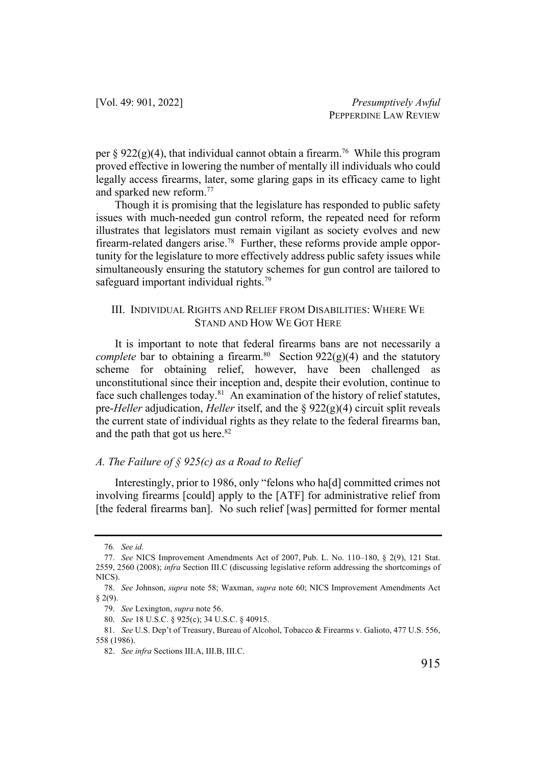per § 922(g)(4), that individual cannot obtain a firearm.[76] While this program proved effective in lowering the number of mentally ill individuals who could legally access firearms, later, some glaring gaps in its efficacy came to light and sparked new reform.[77]

Though it is promising that the legislature has responded to public safety issues with much-needed gun control reform, the repeated need for reform illustrates that legislators must remain vigilant as society evolves and new firearm-related dangers arise.[78] Further, these reforms provide ample opportunity for the legislature to more effectively address public safety issues while simultaneously ensuring the statutory schemes for gun control are tailored to safeguard important individual rights.[79]

## III. Individual Rights and Relief from Disabilities: Where We Stand and How We Got Here

It is important to note that federal firearms bans are not necessarily a *complete* bar to obtaining a firearm.[80] Section 922(g)(4) and the statutory scheme for obtaining relief, however, have been challenged as unconstitutional since their inception and, despite their evolution, continue to face such challenges today.[81] An examination of the history of relief statutes, pre-*Heller* adjudication, *Heller* itself, and the § 922(g)(4) circuit split reveals the current state of individual rights as they relate to the federal firearms ban, and the path that got us here.[82]

### *A. The Failure of § 925(c) as a Road to Relief*

Interestingly, prior to 1986, only "felons who ha[d] committed crimes not involving firearms [could] apply to the [ATF] for administrative relief from [the federal firearms ban]. No such relief [was] permitted for former mental

---

76. *See id.*

77. *See* NICS Improvement Amendments Act of 2007, Pub. L. No. 110–180, § 2(9), 121 Stat. 2559, 2560 (2008); *infra* Section III.C (discussing legislative reform addressing the shortcomings of NICS).

78. *See* Johnson, *supra* note 58; Waxman, *supra* note 60; NICS Improvement Amendments Act § 2(9).

79. *See* Lexington, *supra* note 56.

80. *See* 18 U.S.C. § 925(c); 34 U.S.C. § 40915.

81. *See* U.S. Dep't of Treasury, Bureau of Alcohol, Tobacco & Firearms v. Galioto, 477 U.S. 556, 558 (1986).

82. *See infra* Sections III.A, III.B, III.C.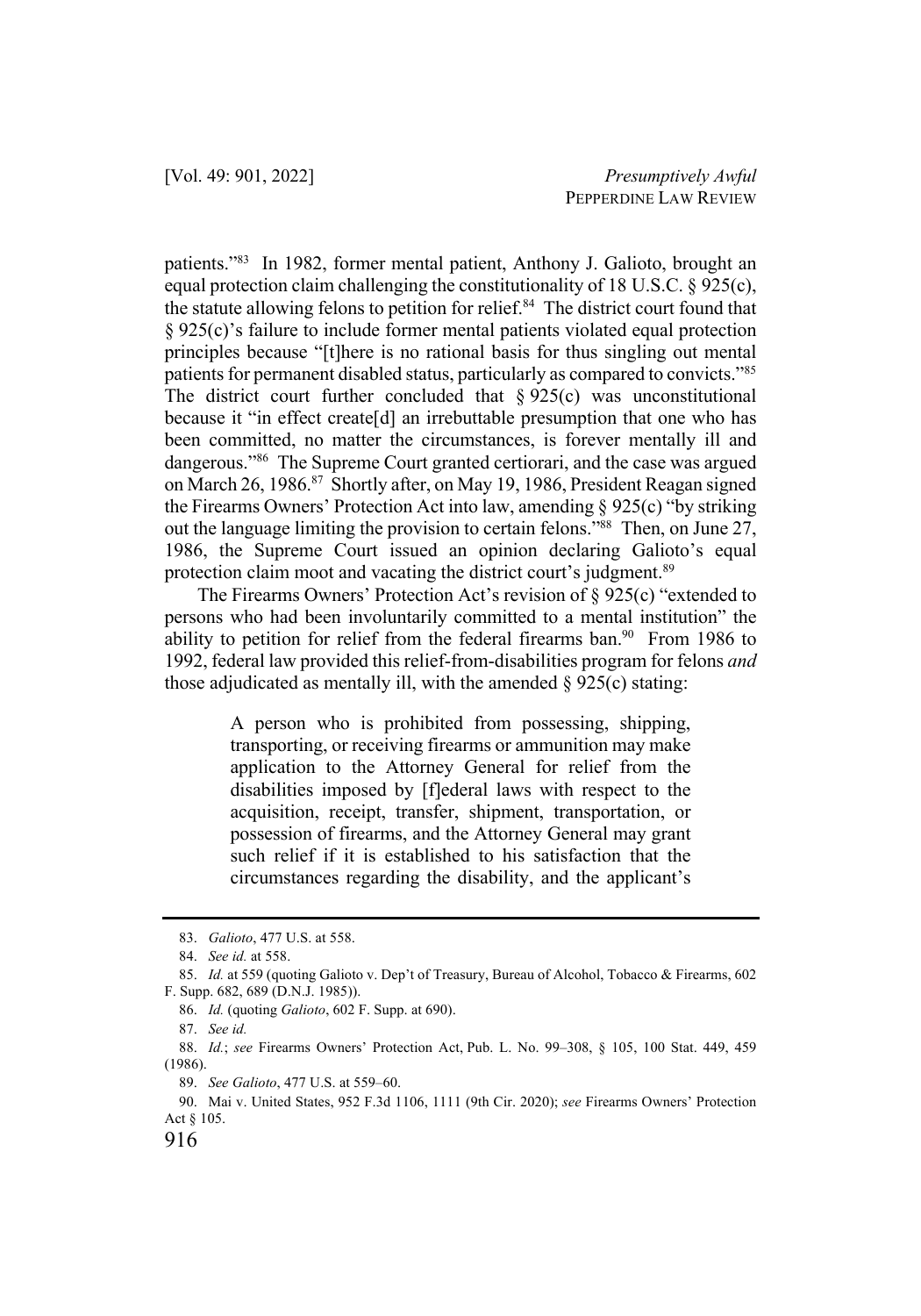patients."[83] In 1982, former mental patient, Anthony J. Galioto, brought an equal protection claim challenging the constitutionality of 18 U.S.C. § 925(c), the statute allowing felons to petition for relief.[84] The district court found that § 925(c)'s failure to include former mental patients violated equal protection principles because "[t]here is no rational basis for thus singling out mental patients for permanent disabled status, particularly as compared to convicts."[85] The district court further concluded that § 925(c) was unconstitutional because it "in effect create[d] an irrebuttable presumption that one who has been committed, no matter the circumstances, is forever mentally ill and dangerous."[86] The Supreme Court granted certiorari, and the case was argued on March 26, 1986.[87] Shortly after, on May 19, 1986, President Reagan signed the Firearms Owners' Protection Act into law, amending § 925(c) "by striking out the language limiting the provision to certain felons."[88] Then, on June 27, 1986, the Supreme Court issued an opinion declaring Galioto's equal protection claim moot and vacating the district court's judgment.[89]

The Firearms Owners' Protection Act's revision of § 925(c) "extended to persons who had been involuntarily committed to a mental institution" the ability to petition for relief from the federal firearms ban.[90] From 1986 to 1992, federal law provided this relief-from-disabilities program for felons *and* those adjudicated as mentally ill, with the amended § 925(c) stating:

> A person who is prohibited from possessing, shipping, transporting, or receiving firearms or ammunition may make application to the Attorney General for relief from the disabilities imposed by [f]ederal laws with respect to the acquisition, receipt, transfer, shipment, transportation, or possession of firearms, and the Attorney General may grant such relief if it is established to his satisfaction that the circumstances regarding the disability, and the applicant's

---

83. *Galioto*, 477 U.S. at 558.

84. *See id.* at 558.

85. *Id.* at 559 (quoting Galioto v. Dep't of Treasury, Bureau of Alcohol, Tobacco & Firearms, 602 F. Supp. 682, 689 (D.N.J. 1985)).

86. *Id.* (quoting *Galioto*, 602 F. Supp. at 690).

87. *See id.*

88. *Id.*; *see* Firearms Owners' Protection Act, Pub. L. No. 99–308, § 105, 100 Stat. 449, 459 (1986).

89. *See Galioto*, 477 U.S. at 559–60.

90. Mai v. United States, 952 F.3d 1106, 1111 (9th Cir. 2020); *see* Firearms Owners' Protection Act § 105.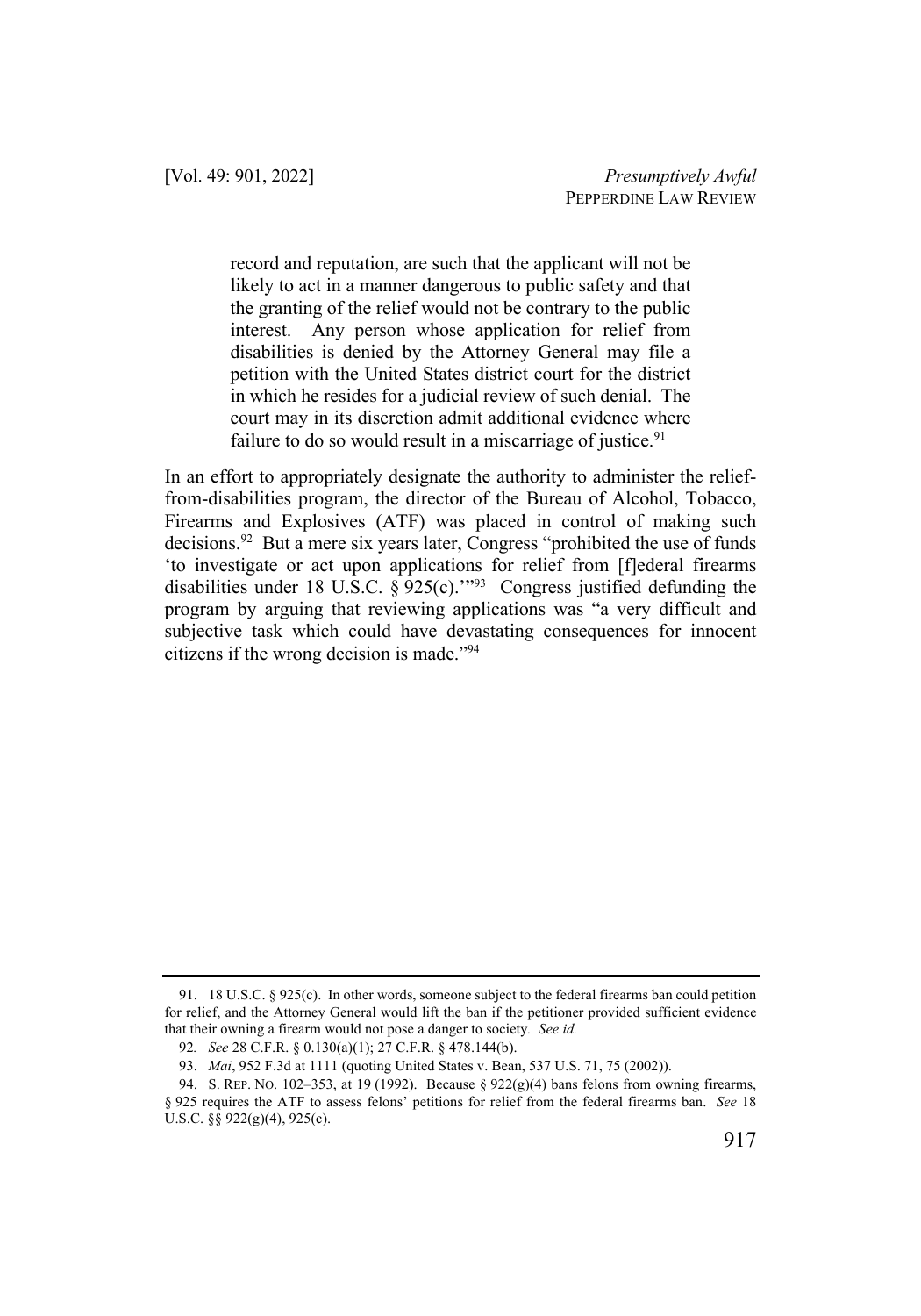> record and reputation, are such that the applicant will not be likely to act in a manner dangerous to public safety and that the granting of the relief would not be contrary to the public interest. Any person whose application for relief from disabilities is denied by the Attorney General may file a petition with the United States district court for the district in which he resides for a judicial review of such denial. The court may in its discretion admit additional evidence where failure to do so would result in a miscarriage of justice.[91]

In an effort to appropriately designate the authority to administer the relief-from-disabilities program, the director of the Bureau of Alcohol, Tobacco, Firearms and Explosives (ATF) was placed in control of making such decisions.[92] But a mere six years later, Congress "prohibited the use of funds 'to investigate or act upon applications for relief from [f]ederal firearms disabilities under 18 U.S.C. § 925(c).'"[93] Congress justified defunding the program by arguing that reviewing applications was "a very difficult and subjective task which could have devastating consequences for innocent citizens if the wrong decision is made."[94]

---

91. 18 U.S.C. § 925(c). In other words, someone subject to the federal firearms ban could petition for relief, and the Attorney General would lift the ban if the petitioner provided sufficient evidence that their owning a firearm would not pose a danger to society. *See id.*

92. *See* 28 C.F.R. § 0.130(a)(1); 27 C.F.R. § 478.144(b).

93. *Mai*, 952 F.3d at 1111 (quoting United States v. Bean, 537 U.S. 71, 75 (2002)).

94. S. REP. NO. 102–353, at 19 (1992). Because § 922(g)(4) bans felons from owning firearms, § 925 requires the ATF to assess felons' petitions for relief from the federal firearms ban. *See* 18 U.S.C. §§ 922(g)(4), 925(c).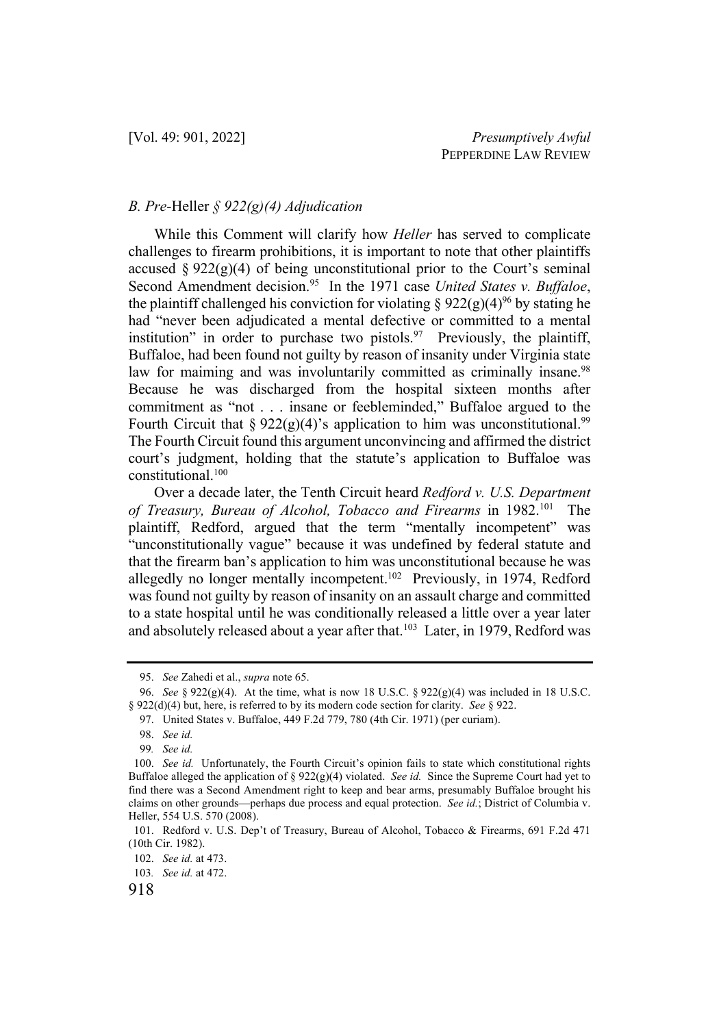### *B. Pre-*Heller *§ 922(g)(4) Adjudication*

While this Comment will clarify how *Heller* has served to complicate challenges to firearm prohibitions, it is important to note that other plaintiffs accused § 922(g)(4) of being unconstitutional prior to the Court's seminal Second Amendment decision.[95] In the 1971 case *United States v. Buffaloe*, the plaintiff challenged his conviction for violating § 922(g)(4)[96] by stating he had "never been adjudicated a mental defective or committed to a mental institution" in order to purchase two pistols.[97] Previously, the plaintiff, Buffaloe, had been found not guilty by reason of insanity under Virginia state law for maiming and was involuntarily committed as criminally insane.[98] Because he was discharged from the hospital sixteen months after commitment as "not . . . insane or feebleminded," Buffaloe argued to the Fourth Circuit that § 922(g)(4)'s application to him was unconstitutional.[99] The Fourth Circuit found this argument unconvincing and affirmed the district court's judgment, holding that the statute's application to Buffaloe was constitutional.[100]

Over a decade later, the Tenth Circuit heard *Redford v. U.S. Department of Treasury, Bureau of Alcohol, Tobacco and Firearms* in 1982.[101] The plaintiff, Redford, argued that the term "mentally incompetent" was "unconstitutionally vague" because it was undefined by federal statute and that the firearm ban's application to him was unconstitutional because he was allegedly no longer mentally incompetent.[102] Previously, in 1974, Redford was found not guilty by reason of insanity on an assault charge and committed to a state hospital until he was conditionally released a little over a year later and absolutely released about a year after that.[103] Later, in 1979, Redford was

---

95. *See* Zahedi et al., *supra* note 65.

96. *See* § 922(g)(4). At the time, what is now 18 U.S.C. § 922(g)(4) was included in 18 U.S.C. § 922(d)(4) but, here, is referred to by its modern code section for clarity. *See* § 922.

97. United States v. Buffaloe, 449 F.2d 779, 780 (4th Cir. 1971) (per curiam).

98. *See id.*

99. *See id.*

100. *See id.* Unfortunately, the Fourth Circuit's opinion fails to state which constitutional rights Buffaloe alleged the application of § 922(g)(4) violated. *See id.* Since the Supreme Court had yet to find there was a Second Amendment right to keep and bear arms, presumably Buffaloe brought his claims on other grounds—perhaps due process and equal protection. *See id.*; District of Columbia v. Heller, 554 U.S. 570 (2008).

101. Redford v. U.S. Dep't of Treasury, Bureau of Alcohol, Tobacco & Firearms, 691 F.2d 471 (10th Cir. 1982).

102. *See id.* at 473.

103. *See id.* at 472.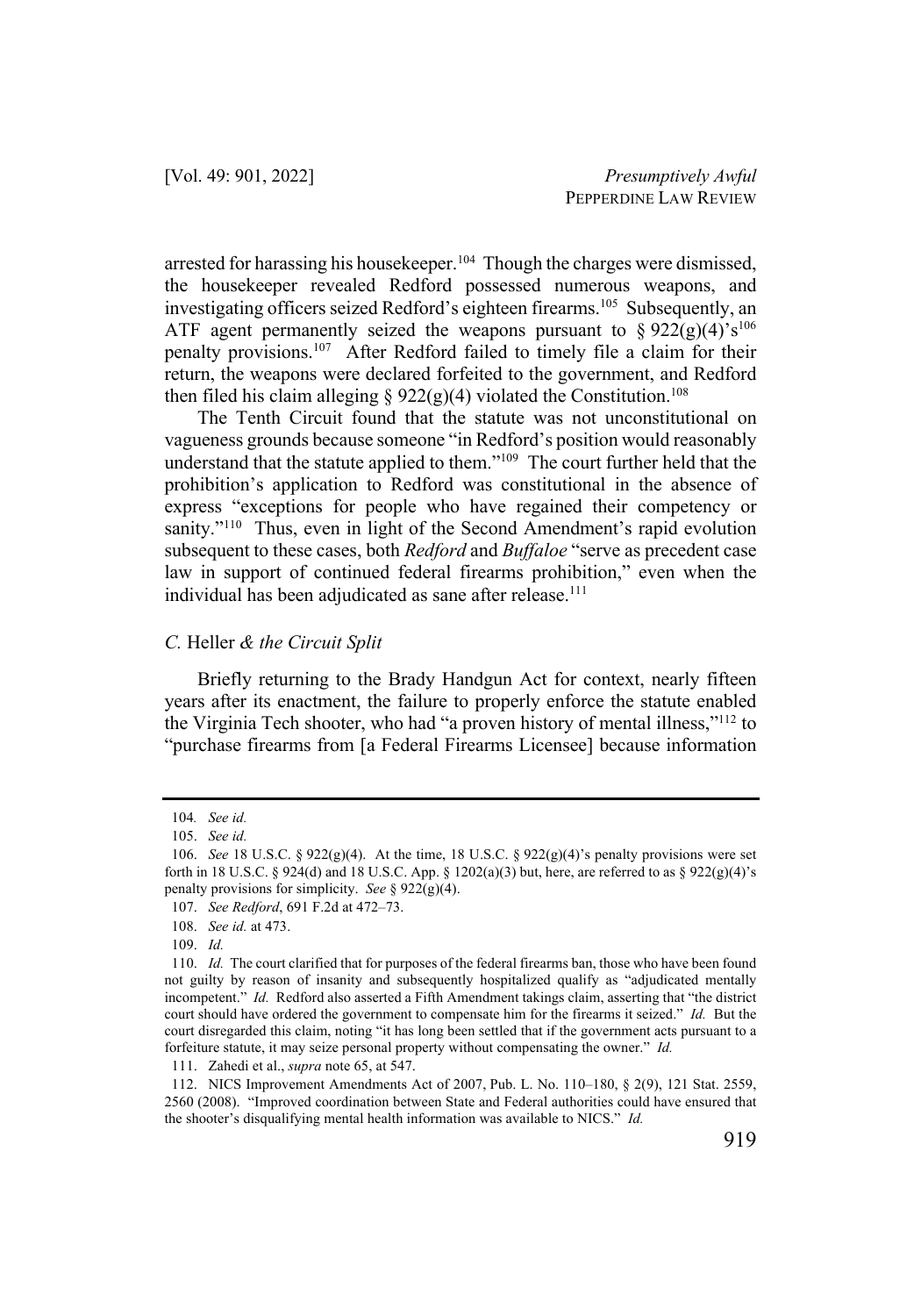arrested for harassing his housekeeper.[104] Though the charges were dismissed, the housekeeper revealed Redford possessed numerous weapons, and investigating officers seized Redford's eighteen firearms.[105] Subsequently, an ATF agent permanently seized the weapons pursuant to § 922(g)(4)'s[106] penalty provisions.[107] After Redford failed to timely file a claim for their return, the weapons were declared forfeited to the government, and Redford then filed his claim alleging § 922(g)(4) violated the Constitution.[108]

The Tenth Circuit found that the statute was not unconstitutional on vagueness grounds because someone "in Redford's position would reasonably understand that the statute applied to them."[109] The court further held that the prohibition's application to Redford was constitutional in the absence of express "exceptions for people who have regained their competency or sanity."[110] Thus, even in light of the Second Amendment's rapid evolution subsequent to these cases, both *Redford* and *Buffaloe* "serve as precedent case law in support of continued federal firearms prohibition," even when the individual has been adjudicated as sane after release.[111]

### *C.* Heller *& the Circuit Split*

Briefly returning to the Brady Handgun Act for context, nearly fifteen years after its enactment, the failure to properly enforce the statute enabled the Virginia Tech shooter, who had "a proven history of mental illness,"[112] to "purchase firearms from [a Federal Firearms Licensee] because information

---

104. *See id.*

105. *See id.*

106. *See* 18 U.S.C. § 922(g)(4). At the time, 18 U.S.C. § 922(g)(4)'s penalty provisions were set forth in 18 U.S.C. § 924(d) and 18 U.S.C. App. § 1202(a)(3) but, here, are referred to as § 922(g)(4)'s penalty provisions for simplicity. *See* § 922(g)(4).

107. *See Redford*, 691 F.2d at 472–73.

108. *See id.* at 473.

109. *Id.*

110. *Id.* The court clarified that for purposes of the federal firearms ban, those who have been found not guilty by reason of insanity and subsequently hospitalized qualify as "adjudicated mentally incompetent." *Id.* Redford also asserted a Fifth Amendment takings claim, asserting that "the district court should have ordered the government to compensate him for the firearms it seized." *Id.* But the court disregarded this claim, noting "it has long been settled that if the government acts pursuant to a forfeiture statute, it may seize personal property without compensating the owner." *Id.*

111. Zahedi et al., *supra* note 65, at 547.

112. NICS Improvement Amendments Act of 2007, Pub. L. No. 110–180, § 2(9), 121 Stat. 2559, 2560 (2008). "Improved coordination between State and Federal authorities could have ensured that the shooter's disqualifying mental health information was available to NICS." *Id.*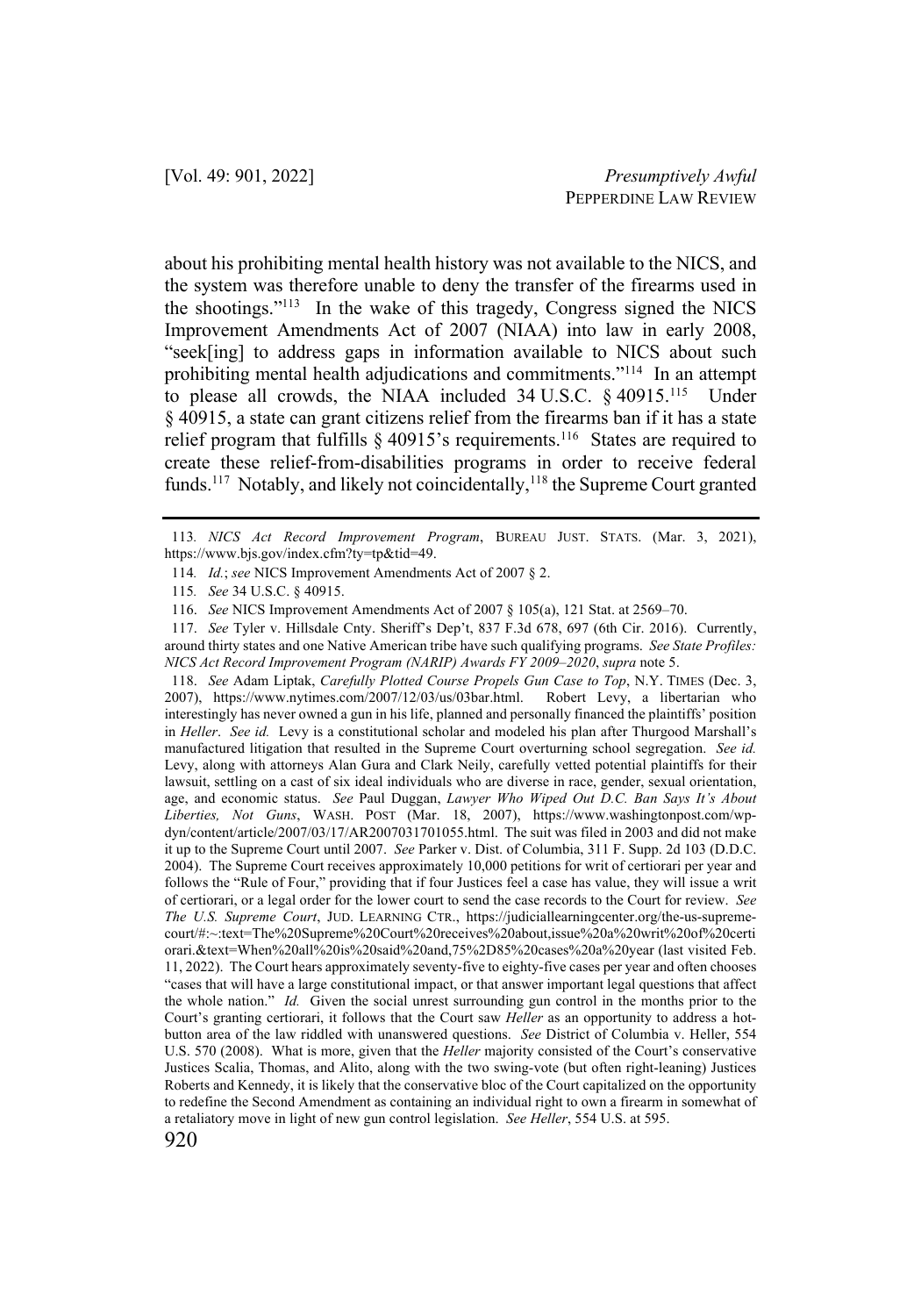about his prohibiting mental health history was not available to the NICS, and the system was therefore unable to deny the transfer of the firearms used in the shootings."[113] In the wake of this tragedy, Congress signed the NICS Improvement Amendments Act of 2007 (NIAA) into law in early 2008, "seek[ing] to address gaps in information available to NICS about such prohibiting mental health adjudications and commitments."[114] In an attempt to please all crowds, the NIAA included 34 U.S.C. § 40915.[115] Under § 40915, a state can grant citizens relief from the firearms ban if it has a state relief program that fulfills § 40915's requirements.[116] States are required to create these relief-from-disabilities programs in order to receive federal funds.[117] Notably, and likely not coincidentally,[118] the Supreme Court granted

---

113. *NICS Act Record Improvement Program*, BUREAU JUST. STATS. (Mar. 3, 2021), https://www.bjs.gov/index.cfm?ty=tp&tid=49.

114. *Id.*; *see* NICS Improvement Amendments Act of 2007 § 2.

115. *See* 34 U.S.C. § 40915.

116. *See* NICS Improvement Amendments Act of 2007 § 105(a), 121 Stat. at 2569–70.

117. *See* Tyler v. Hillsdale Cnty. Sheriff's Dep't, 837 F.3d 678, 697 (6th Cir. 2016). Currently, around thirty states and one Native American tribe have such qualifying programs. *See State Profiles: NICS Act Record Improvement Program (NARIP) Awards FY 2009–2020*, *supra* note 5.

118. *See* Adam Liptak, *Carefully Plotted Course Propels Gun Case to Top*, N.Y. TIMES (Dec. 3, 2007), https://www.nytimes.com/2007/12/03/us/03bar.html. Robert Levy, a libertarian who interestingly has never owned a gun in his life, planned and personally financed the plaintiffs' position in *Heller*. *See id.* Levy is a constitutional scholar and modeled his plan after Thurgood Marshall's manufactured litigation that resulted in the Supreme Court overturning school segregation. *See id.* Levy, along with attorneys Alan Gura and Clark Neily, carefully vetted potential plaintiffs for their lawsuit, settling on a cast of six ideal individuals who are diverse in race, gender, sexual orientation, age, and economic status. *See* Paul Duggan, *Lawyer Who Wiped Out D.C. Ban Says It's About Liberties, Not Guns*, WASH. POST (Mar. 18, 2007), https://www.washingtonpost.com/wp-dyn/content/article/2007/03/17/AR2007031701055.html. The suit was filed in 2003 and did not make it up to the Supreme Court until 2007. *See* Parker v. Dist. of Columbia, 311 F. Supp. 2d 103 (D.D.C. 2004). The Supreme Court receives approximately 10,000 petitions for writ of certiorari per year and follows the "Rule of Four," providing that if four Justices feel a case has value, they will issue a writ of certiorari, or a legal order for the lower court to send the case records to the Court for review. *See The U.S. Supreme Court*, JUD. LEARNING CTR., https://judiciallearningcenter.org/the-us-supreme-court/#:~:text=The%20Supreme%20Court%20receives%20about,issue%20a%20writ%20of%20certiorari.&text=When%20all%20is%20said%20and,75%2D85%20cases%20a%20year (last visited Feb. 11, 2022). The Court hears approximately seventy-five to eighty-five cases per year and often chooses "cases that will have a large constitutional impact, or that answer important legal questions that affect the whole nation." *Id.* Given the social unrest surrounding gun control in the months prior to the Court's granting certiorari, it follows that the Court saw *Heller* as an opportunity to address a hot-button area of the law riddled with unanswered questions. *See* District of Columbia v. Heller, 554 U.S. 570 (2008). What is more, given that the *Heller* majority consisted of the Court's conservative Justices Scalia, Thomas, and Alito, along with the two swing-vote (but often right-leaning) Justices Roberts and Kennedy, it is likely that the conservative bloc of the Court capitalized on the opportunity to redefine the Second Amendment as containing an individual right to own a firearm in somewhat of a retaliatory move in light of new gun control legislation. *See Heller*, 554 U.S. at 595.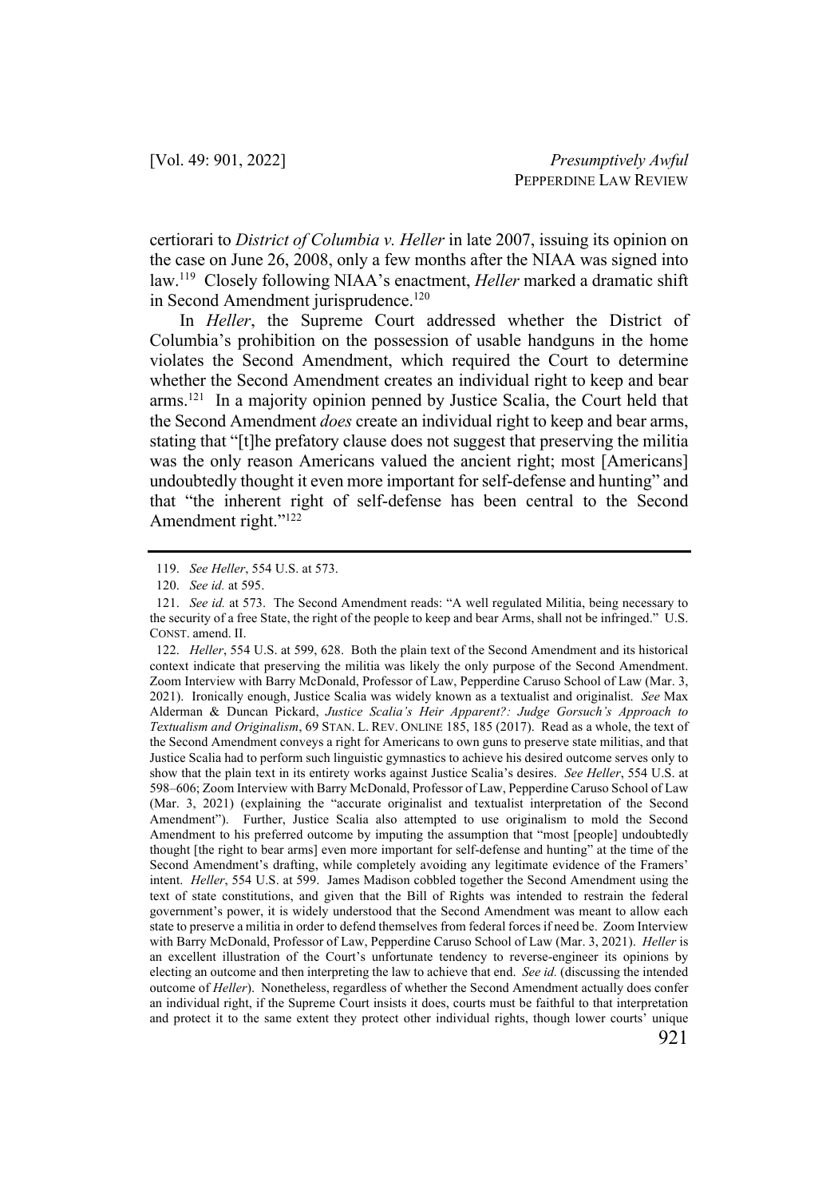certiorari to *District of Columbia v. Heller* in late 2007, issuing its opinion on the case on June 26, 2008, only a few months after the NIAA was signed into law.[119] Closely following NIAA's enactment, *Heller* marked a dramatic shift in Second Amendment jurisprudence.[120]

In *Heller*, the Supreme Court addressed whether the District of Columbia's prohibition on the possession of usable handguns in the home violates the Second Amendment, which required the Court to determine whether the Second Amendment creates an individual right to keep and bear arms.[121] In a majority opinion penned by Justice Scalia, the Court held that the Second Amendment *does* create an individual right to keep and bear arms, stating that "[t]he prefatory clause does not suggest that preserving the militia was the only reason Americans valued the ancient right; most [Americans] undoubtedly thought it even more important for self-defense and hunting" and that "the inherent right of self-defense has been central to the Second Amendment right."[122]

---

119. *See Heller*, 554 U.S. at 573.

120. *See id.* at 595.

121. *See id.* at 573. The Second Amendment reads: "A well regulated Militia, being necessary to the security of a free State, the right of the people to keep and bear Arms, shall not be infringed." U.S. CONST. amend. II.

122. *Heller*, 554 U.S. at 599, 628. Both the plain text of the Second Amendment and its historical context indicate that preserving the militia was likely the only purpose of the Second Amendment. Zoom Interview with Barry McDonald, Professor of Law, Pepperdine Caruso School of Law (Mar. 3, 2021). Ironically enough, Justice Scalia was widely known as a textualist and originalist. *See* Max Alderman & Duncan Pickard, *Justice Scalia's Heir Apparent?: Judge Gorsuch's Approach to Textualism and Originalism*, 69 STAN. L. REV. ONLINE 185, 185 (2017). Read as a whole, the text of the Second Amendment conveys a right for Americans to own guns to preserve state militias, and that Justice Scalia had to perform such linguistic gymnastics to achieve his desired outcome serves only to show that the plain text in its entirety works against Justice Scalia's desires. *See Heller*, 554 U.S. at 598–606; Zoom Interview with Barry McDonald, Professor of Law, Pepperdine Caruso School of Law (Mar. 3, 2021) (explaining the "accurate originalist and textualist interpretation of the Second Amendment"). Further, Justice Scalia also attempted to use originalism to mold the Second Amendment to his preferred outcome by imputing the assumption that "most [people] undoubtedly thought [the right to bear arms] even more important for self-defense and hunting" at the time of the Second Amendment's drafting, while completely avoiding any legitimate evidence of the Framers' intent. *Heller*, 554 U.S. at 599. James Madison cobbled together the Second Amendment using the text of state constitutions, and given that the Bill of Rights was intended to restrain the federal government's power, it is widely understood that the Second Amendment was meant to allow each state to preserve a militia in order to defend themselves from federal forces if need be. Zoom Interview with Barry McDonald, Professor of Law, Pepperdine Caruso School of Law (Mar. 3, 2021). *Heller* is an excellent illustration of the Court's unfortunate tendency to reverse-engineer its opinions by electing an outcome and then interpreting the law to achieve that end. *See id.* (discussing the intended outcome of *Heller*). Nonetheless, regardless of whether the Second Amendment actually does confer an individual right, if the Supreme Court insists it does, courts must be faithful to that interpretation and protect it to the same extent they protect other individual rights, though lower courts' unique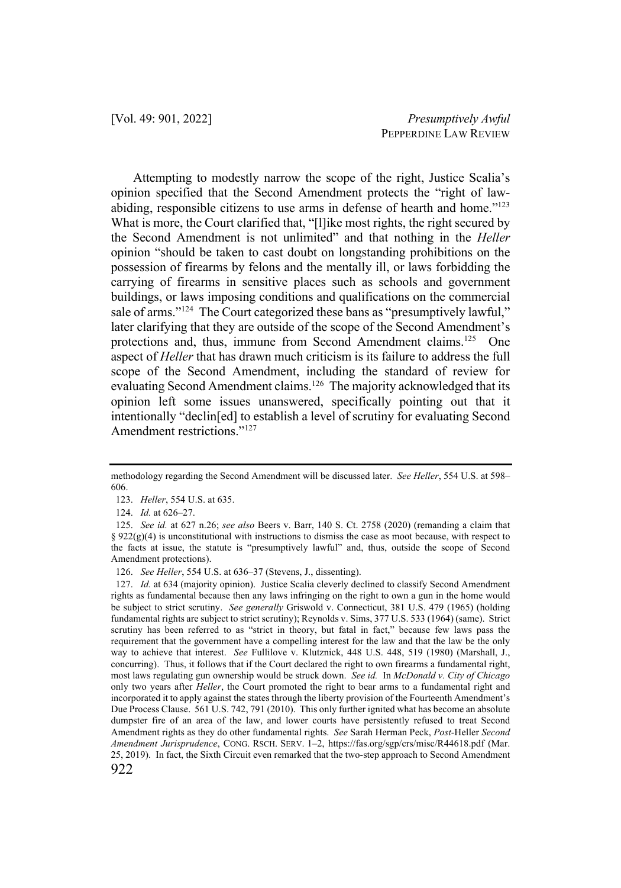Attempting to modestly narrow the scope of the right, Justice Scalia's opinion specified that the Second Amendment protects the "right of law-abiding, responsible citizens to use arms in defense of hearth and home."[123] What is more, the Court clarified that, "[l]ike most rights, the right secured by the Second Amendment is not unlimited" and that nothing in the *Heller* opinion "should be taken to cast doubt on longstanding prohibitions on the possession of firearms by felons and the mentally ill, or laws forbidding the carrying of firearms in sensitive places such as schools and government buildings, or laws imposing conditions and qualifications on the commercial sale of arms."[124] The Court categorized these bans as "presumptively lawful," later clarifying that they are outside of the scope of the Second Amendment's protections and, thus, immune from Second Amendment claims.[125] One aspect of *Heller* that has drawn much criticism is its failure to address the full scope of the Second Amendment, including the standard of review for evaluating Second Amendment claims.[126] The majority acknowledged that its opinion left some issues unanswered, specifically pointing out that it intentionally "declin[ed] to establish a level of scrutiny for evaluating Second Amendment restrictions."[127]

---

methodology regarding the Second Amendment will be discussed later. *See Heller*, 554 U.S. at 598–606.

123. *Heller*, 554 U.S. at 635.

124. *Id.* at 626–27.

125. *See id.* at 627 n.26; *see also* Beers v. Barr, 140 S. Ct. 2758 (2020) (remanding a claim that § 922(g)(4) is unconstitutional with instructions to dismiss the case as moot because, with respect to the facts at issue, the statute is "presumptively lawful" and, thus, outside the scope of Second Amendment protections).

126. *See Heller*, 554 U.S. at 636–37 (Stevens, J., dissenting).

127. *Id.* at 634 (majority opinion). Justice Scalia cleverly declined to classify Second Amendment rights as fundamental because then any laws infringing on the right to own a gun in the home would be subject to strict scrutiny. *See generally* Griswold v. Connecticut, 381 U.S. 479 (1965) (holding fundamental rights are subject to strict scrutiny); Reynolds v. Sims, 377 U.S. 533 (1964) (same). Strict scrutiny has been referred to as "strict in theory, but fatal in fact," because few laws pass the requirement that the government have a compelling interest for the law and that the law be the only way to achieve that interest. *See* Fullilove v. Klutznick, 448 U.S. 448, 519 (1980) (Marshall, J., concurring). Thus, it follows that if the Court declared the right to own firearms a fundamental right, most laws regulating gun ownership would be struck down. *See id.* In *McDonald v. City of Chicago* only two years after *Heller*, the Court promoted the right to bear arms to a fundamental right and incorporated it to apply against the states through the liberty provision of the Fourteenth Amendment's Due Process Clause. 561 U.S. 742, 791 (2010). This only further ignited what has become an absolute dumpster fire of an area of the law, and lower courts have persistently refused to treat Second Amendment rights as they do other fundamental rights. *See* Sarah Herman Peck, *Post-*Heller *Second Amendment Jurisprudence*, CONG. RSCH. SERV. 1–2, https://fas.org/sgp/crs/misc/R44618.pdf (Mar. 25, 2019). In fact, the Sixth Circuit even remarked that the two-step approach to Second Amendment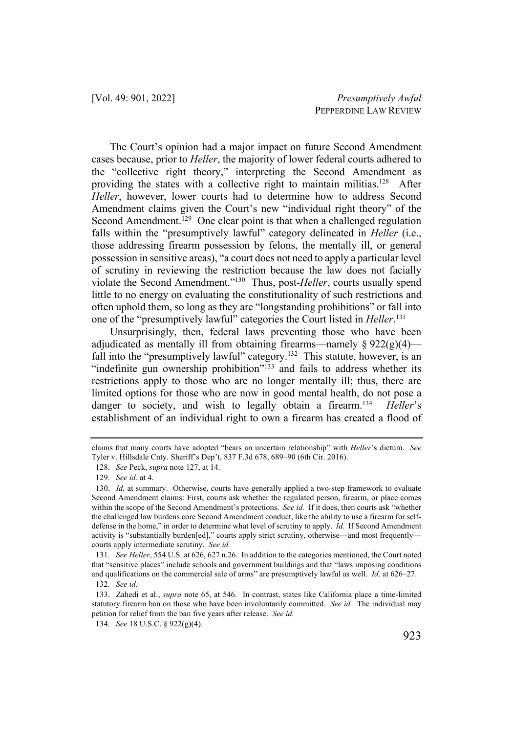The Court's opinion had a major impact on future Second Amendment cases because, prior to *Heller*, the majority of lower federal courts adhered to the "collective right theory," interpreting the Second Amendment as providing the states with a collective right to maintain militias.[128] After *Heller*, however, lower courts had to determine how to address Second Amendment claims given the Court's new "individual right theory" of the Second Amendment.[129] One clear point is that when a challenged regulation falls within the "presumptively lawful" category delineated in *Heller* (i.e., those addressing firearm possession by felons, the mentally ill, or general possession in sensitive areas), "a court does not need to apply a particular level of scrutiny in reviewing the restriction because the law does not facially violate the Second Amendment."[130] Thus, post-*Heller*, courts usually spend little to no energy on evaluating the constitutionality of such restrictions and often uphold them, so long as they are "longstanding prohibitions" or fall into one of the "presumptively lawful" categories the Court listed in *Heller*.[131]

Unsurprisingly, then, federal laws preventing those who have been adjudicated as mentally ill from obtaining firearms—namely § 922(g)(4)—fall into the "presumptively lawful" category.[132] This statute, however, is an "indefinite gun ownership prohibition"[133] and fails to address whether its restrictions apply to those who are no longer mentally ill; thus, there are limited options for those who are now in good mental health, do not pose a danger to society, and wish to legally obtain a firearm.[134] *Heller*'s establishment of an individual right to own a firearm has created a flood of

---

claims that many courts have adopted "bears an uncertain relationship" with *Heller*'s dictum. *See* Tyler v. Hillsdale Cnty. Sheriff's Dep't, 837 F.3d 678, 689–90 (6th Cir. 2016).

128. *See* Peck, *supra* note 127, at 14.

129. *See id.* at 4.

130. *Id.* at summary. Otherwise, courts have generally applied a two-step framework to evaluate Second Amendment claims: First, courts ask whether the regulated person, firearm, or place comes within the scope of the Second Amendment's protections. *See id.* If it does, then courts ask "whether the challenged law burdens core Second Amendment conduct, like the ability to use a firearm for self-defense in the home," in order to determine what level of scrutiny to apply. *Id.* If Second Amendment activity is "substantially burden[ed]," courts apply strict scrutiny, otherwise—and most frequently—courts apply intermediate scrutiny. *See id.*

131. *See Heller*, 554 U.S. at 626, 627 n.26. In addition to the categories mentioned, the Court noted that "sensitive places" include schools and government buildings and that "laws imposing conditions and qualifications on the commercial sale of arms" are presumptively lawful as well. *Id.* at 626–27.

132. *See id.*

133. Zahedi et al., *supra* note 65, at 546. In contrast, states like California place a time-limited statutory firearm ban on those who have been involuntarily committed. *See id.* The individual may petition for relief from the ban five years after release. *See id.*

134. *See* 18 U.S.C. § 922(g)(4).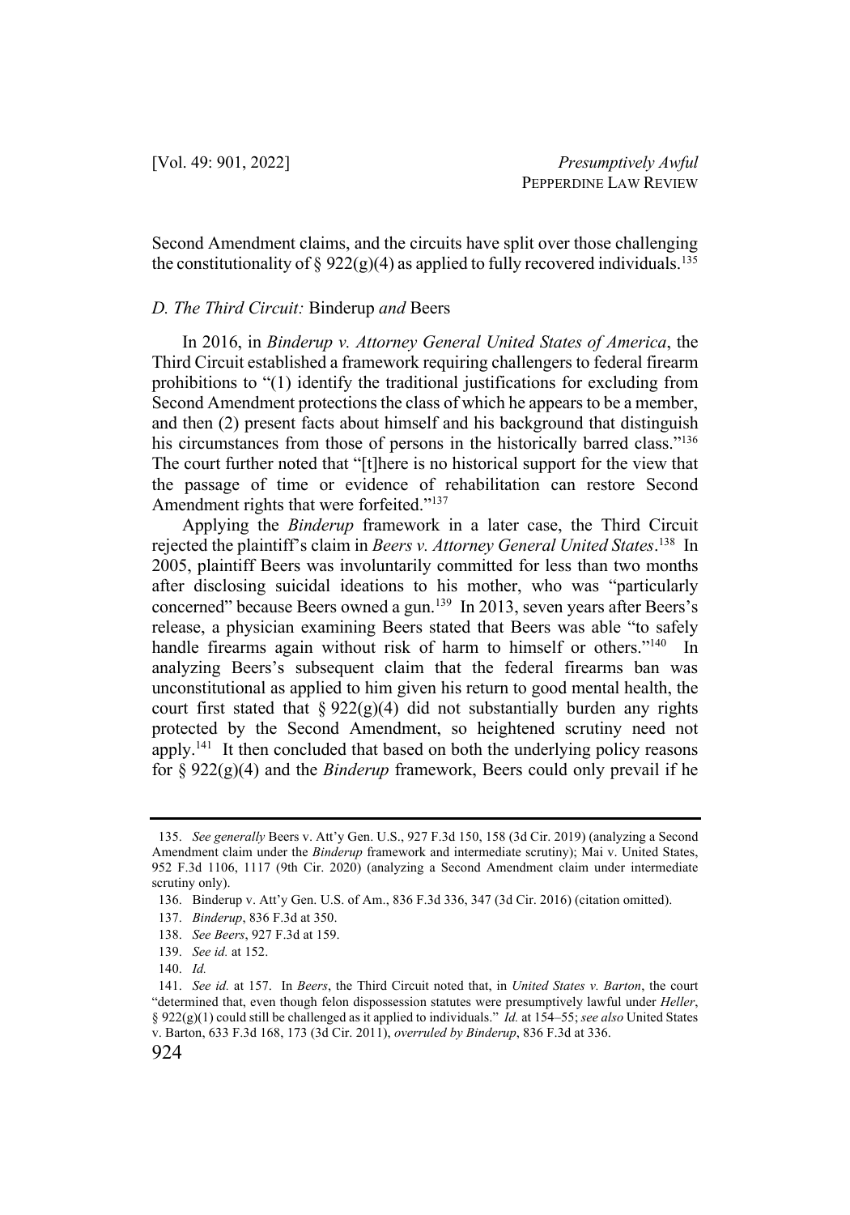Second Amendment claims, and the circuits have split over those challenging the constitutionality of § 922(g)(4) as applied to fully recovered individuals.[135]

### *D. The Third Circuit:* Binderup *and* Beers

In 2016, in *Binderup v. Attorney General United States of America*, the Third Circuit established a framework requiring challengers to federal firearm prohibitions to "(1) identify the traditional justifications for excluding from Second Amendment protections the class of which he appears to be a member, and then (2) present facts about himself and his background that distinguish his circumstances from those of persons in the historically barred class."[136] The court further noted that "[t]here is no historical support for the view that the passage of time or evidence of rehabilitation can restore Second Amendment rights that were forfeited."[137]

Applying the *Binderup* framework in a later case, the Third Circuit rejected the plaintiff's claim in *Beers v. Attorney General United States*.[138] In 2005, plaintiff Beers was involuntarily committed for less than two months after disclosing suicidal ideations to his mother, who was "particularly concerned" because Beers owned a gun.[139] In 2013, seven years after Beers's release, a physician examining Beers stated that Beers was able "to safely handle firearms again without risk of harm to himself or others."[140] In analyzing Beers's subsequent claim that the federal firearms ban was unconstitutional as applied to him given his return to good mental health, the court first stated that § 922(g)(4) did not substantially burden any rights protected by the Second Amendment, so heightened scrutiny need not apply.[141] It then concluded that based on both the underlying policy reasons for § 922(g)(4) and the *Binderup* framework, Beers could only prevail if he

---

135. *See generally* Beers v. Att'y Gen. U.S., 927 F.3d 150, 158 (3d Cir. 2019) (analyzing a Second Amendment claim under the *Binderup* framework and intermediate scrutiny); Mai v. United States, 952 F.3d 1106, 1117 (9th Cir. 2020) (analyzing a Second Amendment claim under intermediate scrutiny only).

136. Binderup v. Att'y Gen. U.S. of Am., 836 F.3d 336, 347 (3d Cir. 2016) (citation omitted).

137. *Binderup*, 836 F.3d at 350.

138. *See Beers*, 927 F.3d at 159.

139. *See id.* at 152.

140. *Id.*

141. *See id.* at 157. In *Beers*, the Third Circuit noted that, in *United States v. Barton*, the court "determined that, even though felon dispossession statutes were presumptively lawful under *Heller*, § 922(g)(1) could still be challenged as it applied to individuals." *Id.* at 154–55; *see also* United States v. Barton, 633 F.3d 168, 173 (3d Cir. 2011), *overruled by Binderup*, 836 F.3d at 336.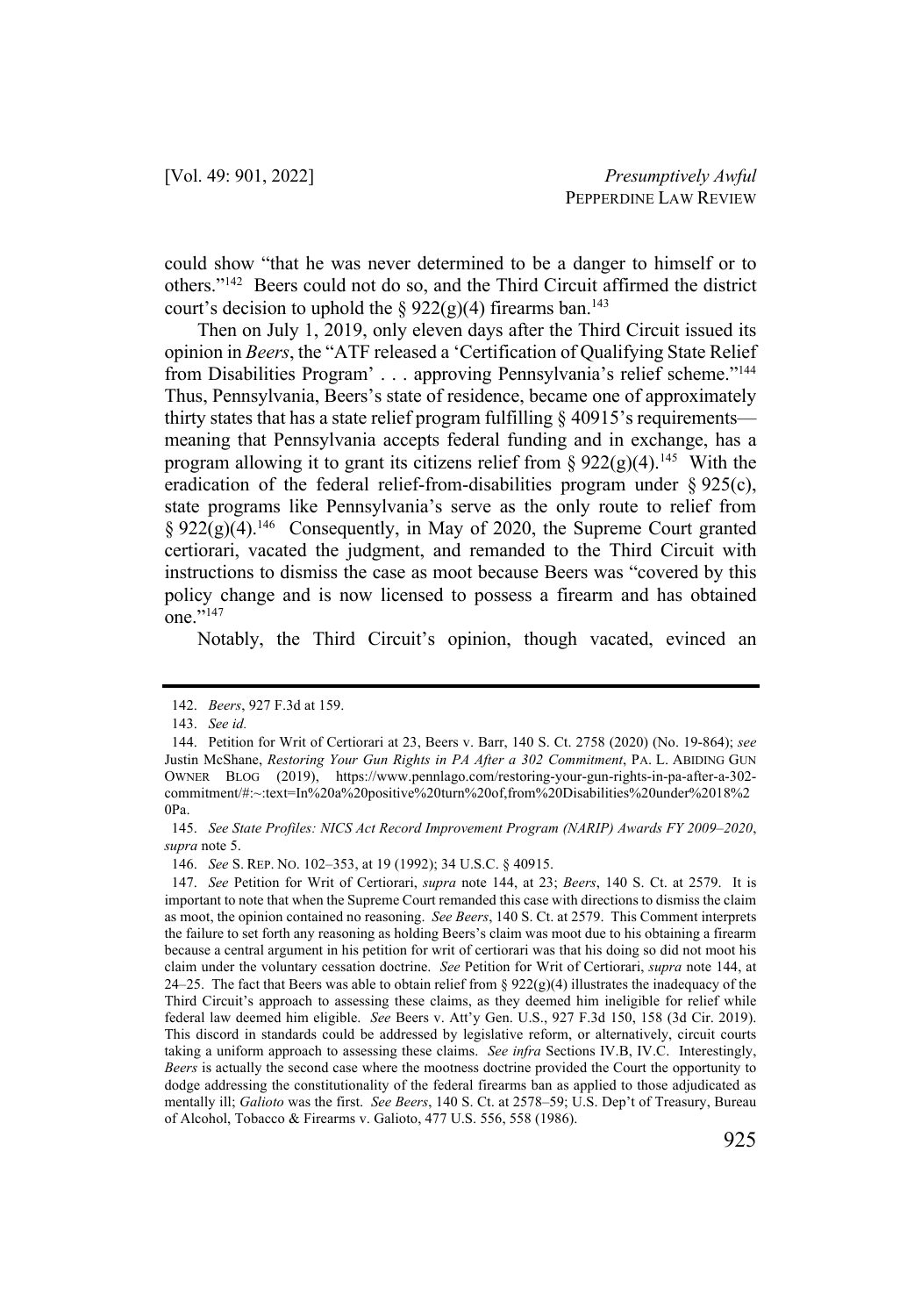could show "that he was never determined to be a danger to himself or to others."[142] Beers could not do so, and the Third Circuit affirmed the district court's decision to uphold the § 922(g)(4) firearms ban.[143]

Then on July 1, 2019, only eleven days after the Third Circuit issued its opinion in *Beers*, the "ATF released a 'Certification of Qualifying State Relief from Disabilities Program' . . . approving Pennsylvania's relief scheme."[144] Thus, Pennsylvania, Beers's state of residence, became one of approximately thirty states that has a state relief program fulfilling § 40915's requirements—meaning that Pennsylvania accepts federal funding and in exchange, has a program allowing it to grant its citizens relief from § 922(g)(4).[145] With the eradication of the federal relief-from-disabilities program under § 925(c), state programs like Pennsylvania's serve as the only route to relief from § 922(g)(4).[146] Consequently, in May of 2020, the Supreme Court granted certiorari, vacated the judgment, and remanded to the Third Circuit with instructions to dismiss the case as moot because Beers was "covered by this policy change and is now licensed to possess a firearm and has obtained one."[147]

Notably, the Third Circuit's opinion, though vacated, evinced an

---

142. *Beers*, 927 F.3d at 159.

143. *See id.*

144. Petition for Writ of Certiorari at 23, Beers v. Barr, 140 S. Ct. 2758 (2020) (No. 19-864); *see* Justin McShane, *Restoring Your Gun Rights in PA After a 302 Commitment*, PA. L. ABIDING GUN OWNER BLOG (2019), https://www.pennlago.com/restoring-your-gun-rights-in-pa-after-a-302-commitment/#:~:text=In%20a%20positive%20turn%20of,from%20Disabilities%20under%2018%20Pa.

145. *See State Profiles: NICS Act Record Improvement Program (NARIP) Awards FY 2009–2020*, *supra* note 5.

146. *See* S. REP. NO. 102–353, at 19 (1992); 34 U.S.C. § 40915.

147. *See* Petition for Writ of Certiorari, *supra* note 144, at 23; *Beers*, 140 S. Ct. at 2579. It is important to note that when the Supreme Court remanded this case with directions to dismiss the claim as moot, the opinion contained no reasoning. *See Beers*, 140 S. Ct. at 2579. This Comment interprets the failure to set forth any reasoning as holding Beers's claim was moot due to his obtaining a firearm because a central argument in his petition for writ of certiorari was that his doing so did not moot his claim under the voluntary cessation doctrine. *See* Petition for Writ of Certiorari, *supra* note 144, at 24–25. The fact that Beers was able to obtain relief from § 922(g)(4) illustrates the inadequacy of the Third Circuit's approach to assessing these claims, as they deemed him ineligible for relief while federal law deemed him eligible. *See* Beers v. Att'y Gen. U.S., 927 F.3d 150, 158 (3d Cir. 2019). This discord in standards could be addressed by legislative reform, or alternatively, circuit courts taking a uniform approach to assessing these claims. *See infra* Sections IV.B, IV.C. Interestingly, *Beers* is actually the second case where the mootness doctrine provided the Court the opportunity to dodge addressing the constitutionality of the federal firearms ban as applied to those adjudicated as mentally ill; *Galioto* was the first. *See Beers*, 140 S. Ct. at 2578–59; U.S. Dep't of Treasury, Bureau of Alcohol, Tobacco & Firearms v. Galioto, 477 U.S. 556, 558 (1986).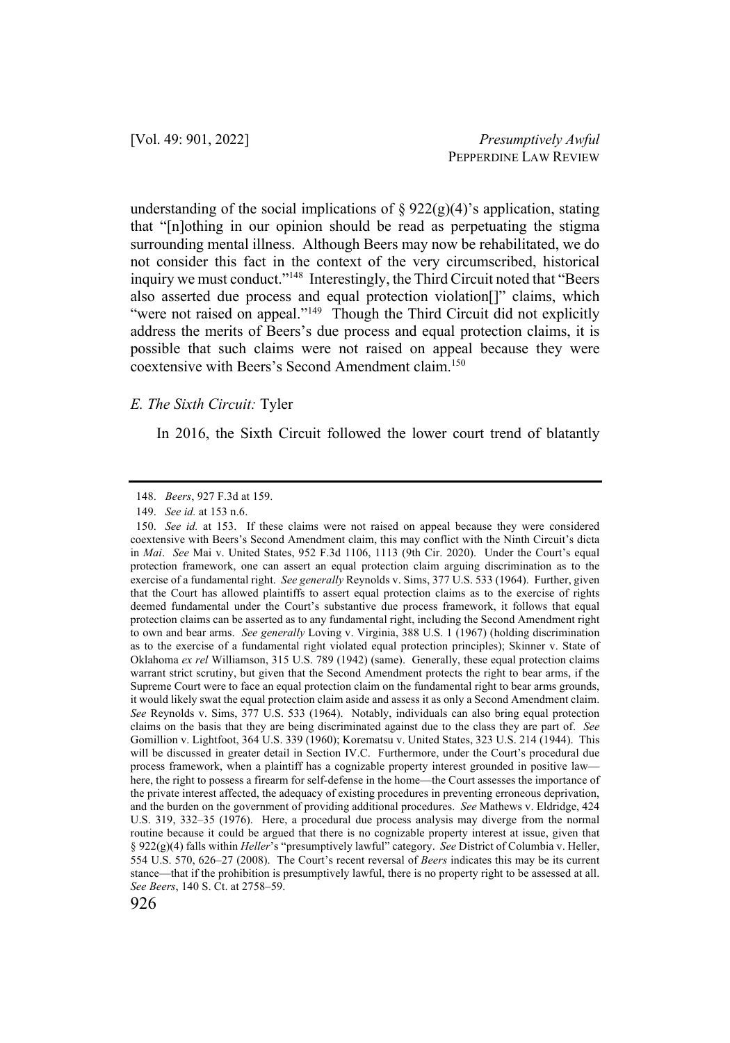understanding of the social implications of § 922(g)(4)'s application, stating that "[n]othing in our opinion should be read as perpetuating the stigma surrounding mental illness. Although Beers may now be rehabilitated, we do not consider this fact in the context of the very circumscribed, historical inquiry we must conduct."[148] Interestingly, the Third Circuit noted that "Beers also asserted due process and equal protection violation[]" claims, which "were not raised on appeal."[149] Though the Third Circuit did not explicitly address the merits of Beers's due process and equal protection claims, it is possible that such claims were not raised on appeal because they were coextensive with Beers's Second Amendment claim.[150]

### *E. The Sixth Circuit:* Tyler

In 2016, the Sixth Circuit followed the lower court trend of blatantly

---

148. *Beers*, 927 F.3d at 159.

149. *See id.* at 153 n.6.

150. *See id.* at 153. If these claims were not raised on appeal because they were considered coextensive with Beers's Second Amendment claim, this may conflict with the Ninth Circuit's dicta in *Mai*. *See* Mai v. United States, 952 F.3d 1106, 1113 (9th Cir. 2020). Under the Court's equal protection framework, one can assert an equal protection claim arguing discrimination as to the exercise of a fundamental right. *See generally* Reynolds v. Sims, 377 U.S. 533 (1964). Further, given that the Court has allowed plaintiffs to assert equal protection claims as to the exercise of rights deemed fundamental under the Court's substantive due process framework, it follows that equal protection claims can be asserted as to any fundamental right, including the Second Amendment right to own and bear arms. *See generally* Loving v. Virginia, 388 U.S. 1 (1967) (holding discrimination as to the exercise of a fundamental right violated equal protection principles); Skinner v. State of Oklahoma *ex rel* Williamson, 315 U.S. 789 (1942) (same). Generally, these equal protection claims warrant strict scrutiny, but given that the Second Amendment protects the right to bear arms, if the Supreme Court were to face an equal protection claim on the fundamental right to bear arms grounds, it would likely swat the equal protection claim aside and assess it as only a Second Amendment claim. *See* Reynolds v. Sims, 377 U.S. 533 (1964). Notably, individuals can also bring equal protection claims on the basis that they are being discriminated against due to the class they are part of. *See* Gomillion v. Lightfoot, 364 U.S. 339 (1960); Korematsu v. United States, 323 U.S. 214 (1944). This will be discussed in greater detail in Section IV.C. Furthermore, under the Court's procedural due process framework, when a plaintiff has a cognizable property interest grounded in positive law—here, the right to possess a firearm for self-defense in the home—the Court assesses the importance of the private interest affected, the adequacy of existing procedures in preventing erroneous deprivation, and the burden on the government of providing additional procedures. *See* Mathews v. Eldridge, 424 U.S. 319, 332–35 (1976). Here, a procedural due process analysis may diverge from the normal routine because it could be argued that there is no cognizable property interest at issue, given that § 922(g)(4) falls within *Heller*'s "presumptively lawful" category. *See* District of Columbia v. Heller, 554 U.S. 570, 626–27 (2008). The Court's recent reversal of *Beers* indicates this may be its current stance—that if the prohibition is presumptively lawful, there is no property right to be assessed at all. *See Beers*, 140 S. Ct. at 2758–59.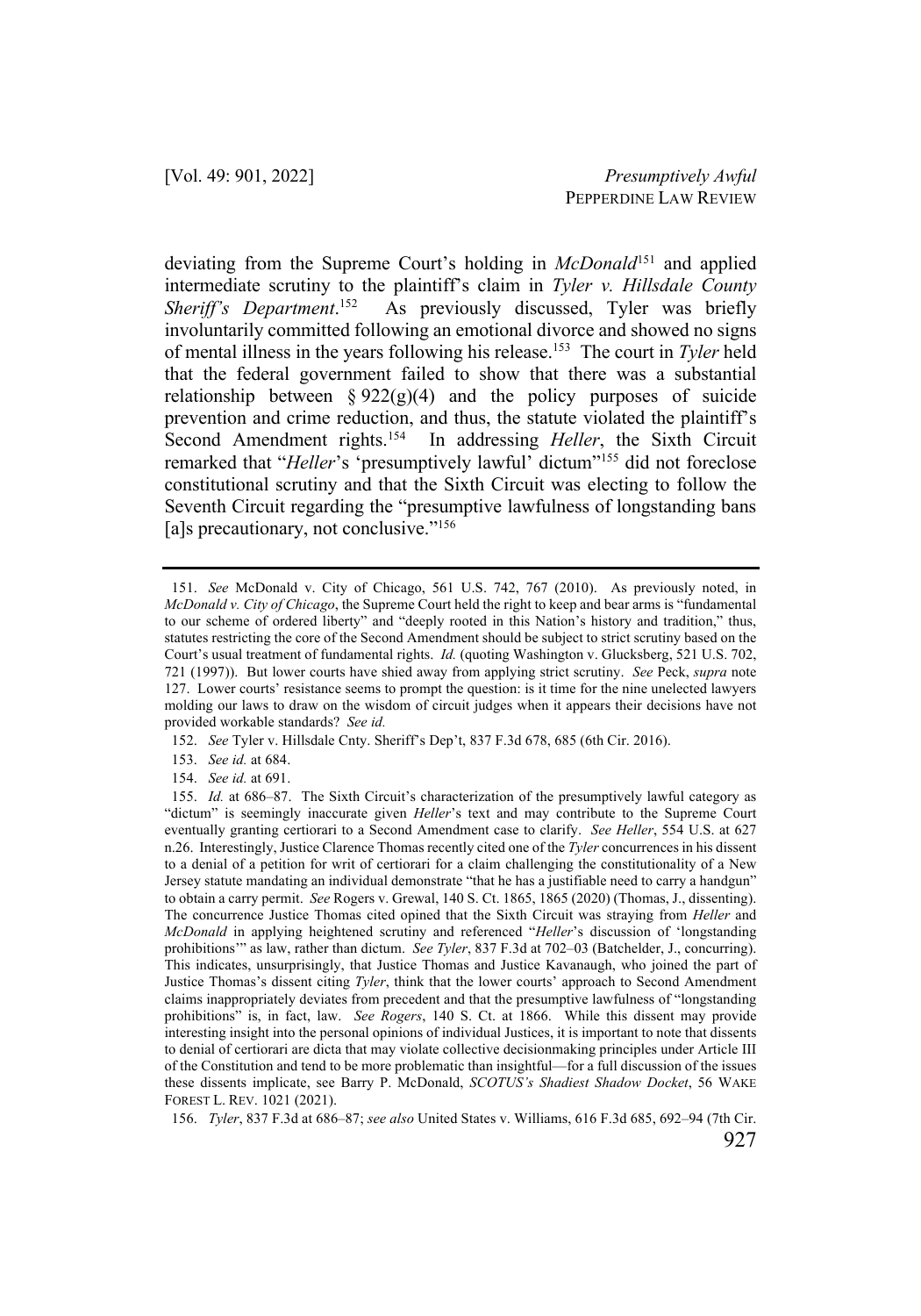deviating from the Supreme Court's holding in *McDonald*[151] and applied intermediate scrutiny to the plaintiff's claim in *Tyler v. Hillsdale County Sheriff's Department*.[152] As previously discussed, Tyler was briefly involuntarily committed following an emotional divorce and showed no signs of mental illness in the years following his release.[153] The court in *Tyler* held that the federal government failed to show that there was a substantial relationship between § 922(g)(4) and the policy purposes of suicide prevention and crime reduction, and thus, the statute violated the plaintiff's Second Amendment rights.[154] In addressing *Heller*, the Sixth Circuit remarked that "*Heller*'s 'presumptively lawful' dictum"[155] did not foreclose constitutional scrutiny and that the Sixth Circuit was electing to follow the Seventh Circuit regarding the "presumptive lawfulness of longstanding bans [a]s precautionary, not conclusive."[156]

---

151. *See* McDonald v. City of Chicago, 561 U.S. 742, 767 (2010). As previously noted, in *McDonald v. City of Chicago*, the Supreme Court held the right to keep and bear arms is "fundamental to our scheme of ordered liberty" and "deeply rooted in this Nation's history and tradition," thus, statutes restricting the core of the Second Amendment should be subject to strict scrutiny based on the Court's usual treatment of fundamental rights. *Id.* (quoting Washington v. Glucksberg, 521 U.S. 702, 721 (1997)). But lower courts have shied away from applying strict scrutiny. *See* Peck, *supra* note 127. Lower courts' resistance seems to prompt the question: is it time for the nine unelected lawyers molding our laws to draw on the wisdom of circuit judges when it appears their decisions have not provided workable standards? *See id.*

152. *See* Tyler v. Hillsdale Cnty. Sheriff's Dep't, 837 F.3d 678, 685 (6th Cir. 2016).

153. *See id.* at 684.

154. *See id.* at 691.

155. *Id.* at 686–87. The Sixth Circuit's characterization of the presumptively lawful category as "dictum" is seemingly inaccurate given *Heller*'s text and may contribute to the Supreme Court eventually granting certiorari to a Second Amendment case to clarify. *See Heller*, 554 U.S. at 627 n.26. Interestingly, Justice Clarence Thomas recently cited one of the *Tyler* concurrences in his dissent to a denial of a petition for writ of certiorari for a claim challenging the constitutionality of a New Jersey statute mandating an individual demonstrate "that he has a justifiable need to carry a handgun" to obtain a carry permit. *See* Rogers v. Grewal, 140 S. Ct. 1865, 1865 (2020) (Thomas, J., dissenting). The concurrence Justice Thomas cited opined that the Sixth Circuit was straying from *Heller* and *McDonald* in applying heightened scrutiny and referenced "*Heller*'s discussion of 'longstanding prohibitions'" as law, rather than dictum. *See Tyler*, 837 F.3d at 702–03 (Batchelder, J., concurring). This indicates, unsurprisingly, that Justice Thomas and Justice Kavanaugh, who joined the part of Justice Thomas's dissent citing *Tyler*, think that the lower courts' approach to Second Amendment claims inappropriately deviates from precedent and that the presumptive lawfulness of "longstanding prohibitions" is, in fact, law. *See Rogers*, 140 S. Ct. at 1866. While this dissent may provide interesting insight into the personal opinions of individual Justices, it is important to note that dissents to denial of certiorari are dicta that may violate collective decisionmaking principles under Article III of the Constitution and tend to be more problematic than insightful—for a full discussion of the issues these dissents implicate, see Barry P. McDonald, *SCOTUS's Shadiest Shadow Docket*, 56 WAKE FOREST L. REV. 1021 (2021).

156. *Tyler*, 837 F.3d at 686–87; *see also* United States v. Williams, 616 F.3d 685, 692–94 (7th Cir.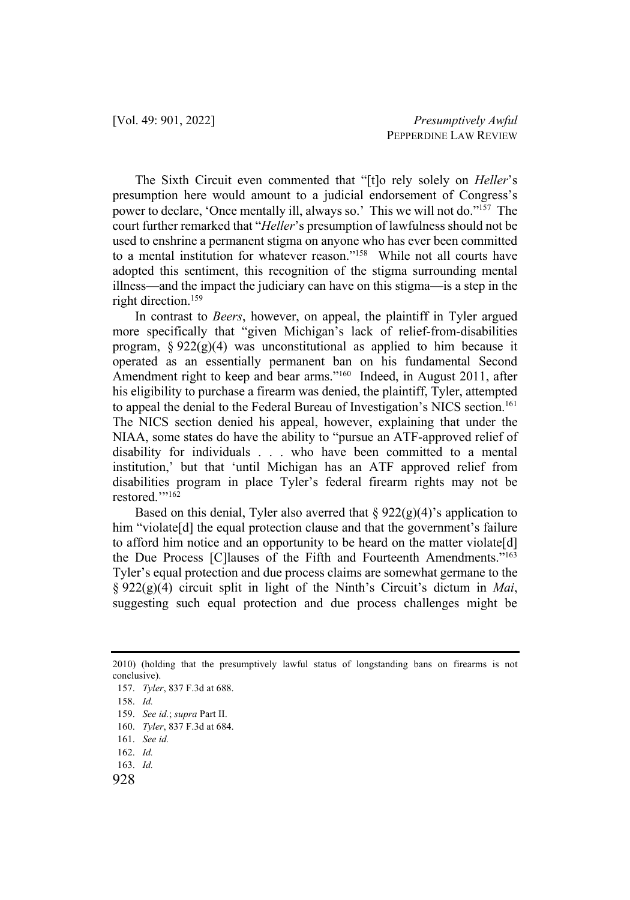The Sixth Circuit even commented that "[t]o rely solely on *Heller*'s presumption here would amount to a judicial endorsement of Congress's power to declare, 'Once mentally ill, always so.' This we will not do."[157] The court further remarked that "*Heller*'s presumption of lawfulness should not be used to enshrine a permanent stigma on anyone who has ever been committed to a mental institution for whatever reason."[158] While not all courts have adopted this sentiment, this recognition of the stigma surrounding mental illness—and the impact the judiciary can have on this stigma—is a step in the right direction.[159]

In contrast to *Beers*, however, on appeal, the plaintiff in Tyler argued more specifically that "given Michigan's lack of relief-from-disabilities program, § 922(g)(4) was unconstitutional as applied to him because it operated as an essentially permanent ban on his fundamental Second Amendment right to keep and bear arms."[160] Indeed, in August 2011, after his eligibility to purchase a firearm was denied, the plaintiff, Tyler, attempted to appeal the denial to the Federal Bureau of Investigation's NICS section.[161] The NICS section denied his appeal, however, explaining that under the NIAA, some states do have the ability to "pursue an ATF-approved relief of disability for individuals . . . who have been committed to a mental institution,' but that 'until Michigan has an ATF approved relief from disabilities program in place Tyler's federal firearm rights may not be restored.'"[162]

Based on this denial, Tyler also averred that § 922(g)(4)'s application to him "violate[d] the equal protection clause and that the government's failure to afford him notice and an opportunity to be heard on the matter violate[d] the Due Process [C]lauses of the Fifth and Fourteenth Amendments."[163] Tyler's equal protection and due process claims are somewhat germane to the § 922(g)(4) circuit split in light of the Ninth's Circuit's dictum in *Mai*, suggesting such equal protection and due process challenges might be

---

2010) (holding that the presumptively lawful status of longstanding bans on firearms is not conclusive).

157. *Tyler*, 837 F.3d at 688.

158. *Id.*

159. *See id.*; *supra* Part II.

160. *Tyler*, 837 F.3d at 684.

161. *See id.*

162. *Id.*

163. *Id.*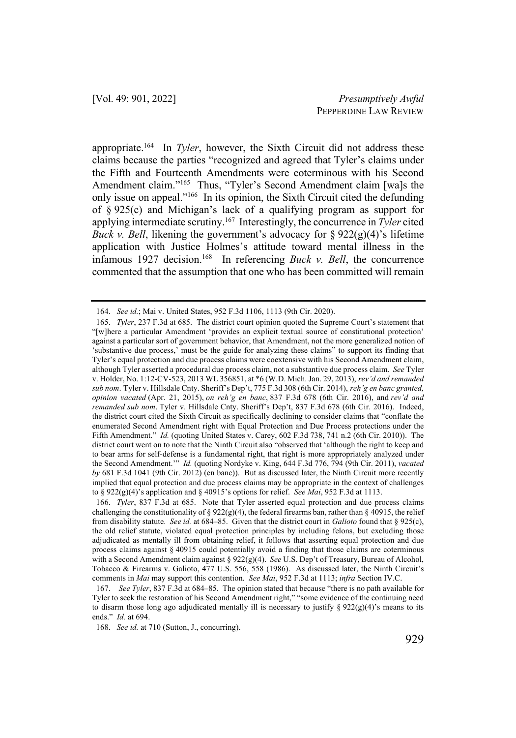appropriate.[164] In *Tyler*, however, the Sixth Circuit did not address these claims because the parties "recognized and agreed that Tyler's claims under the Fifth and Fourteenth Amendments were coterminous with his Second Amendment claim."[165] Thus, "Tyler's Second Amendment claim [wa]s the only issue on appeal."[166] In its opinion, the Sixth Circuit cited the defunding of § 925(c) and Michigan's lack of a qualifying program as support for applying intermediate scrutiny.[167] Interestingly, the concurrence in *Tyler* cited *Buck v. Bell*, likening the government's advocacy for § 922(g)(4)'s lifetime application with Justice Holmes's attitude toward mental illness in the infamous 1927 decision.[168] In referencing *Buck v. Bell*, the concurrence commented that the assumption that one who has been committed will remain

---

164. *See id.*; Mai v. United States, 952 F.3d 1106, 1113 (9th Cir. 2020).

165. *Tyler*, 237 F.3d at 685. The district court opinion quoted the Supreme Court's statement that "[w]here a particular Amendment 'provides an explicit textual source of constitutional protection' against a particular sort of government behavior, that Amendment, not the more generalized notion of 'substantive due process,' must be the guide for analyzing these claims" to support its finding that Tyler's equal protection and due process claims were coextensive with his Second Amendment claim, although Tyler asserted a procedural due process claim, not a substantive due process claim. *See* Tyler v. Holder, No. 1:12-CV-523, 2013 WL 356851, at *6 (W.D. Mich. Jan. 29, 2013), *rev'd and remanded sub nom*. Tyler v. Hillsdale Cnty. Sheriff's Dep't, 775 F.3d 308 (6th Cir. 2014), *reh'g en banc granted, opinion vacated* (Apr. 21, 2015), *on reh'g en banc*, 837 F.3d 678 (6th Cir. 2016), and *rev'd and remanded sub nom*. Tyler v. Hillsdale Cnty. Sheriff's Dep't, 837 F.3d 678 (6th Cir. 2016). Indeed, the district court cited the Sixth Circuit as specifically declining to consider claims that "conflate the enumerated Second Amendment right with Equal Protection and Due Process protections under the Fifth Amendment." *Id.* (quoting United States v. Carey, 602 F.3d 738, 741 n.2 (6th Cir. 2010)). The district court went on to note that the Ninth Circuit also "observed that 'although the right to keep and to bear arms for self-defense is a fundamental right, that right is more appropriately analyzed under the Second Amendment.'" *Id.* (quoting Nordyke v. King, 644 F.3d 776, 794 (9th Cir. 2011), *vacated by* 681 F.3d 1041 (9th Cir. 2012) (en banc)). But as discussed later, the Ninth Circuit more recently implied that equal protection and due process claims may be appropriate in the context of challenges to § 922(g)(4)'s application and § 40915's options for relief. *See Mai*, 952 F.3d at 1113.

166. *Tyler*, 837 F.3d at 685. Note that Tyler asserted equal protection and due process claims challenging the constitutionality of § 922(g)(4), the federal firearms ban, rather than § 40915, the relief from disability statute. *See id.* at 684–85. Given that the district court in *Galioto* found that § 925(c), the old relief statute, violated equal protection principles by including felons, but excluding those adjudicated as mentally ill from obtaining relief, it follows that asserting equal protection and due process claims against § 40915 could potentially avoid a finding that those claims are coterminous with a Second Amendment claim against § 922(g)(4). *See* U.S. Dep't of Treasury, Bureau of Alcohol, Tobacco & Firearms v. Galioto, 477 U.S. 556, 558 (1986). As discussed later, the Ninth Circuit's comments in *Mai* may support this contention. *See Mai*, 952 F.3d at 1113; *infra* Section IV.C.

167. *See Tyler*, 837 F.3d at 684–85. The opinion stated that because "there is no path available for Tyler to seek the restoration of his Second Amendment right," "some evidence of the continuing need to disarm those long ago adjudicated mentally ill is necessary to justify § 922(g)(4)'s means to its ends." *Id.* at 694.

168. *See id.* at 710 (Sutton, J., concurring).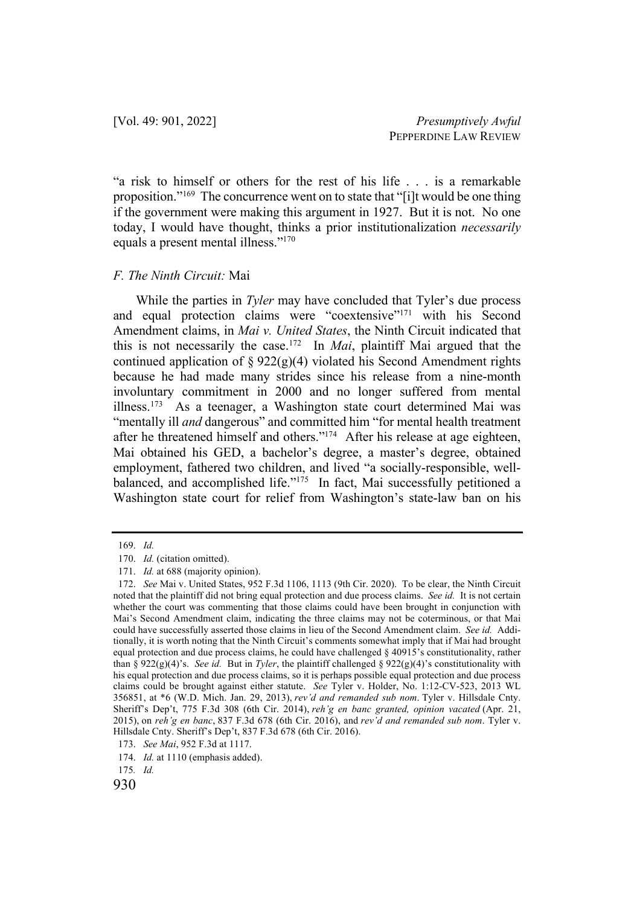"a risk to himself or others for the rest of his life . . . is a remarkable proposition."[169] The concurrence went on to state that "[i]t would be one thing if the government were making this argument in 1927. But it is not. No one today, I would have thought, thinks a prior institutionalization *necessarily* equals a present mental illness."[170]

### *F. The Ninth Circuit:* Mai

While the parties in *Tyler* may have concluded that Tyler's due process and equal protection claims were "coextensive"[171] with his Second Amendment claims, in *Mai v. United States*, the Ninth Circuit indicated that this is not necessarily the case.[172] In *Mai*, plaintiff Mai argued that the continued application of § 922(g)(4) violated his Second Amendment rights because he had made many strides since his release from a nine-month involuntary commitment in 2000 and no longer suffered from mental illness.[173] As a teenager, a Washington state court determined Mai was "mentally ill *and* dangerous" and committed him "for mental health treatment after he threatened himself and others."[174] After his release at age eighteen, Mai obtained his GED, a bachelor's degree, a master's degree, obtained employment, fathered two children, and lived "a socially-responsible, well-balanced, and accomplished life."[175] In fact, Mai successfully petitioned a Washington state court for relief from Washington's state-law ban on his

---

169. *Id.*

170. *Id.* (citation omitted).

171. *Id.* at 688 (majority opinion).

172. *See* Mai v. United States, 952 F.3d 1106, 1113 (9th Cir. 2020). To be clear, the Ninth Circuit noted that the plaintiff did not bring equal protection and due process claims. *See id.* It is not certain whether the court was commenting that those claims could have been brought in conjunction with Mai's Second Amendment claim, indicating the three claims may not be coterminous, or that Mai could have successfully asserted those claims in lieu of the Second Amendment claim. *See id.* Additionally, it is worth noting that the Ninth Circuit's comments somewhat imply that if Mai had brought equal protection and due process claims, he could have challenged § 40915's constitutionality, rather than § 922(g)(4)'s. *See id.* But in *Tyler*, the plaintiff challenged § 922(g)(4)'s constitutionality with his equal protection and due process claims, so it is perhaps possible equal protection and due process claims could be brought against either statute. *See* Tyler v. Holder, No. 1:12-CV-523, 2013 WL 356851, at *6 (W.D. Mich. Jan. 29, 2013), *rev'd and remanded sub nom*. Tyler v. Hillsdale Cnty. Sheriff's Dep't, 775 F.3d 308 (6th Cir. 2014), *reh'g en banc granted, opinion vacated* (Apr. 21, 2015), on *reh'g en banc*, 837 F.3d 678 (6th Cir. 2016), and *rev'd and remanded sub nom*. Tyler v. Hillsdale Cnty. Sheriff's Dep't, 837 F.3d 678 (6th Cir. 2016).

173. *See Mai*, 952 F.3d at 1117.

174. *Id.* at 1110 (emphasis added).

175. *Id.*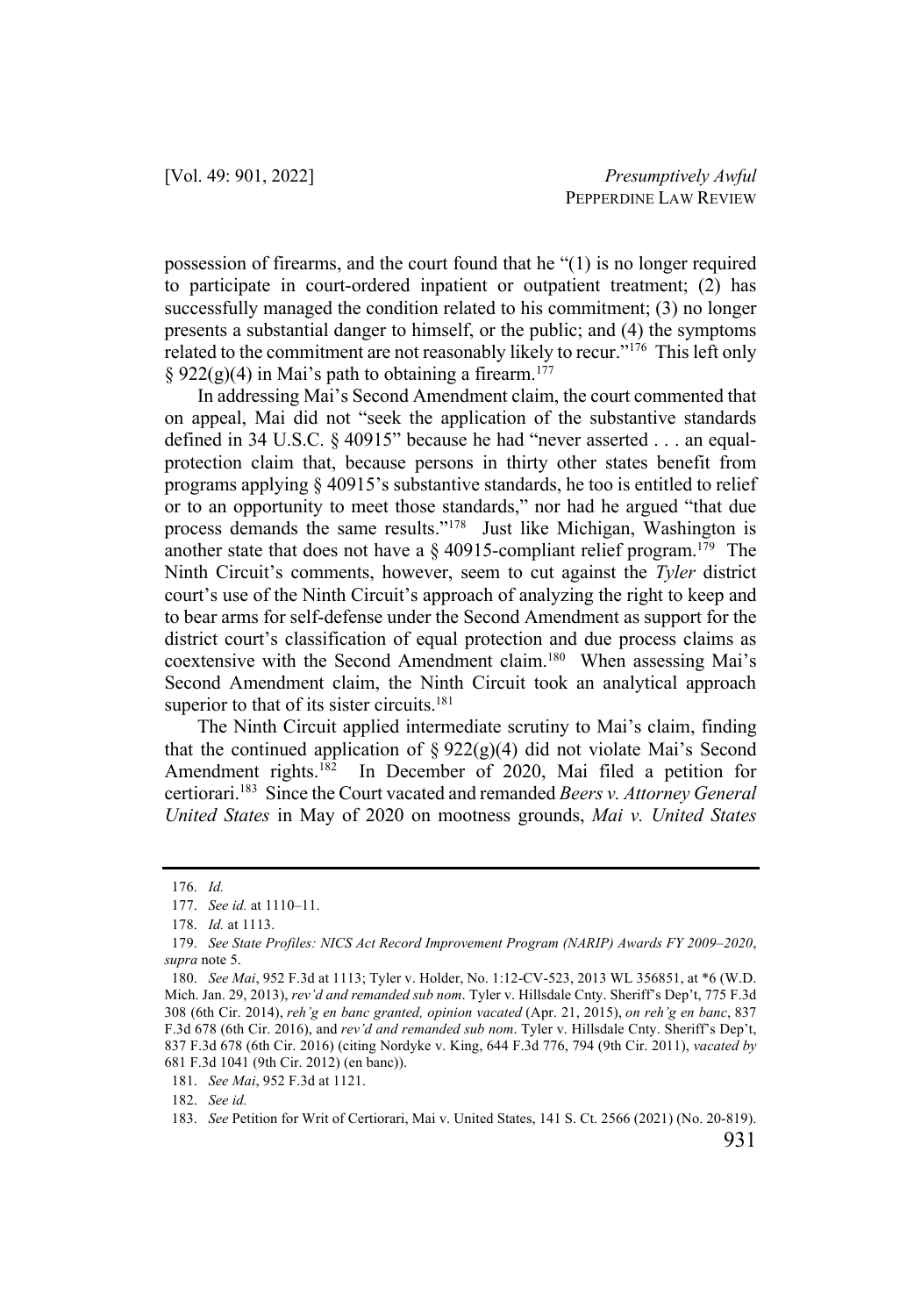possession of firearms, and the court found that he "(1) is no longer required to participate in court-ordered inpatient or outpatient treatment; (2) has successfully managed the condition related to his commitment; (3) no longer presents a substantial danger to himself, or the public; and (4) the symptoms related to the commitment are not reasonably likely to recur."[176] This left only § 922(g)(4) in Mai's path to obtaining a firearm.[177]

In addressing Mai's Second Amendment claim, the court commented that on appeal, Mai did not "seek the application of the substantive standards defined in 34 U.S.C. § 40915" because he had "never asserted . . . an equal-protection claim that, because persons in thirty other states benefit from programs applying § 40915's substantive standards, he too is entitled to relief or to an opportunity to meet those standards," nor had he argued "that due process demands the same results."[178] Just like Michigan, Washington is another state that does not have a § 40915-compliant relief program.[179] The Ninth Circuit's comments, however, seem to cut against the *Tyler* district court's use of the Ninth Circuit's approach of analyzing the right to keep and to bear arms for self-defense under the Second Amendment as support for the district court's classification of equal protection and due process claims as coextensive with the Second Amendment claim.[180] When assessing Mai's Second Amendment claim, the Ninth Circuit took an analytical approach superior to that of its sister circuits.[181]

The Ninth Circuit applied intermediate scrutiny to Mai's claim, finding that the continued application of § 922(g)(4) did not violate Mai's Second Amendment rights.[182] In December of 2020, Mai filed a petition for certiorari.[183] Since the Court vacated and remanded *Beers v. Attorney General United States* in May of 2020 on mootness grounds, *Mai v. United States*

---

176. *Id.*

177. *See id.* at 1110–11.

178. *Id.* at 1113.

179. *See State Profiles: NICS Act Record Improvement Program (NARIP) Awards FY 2009–2020*, *supra* note 5.

180. *See Mai*, 952 F.3d at 1113; Tyler v. Holder, No. 1:12-CV-523, 2013 WL 356851, at *6 (W.D. Mich. Jan. 29, 2013), *rev'd and remanded sub nom*. Tyler v. Hillsdale Cnty. Sheriff's Dep't, 775 F.3d 308 (6th Cir. 2014), *reh'g en banc granted, opinion vacated* (Apr. 21, 2015), *on reh'g en banc*, 837 F.3d 678 (6th Cir. 2016), and *rev'd and remanded sub nom*. Tyler v. Hillsdale Cnty. Sheriff's Dep't, 837 F.3d 678 (6th Cir. 2016) (citing Nordyke v. King, 644 F.3d 776, 794 (9th Cir. 2011), *vacated by* 681 F.3d 1041 (9th Cir. 2012) (en banc)).

181. *See Mai*, 952 F.3d at 1121.

182. *See id.*

183. *See* Petition for Writ of Certiorari, Mai v. United States, 141 S. Ct. 2566 (2021) (No. 20-819).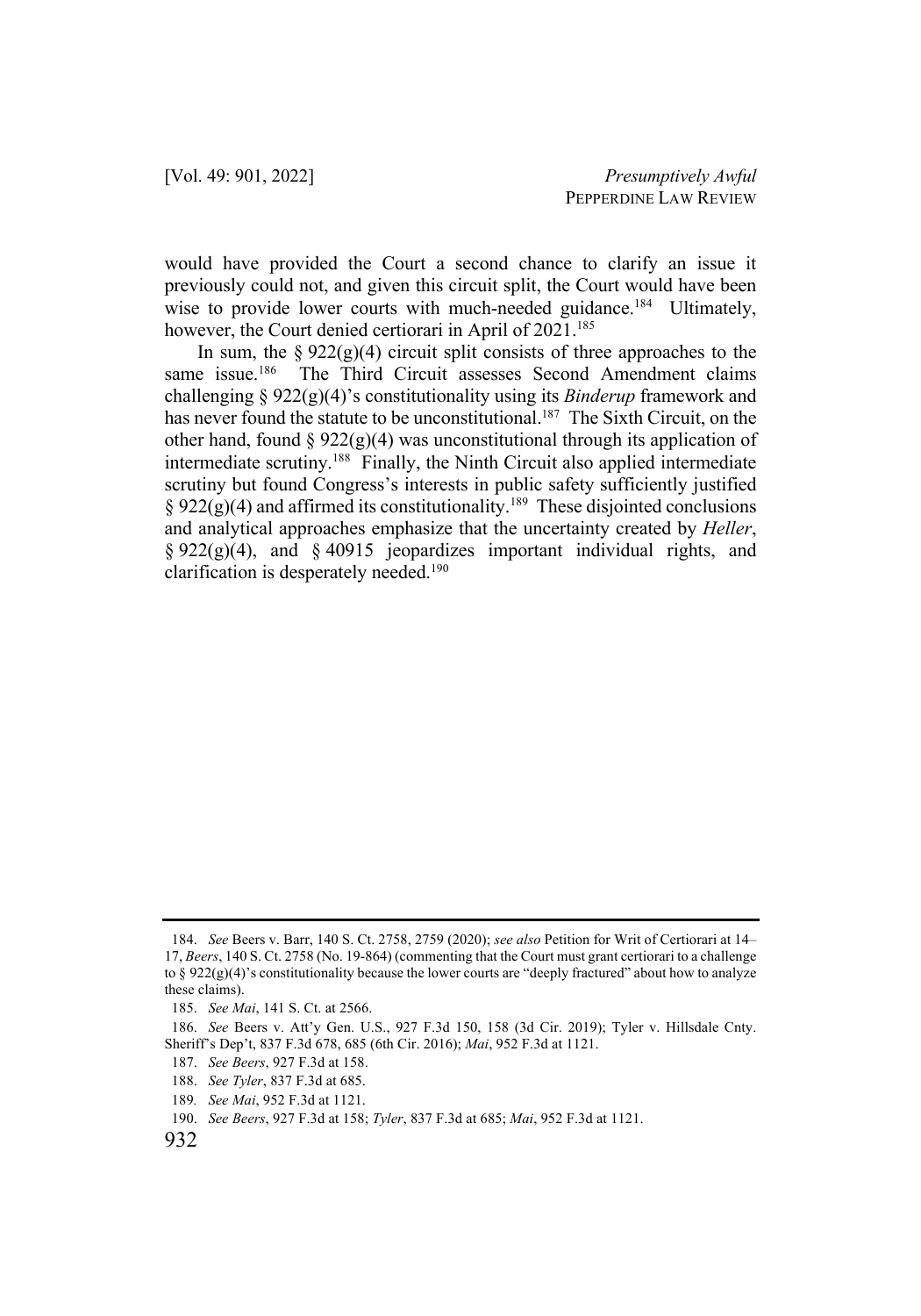would have provided the Court a second chance to clarify an issue it previously could not, and given this circuit split, the Court would have been wise to provide lower courts with much-needed guidance.[184] Ultimately, however, the Court denied certiorari in April of 2021.[185]

In sum, the § 922(g)(4) circuit split consists of three approaches to the same issue.[186] The Third Circuit assesses Second Amendment claims challenging § 922(g)(4)'s constitutionality using its *Binderup* framework and has never found the statute to be unconstitutional.[187] The Sixth Circuit, on the other hand, found § 922(g)(4) was unconstitutional through its application of intermediate scrutiny.[188] Finally, the Ninth Circuit also applied intermediate scrutiny but found Congress's interests in public safety sufficiently justified § 922(g)(4) and affirmed its constitutionality.[189] These disjointed conclusions and analytical approaches emphasize that the uncertainty created by *Heller*, § 922(g)(4), and § 40915 jeopardizes important individual rights, and clarification is desperately needed.[190]

---

184. *See* Beers v. Barr, 140 S. Ct. 2758, 2759 (2020); *see also* Petition for Writ of Certiorari at 14–17, *Beers*, 140 S. Ct. 2758 (No. 19-864) (commenting that the Court must grant certiorari to a challenge to § 922(g)(4)'s constitutionality because the lower courts are "deeply fractured" about how to analyze these claims).

185. *See Mai*, 141 S. Ct. at 2566.

186. *See* Beers v. Att'y Gen. U.S., 927 F.3d 150, 158 (3d Cir. 2019); Tyler v. Hillsdale Cnty. Sheriff's Dep't, 837 F.3d 678, 685 (6th Cir. 2016); *Mai*, 952 F.3d at 1121.

187. *See Beers*, 927 F.3d at 158.

188. *See Tyler*, 837 F.3d at 685.

189. *See Mai*, 952 F.3d at 1121.

190. *See Beers*, 927 F.3d at 158; *Tyler*, 837 F.3d at 685; *Mai*, 952 F.3d at 1121.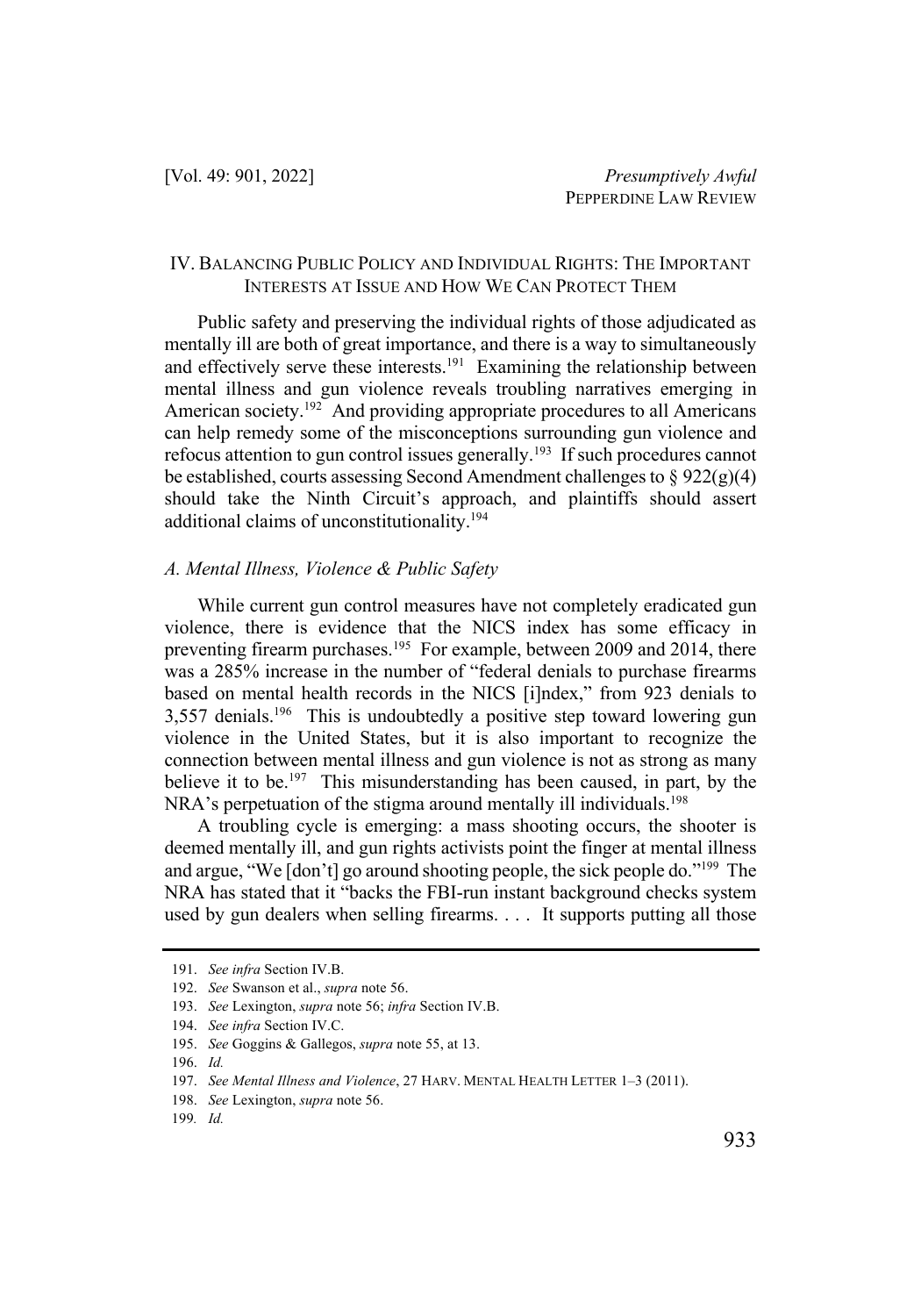## IV. Balancing Public Policy and Individual Rights: The Important Interests at Issue and How We Can Protect Them

Public safety and preserving the individual rights of those adjudicated as mentally ill are both of great importance, and there is a way to simultaneously and effectively serve these interests.[191] Examining the relationship between mental illness and gun violence reveals troubling narratives emerging in American society.[192] And providing appropriate procedures to all Americans can help remedy some of the misconceptions surrounding gun violence and refocus attention to gun control issues generally.[193] If such procedures cannot be established, courts assessing Second Amendment challenges to § 922(g)(4) should take the Ninth Circuit's approach, and plaintiffs should assert additional claims of unconstitutionality.[194]

### *A. Mental Illness, Violence & Public Safety*

While current gun control measures have not completely eradicated gun violence, there is evidence that the NICS index has some efficacy in preventing firearm purchases.[195] For example, between 2009 and 2014, there was a 285% increase in the number of "federal denials to purchase firearms based on mental health records in the NICS [i]ndex," from 923 denials to 3,557 denials.[196] This is undoubtedly a positive step toward lowering gun violence in the United States, but it is also important to recognize the connection between mental illness and gun violence is not as strong as many believe it to be.[197] This misunderstanding has been caused, in part, by the NRA's perpetuation of the stigma around mentally ill individuals.[198]

A troubling cycle is emerging: a mass shooting occurs, the shooter is deemed mentally ill, and gun rights activists point the finger at mental illness and argue, "We [don't] go around shooting people, the sick people do."[199] The NRA has stated that it "backs the FBI-run instant background checks system used by gun dealers when selling firearms. . . . It supports putting all those

---

191. *See infra* Section IV.B.

192. *See* Swanson et al., *supra* note 56.

193. *See* Lexington, *supra* note 56; *infra* Section IV.B.

194. *See infra* Section IV.C.

195. *See* Goggins & Gallegos, *supra* note 55, at 13.

196. *Id.*

197. *See Mental Illness and Violence*, 27 Harv. Mental Health Letter 1–3 (2011).

198. *See* Lexington, *supra* note 56.

199. *Id.*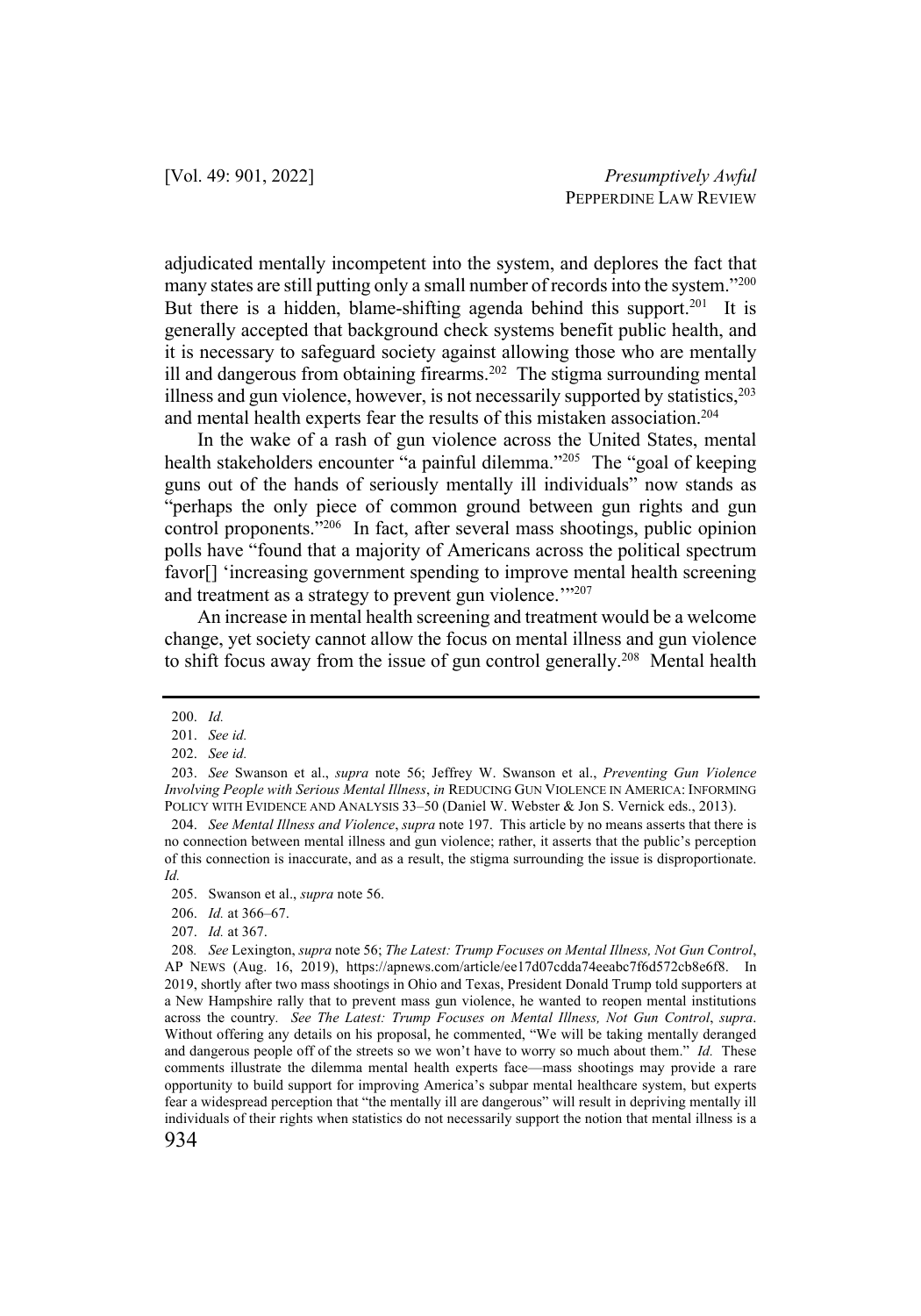adjudicated mentally incompetent into the system, and deplores the fact that many states are still putting only a small number of records into the system."[200] But there is a hidden, blame-shifting agenda behind this support.[201] It is generally accepted that background check systems benefit public health, and it is necessary to safeguard society against allowing those who are mentally ill and dangerous from obtaining firearms.[202] The stigma surrounding mental illness and gun violence, however, is not necessarily supported by statistics,[203] and mental health experts fear the results of this mistaken association.[204]

In the wake of a rash of gun violence across the United States, mental health stakeholders encounter "a painful dilemma."[205] The "goal of keeping guns out of the hands of seriously mentally ill individuals" now stands as "perhaps the only piece of common ground between gun rights and gun control proponents."[206] In fact, after several mass shootings, public opinion polls have "found that a majority of Americans across the political spectrum favor[] 'increasing government spending to improve mental health screening and treatment as a strategy to prevent gun violence.'"[207]

An increase in mental health screening and treatment would be a welcome change, yet society cannot allow the focus on mental illness and gun violence to shift focus away from the issue of gun control generally.[208] Mental health

---

200. *Id.*

201. *See id.*

202. *See id.*

203. *See* Swanson et al., *supra* note 56; Jeffrey W. Swanson et al., *Preventing Gun Violence Involving People with Serious Mental Illness*, *in* REDUCING GUN VIOLENCE IN AMERICA: INFORMING POLICY WITH EVIDENCE AND ANALYSIS 33–50 (Daniel W. Webster & Jon S. Vernick eds., 2013).

204. *See Mental Illness and Violence*, *supra* note 197. This article by no means asserts that there is no connection between mental illness and gun violence; rather, it asserts that the public's perception of this connection is inaccurate, and as a result, the stigma surrounding the issue is disproportionate. *Id.*

205. Swanson et al., *supra* note 56.

206. *Id.* at 366–67.

207. *Id.* at 367.

208. *See* Lexington, *supra* note 56; *The Latest: Trump Focuses on Mental Illness, Not Gun Control*, AP NEWS (Aug. 16, 2019), https://apnews.com/article/ee17d07cdda74eeabc7f6d572cb8e6f8. In 2019, shortly after two mass shootings in Ohio and Texas, President Donald Trump told supporters at a New Hampshire rally that to prevent mass gun violence, he wanted to reopen mental institutions across the country. *See The Latest: Trump Focuses on Mental Illness, Not Gun Control*, *supra*. Without offering any details on his proposal, he commented, "We will be taking mentally deranged and dangerous people off of the streets so we won't have to worry so much about them." *Id.* These comments illustrate the dilemma mental health experts face—mass shootings may provide a rare opportunity to build support for improving America's subpar mental healthcare system, but experts fear a widespread perception that "the mentally ill are dangerous" will result in depriving mentally ill individuals of their rights when statistics do not necessarily support the notion that mental illness is a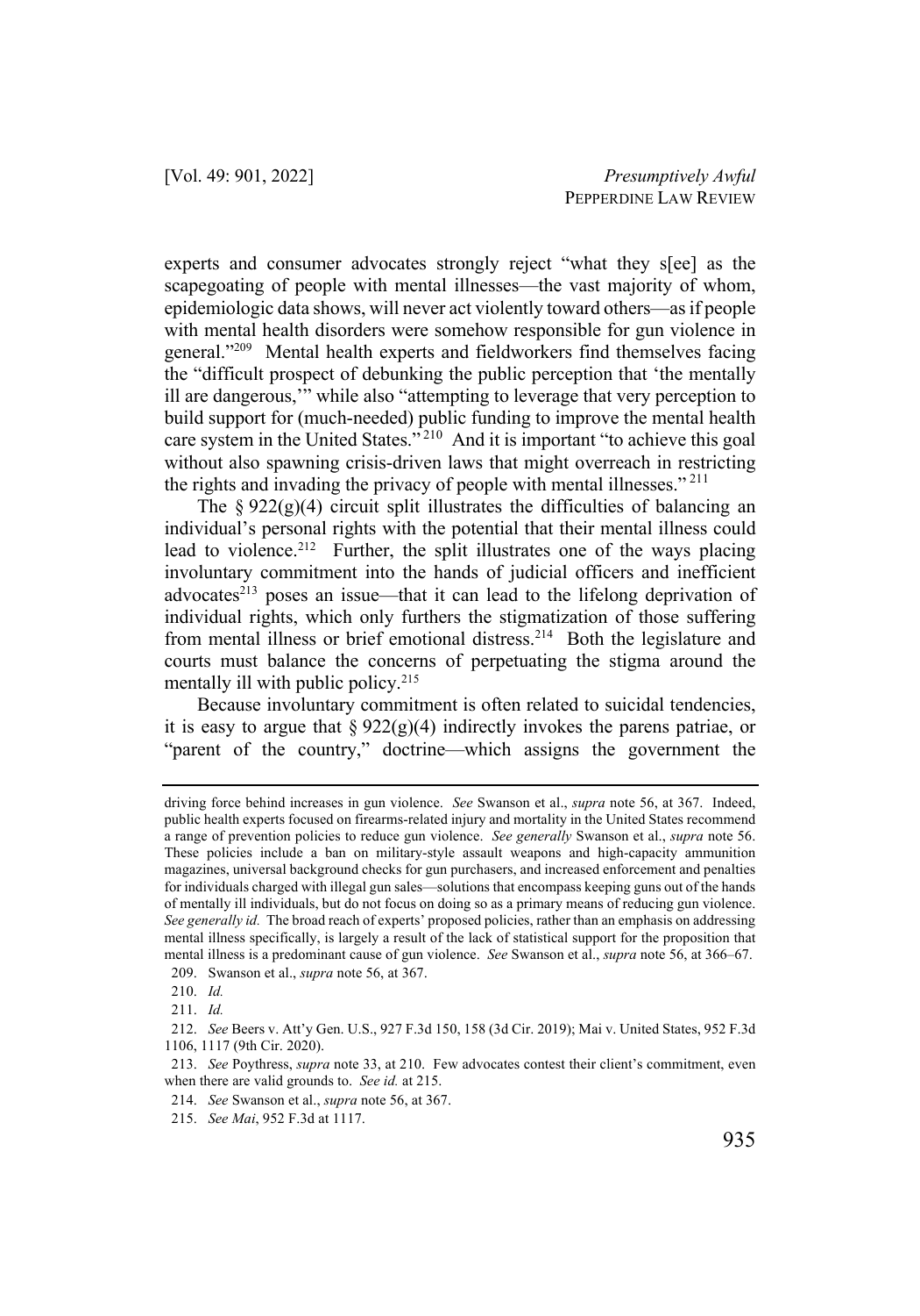experts and consumer advocates strongly reject "what they s[ee] as the scapegoating of people with mental illnesses—the vast majority of whom, epidemiologic data shows, will never act violently toward others—as if people with mental health disorders were somehow responsible for gun violence in general."[209] Mental health experts and fieldworkers find themselves facing the "difficult prospect of debunking the public perception that 'the mentally ill are dangerous,'" while also "attempting to leverage that very perception to build support for (much-needed) public funding to improve the mental health care system in the United States."[210] And it is important "to achieve this goal without also spawning crisis-driven laws that might overreach in restricting the rights and invading the privacy of people with mental illnesses."[211]

The § 922(g)(4) circuit split illustrates the difficulties of balancing an individual's personal rights with the potential that their mental illness could lead to violence.[212] Further, the split illustrates one of the ways placing involuntary commitment into the hands of judicial officers and inefficient advocates[213] poses an issue—that it can lead to the lifelong deprivation of individual rights, which only furthers the stigmatization of those suffering from mental illness or brief emotional distress.[214] Both the legislature and courts must balance the concerns of perpetuating the stigma around the mentally ill with public policy.[215]

Because involuntary commitment is often related to suicidal tendencies, it is easy to argue that § 922(g)(4) indirectly invokes the parens patriae, or "parent of the country," doctrine—which assigns the government the

---

driving force behind increases in gun violence. *See* Swanson et al., *supra* note 56, at 367. Indeed, public health experts focused on firearms-related injury and mortality in the United States recommend a range of prevention policies to reduce gun violence. *See generally* Swanson et al., *supra* note 56. These policies include a ban on military-style assault weapons and high-capacity ammunition magazines, universal background checks for gun purchasers, and increased enforcement and penalties for individuals charged with illegal gun sales—solutions that encompass keeping guns out of the hands of mentally ill individuals, but do not focus on doing so as a primary means of reducing gun violence. *See generally id.* The broad reach of experts' proposed policies, rather than an emphasis on addressing mental illness specifically, is largely a result of the lack of statistical support for the proposition that mental illness is a predominant cause of gun violence. *See* Swanson et al., *supra* note 56, at 366–67.

209. Swanson et al., *supra* note 56, at 367.

210. *Id.*

211. *Id.*

212. *See* Beers v. Att'y Gen. U.S., 927 F.3d 150, 158 (3d Cir. 2019); Mai v. United States, 952 F.3d 1106, 1117 (9th Cir. 2020).

213. *See* Poythress, *supra* note 33, at 210. Few advocates contest their client's commitment, even when there are valid grounds to. *See id.* at 215.

214. *See* Swanson et al., *supra* note 56, at 367.

215. *See Mai*, 952 F.3d at 1117.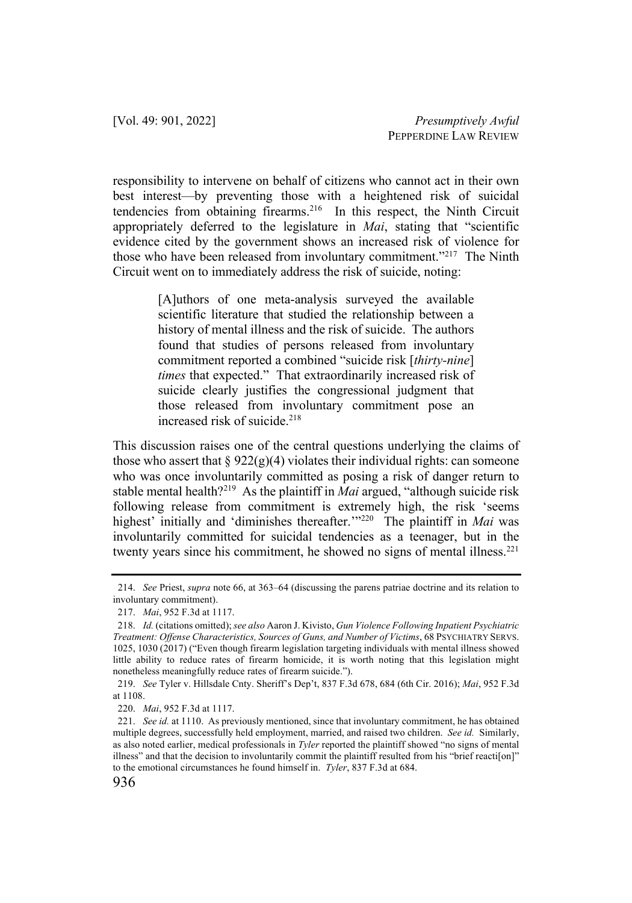responsibility to intervene on behalf of citizens who cannot act in their own best interest—by preventing those with a heightened risk of suicidal tendencies from obtaining firearms.[216] In this respect, the Ninth Circuit appropriately deferred to the legislature in *Mai*, stating that "scientific evidence cited by the government shows an increased risk of violence for those who have been released from involuntary commitment."[217] The Ninth Circuit went on to immediately address the risk of suicide, noting:

> [A]uthors of one meta-analysis surveyed the available scientific literature that studied the relationship between a history of mental illness and the risk of suicide. The authors found that studies of persons released from involuntary commitment reported a combined "suicide risk [*thirty-nine*] *times* that expected." That extraordinarily increased risk of suicide clearly justifies the congressional judgment that those released from involuntary commitment pose an increased risk of suicide.[218]

This discussion raises one of the central questions underlying the claims of those who assert that § 922(g)(4) violates their individual rights: can someone who was once involuntarily committed as posing a risk of danger return to stable mental health?[219] As the plaintiff in *Mai* argued, "although suicide risk following release from commitment is extremely high, the risk 'seems highest' initially and 'diminishes thereafter.'"[220] The plaintiff in *Mai* was involuntarily committed for suicidal tendencies as a teenager, but in the twenty years since his commitment, he showed no signs of mental illness.[221]

---

214. *See* Priest, *supra* note 66, at 363–64 (discussing the parens patriae doctrine and its relation to involuntary commitment).

217. *Mai*, 952 F.3d at 1117.

218. *Id.* (citations omitted); *see also* Aaron J. Kivisto, *Gun Violence Following Inpatient Psychiatric Treatment: Offense Characteristics, Sources of Guns, and Number of Victims*, 68 PSYCHIATRY SERVS. 1025, 1030 (2017) ("Even though firearm legislation targeting individuals with mental illness showed little ability to reduce rates of firearm homicide, it is worth noting that this legislation might nonetheless meaningfully reduce rates of firearm suicide.").

219. *See* Tyler v. Hillsdale Cnty. Sheriff's Dep't, 837 F.3d 678, 684 (6th Cir. 2016); *Mai*, 952 F.3d at 1108.

220. *Mai*, 952 F.3d at 1117.

221. *See id.* at 1110. As previously mentioned, since that involuntary commitment, he has obtained multiple degrees, successfully held employment, married, and raised two children. *See id.* Similarly, as also noted earlier, medical professionals in *Tyler* reported the plaintiff showed "no signs of mental illness" and that the decision to involuntarily commit the plaintiff resulted from his "brief reacti[on]" to the emotional circumstances he found himself in. *Tyler*, 837 F.3d at 684.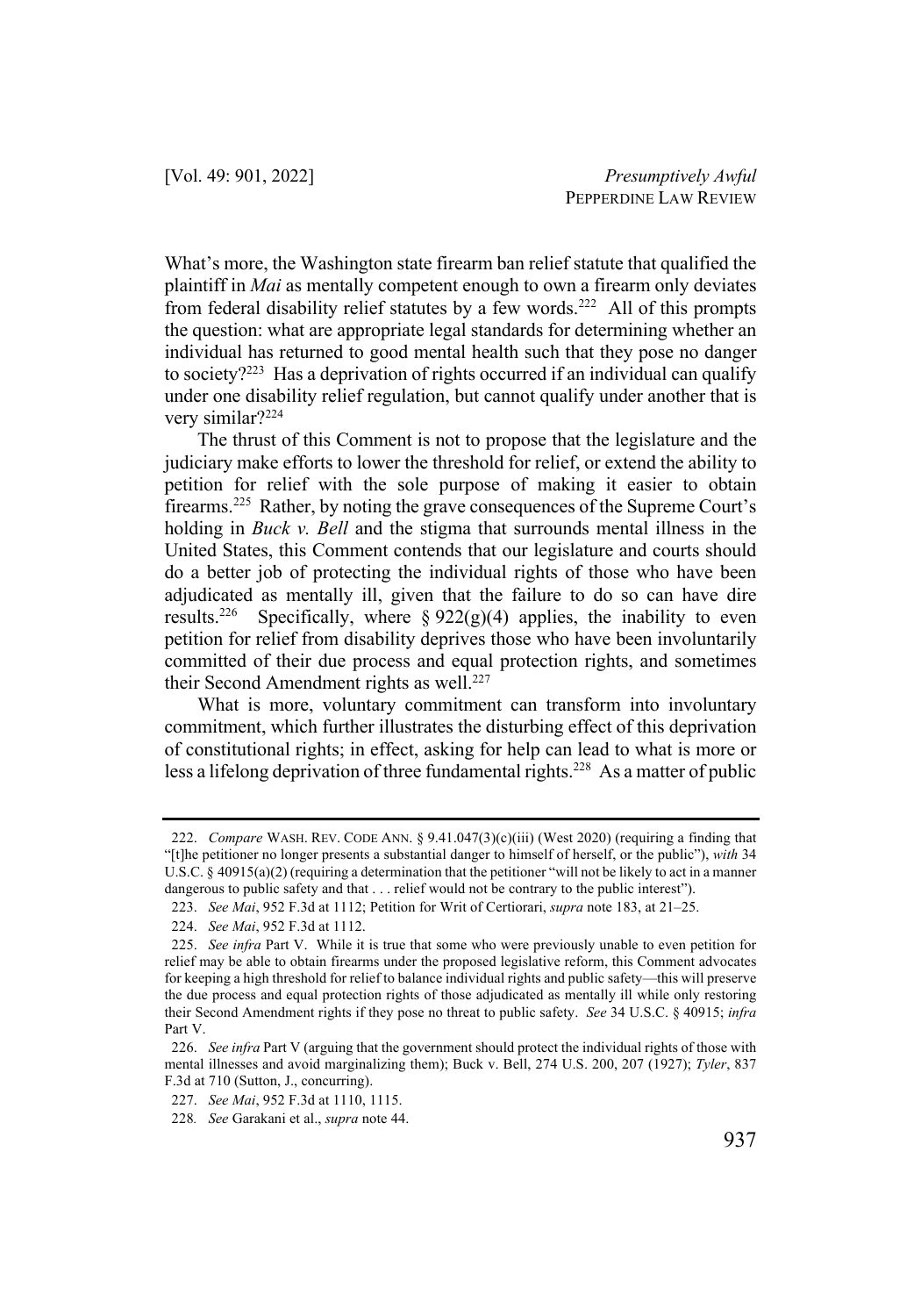What's more, the Washington state firearm ban relief statute that qualified the plaintiff in *Mai* as mentally competent enough to own a firearm only deviates from federal disability relief statutes by a few words.[222] All of this prompts the question: what are appropriate legal standards for determining whether an individual has returned to good mental health such that they pose no danger to society?[223] Has a deprivation of rights occurred if an individual can qualify under one disability relief regulation, but cannot qualify under another that is very similar?[224]

The thrust of this Comment is not to propose that the legislature and the judiciary make efforts to lower the threshold for relief, or extend the ability to petition for relief with the sole purpose of making it easier to obtain firearms.[225] Rather, by noting the grave consequences of the Supreme Court's holding in *Buck v. Bell* and the stigma that surrounds mental illness in the United States, this Comment contends that our legislature and courts should do a better job of protecting the individual rights of those who have been adjudicated as mentally ill, given that the failure to do so can have dire results.[226] Specifically, where § 922(g)(4) applies, the inability to even petition for relief from disability deprives those who have been involuntarily committed of their due process and equal protection rights, and sometimes their Second Amendment rights as well.[227]

What is more, voluntary commitment can transform into involuntary commitment, which further illustrates the disturbing effect of this deprivation of constitutional rights; in effect, asking for help can lead to what is more or less a lifelong deprivation of three fundamental rights.[228] As a matter of public

---

222. *Compare* WASH. REV. CODE ANN. § 9.41.047(3)(c)(iii) (West 2020) (requiring a finding that "[t]he petitioner no longer presents a substantial danger to himself of herself, or the public"), *with* 34 U.S.C. § 40915(a)(2) (requiring a determination that the petitioner "will not be likely to act in a manner dangerous to public safety and that . . . relief would not be contrary to the public interest").

223. *See Mai*, 952 F.3d at 1112; Petition for Writ of Certiorari, *supra* note 183, at 21–25.

224. *See Mai*, 952 F.3d at 1112.

225. *See infra* Part V. While it is true that some who were previously unable to even petition for relief may be able to obtain firearms under the proposed legislative reform, this Comment advocates for keeping a high threshold for relief to balance individual rights and public safety—this will preserve the due process and equal protection rights of those adjudicated as mentally ill while only restoring their Second Amendment rights if they pose no threat to public safety. *See* 34 U.S.C. § 40915; *infra* Part V.

226. *See infra* Part V (arguing that the government should protect the individual rights of those with mental illnesses and avoid marginalizing them); Buck v. Bell, 274 U.S. 200, 207 (1927); *Tyler*, 837 F.3d at 710 (Sutton, J., concurring).

227. *See Mai*, 952 F.3d at 1110, 1115.

228. *See* Garakani et al., *supra* note 44.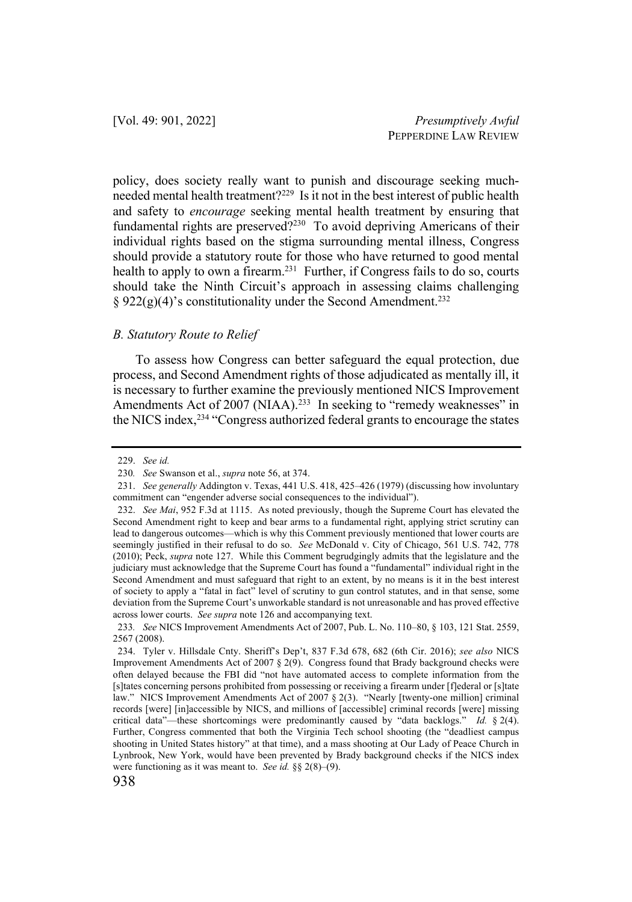policy, does society really want to punish and discourage seeking much-needed mental health treatment?[229] Is it not in the best interest of public health and safety to *encourage* seeking mental health treatment by ensuring that fundamental rights are preserved?[230] To avoid depriving Americans of their individual rights based on the stigma surrounding mental illness, Congress should provide a statutory route for those who have returned to good mental health to apply to own a firearm.[231] Further, if Congress fails to do so, courts should take the Ninth Circuit's approach in assessing claims challenging § 922(g)(4)'s constitutionality under the Second Amendment.[232]

### *B. Statutory Route to Relief*

To assess how Congress can better safeguard the equal protection, due process, and Second Amendment rights of those adjudicated as mentally ill, it is necessary to further examine the previously mentioned NICS Improvement Amendments Act of 2007 (NIAA).[233] In seeking to "remedy weaknesses" in the NICS index,[234] "Congress authorized federal grants to encourage the states

---

229. *See id.*

230. *See* Swanson et al., *supra* note 56, at 374.

231. *See generally* Addington v. Texas, 441 U.S. 418, 425–426 (1979) (discussing how involuntary commitment can "engender adverse social consequences to the individual").

232. *See Mai*, 952 F.3d at 1115. As noted previously, though the Supreme Court has elevated the Second Amendment right to keep and bear arms to a fundamental right, applying strict scrutiny can lead to dangerous outcomes—which is why this Comment previously mentioned that lower courts are seemingly justified in their refusal to do so. *See* McDonald v. City of Chicago, 561 U.S. 742, 778 (2010); Peck, *supra* note 127. While this Comment begrudgingly admits that the legislature and the judiciary must acknowledge that the Supreme Court has found a "fundamental" individual right in the Second Amendment and must safeguard that right to an extent, by no means is it in the best interest of society to apply a "fatal in fact" level of scrutiny to gun control statutes, and in that sense, some deviation from the Supreme Court's unworkable standard is not unreasonable and has proved effective across lower courts. *See supra* note 126 and accompanying text.

233. *See* NICS Improvement Amendments Act of 2007, Pub. L. No. 110–80, § 103, 121 Stat. 2559, 2567 (2008).

234. Tyler v. Hillsdale Cnty. Sheriff's Dep't, 837 F.3d 678, 682 (6th Cir. 2016); *see also* NICS Improvement Amendments Act of 2007 § 2(9). Congress found that Brady background checks were often delayed because the FBI did "not have automated access to complete information from the [s]tates concerning persons prohibited from possessing or receiving a firearm under [f]ederal or [s]tate law." NICS Improvement Amendments Act of 2007 § 2(3). "Nearly [twenty-one million] criminal records [were] [in]accessible by NICS, and millions of [accessible] criminal records [were] missing critical data"—these shortcomings were predominantly caused by "data backlogs." *Id.* § 2(4). Further, Congress commented that both the Virginia Tech school shooting (the "deadliest campus shooting in United States history" at that time), and a mass shooting at Our Lady of Peace Church in Lynbrook, New York, would have been prevented by Brady background checks if the NICS index were functioning as it was meant to. *See id.* §§ 2(8)–(9).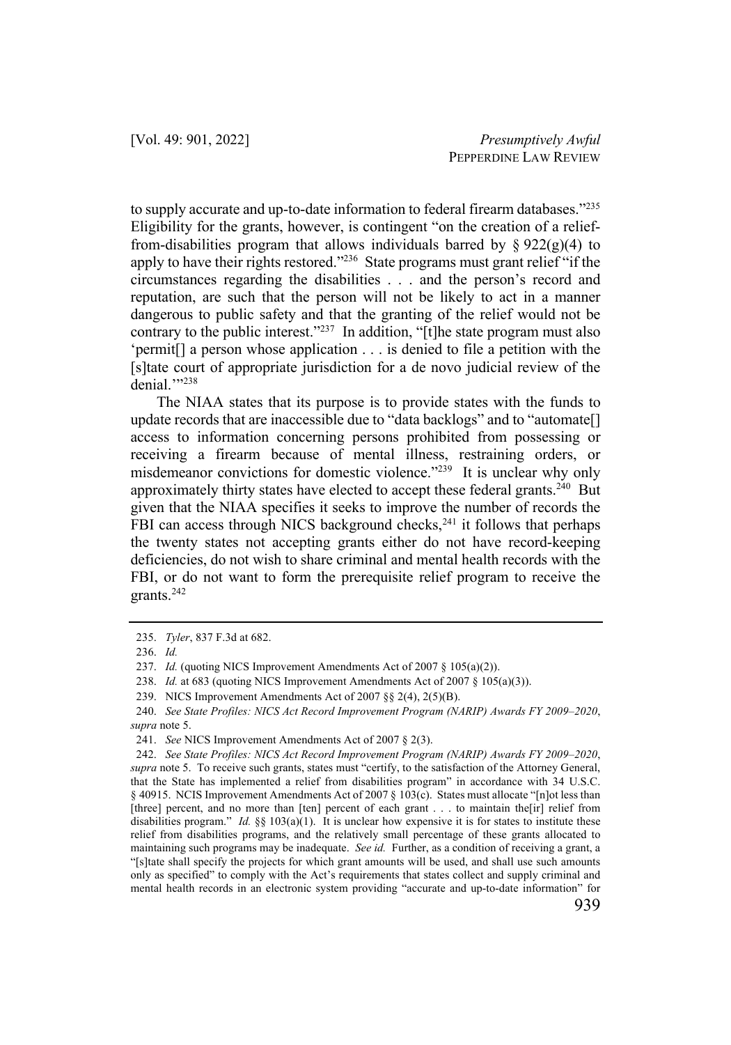to supply accurate and up-to-date information to federal firearm databases."[235] Eligibility for the grants, however, is contingent "on the creation of a relief-from-disabilities program that allows individuals barred by § 922(g)(4) to apply to have their rights restored."[236] State programs must grant relief "if the circumstances regarding the disabilities . . . and the person's record and reputation, are such that the person will not be likely to act in a manner dangerous to public safety and that the granting of the relief would not be contrary to the public interest."[237] In addition, "[t]he state program must also 'permit[] a person whose application . . . is denied to file a petition with the [s]tate court of appropriate jurisdiction for a de novo judicial review of the denial.'"[238]

The NIAA states that its purpose is to provide states with the funds to update records that are inaccessible due to "data backlogs" and to "automate[] access to information concerning persons prohibited from possessing or receiving a firearm because of mental illness, restraining orders, or misdemeanor convictions for domestic violence."[239] It is unclear why only approximately thirty states have elected to accept these federal grants.[240] But given that the NIAA specifies it seeks to improve the number of records the FBI can access through NICS background checks,[241] it follows that perhaps the twenty states not accepting grants either do not have record-keeping deficiencies, do not wish to share criminal and mental health records with the FBI, or do not want to form the prerequisite relief program to receive the grants.[242]

---

235. *Tyler*, 837 F.3d at 682.

236. *Id.*

237. *Id.* (quoting NICS Improvement Amendments Act of 2007 § 105(a)(2)).

238. *Id.* at 683 (quoting NICS Improvement Amendments Act of 2007 § 105(a)(3)).

239. NICS Improvement Amendments Act of 2007 §§ 2(4), 2(5)(B).

240. *See State Profiles: NICS Act Record Improvement Program (NARIP) Awards FY 2009–2020*, *supra* note 5.

241. *See* NICS Improvement Amendments Act of 2007 § 2(3).

242. *See State Profiles: NICS Act Record Improvement Program (NARIP) Awards FY 2009–2020*, *supra* note 5. To receive such grants, states must "certify, to the satisfaction of the Attorney General, that the State has implemented a relief from disabilities program" in accordance with 34 U.S.C. § 40915. NCIS Improvement Amendments Act of 2007 § 103(c). States must allocate "[n]ot less than [three] percent, and no more than [ten] percent of each grant . . . to maintain the[ir] relief from disabilities program." *Id.* §§ 103(a)(1). It is unclear how expensive it is for states to institute these relief from disabilities programs, and the relatively small percentage of these grants allocated to maintaining such programs may be inadequate. *See id.* Further, as a condition of receiving a grant, a "[s]tate shall specify the projects for which grant amounts will be used, and shall use such amounts only as specified" to comply with the Act's requirements that states collect and supply criminal and mental health records in an electronic system providing "accurate and up-to-date information" for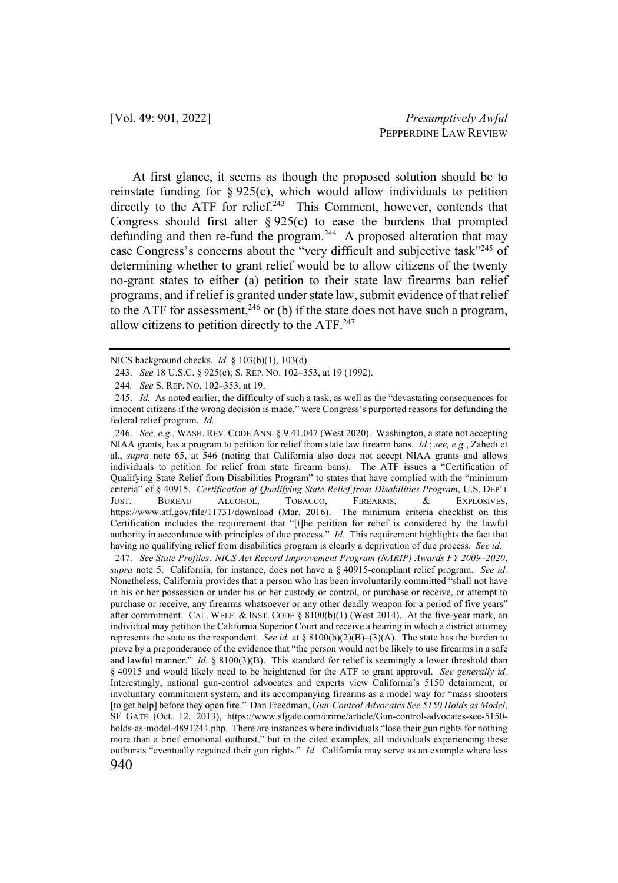At first glance, it seems as though the proposed solution should be to reinstate funding for § 925(c), which would allow individuals to petition directly to the ATF for relief.[243] This Comment, however, contends that Congress should first alter § 925(c) to ease the burdens that prompted defunding and then re-fund the program.[244] A proposed alteration that may ease Congress's concerns about the "very difficult and subjective task"[245] of determining whether to grant relief would be to allow citizens of the twenty no-grant states to either (a) petition to their state law firearms ban relief programs, and if relief is granted under state law, submit evidence of that relief to the ATF for assessment,[246] or (b) if the state does not have such a program, allow citizens to petition directly to the ATF.[247]

---

NICS background checks. *Id.* § 103(b)(1), 103(d).

243. *See* 18 U.S.C. § 925(c); S. REP. NO. 102–353, at 19 (1992).

244. *See* S. REP. NO. 102–353, at 19.

245. *Id.* As noted earlier, the difficulty of such a task, as well as the "devastating consequences for innocent citizens if the wrong decision is made," were Congress's purported reasons for defunding the federal relief program. *Id.*

246. *See, e.g.*, WASH. REV. CODE ANN. § 9.41.047 (West 2020). Washington, a state not accepting NIAA grants, has a program to petition for relief from state law firearm bans. *Id.*; *see, e.g.*, Zahedi et al., *supra* note 65, at 546 (noting that California also does not accept NIAA grants and allows individuals to petition for relief from state firearm bans). The ATF issues a "Certification of Qualifying State Relief from Disabilities Program" to states that have complied with the "minimum criteria" of § 40915. *Certification of Qualifying State Relief from Disabilities Program*, U.S. DEP'T JUST. BUREAU ALCOHOL, TOBACCO, FIREARMS, & EXPLOSIVES, https://www.atf.gov/file/11731/download (Mar. 2016). The minimum criteria checklist on this Certification includes the requirement that "[t]he petition for relief is considered by the lawful authority in accordance with principles of due process." *Id.* This requirement highlights the fact that having no qualifying relief from disabilities program is clearly a deprivation of due process. *See id.*

247. *See State Profiles: NICS Act Record Improvement Program (NARIP) Awards FY 2009–2020*, *supra* note 5. California, for instance, does not have a § 40915-compliant relief program. *See id.* Nonetheless, California provides that a person who has been involuntarily committed "shall not have in his or her possession or under his or her custody or control, or purchase or receive, or attempt to purchase or receive, any firearms whatsoever or any other deadly weapon for a period of five years" after commitment. CAL. WELF. & INST. CODE § 8100(b)(1) (West 2014). At the five-year mark, an individual may petition the California Superior Court and receive a hearing in which a district attorney represents the state as the respondent. *See id.* at § 8100(b)(2)(B)–(3)(A). The state has the burden to prove by a preponderance of the evidence that "the person would not be likely to use firearms in a safe and lawful manner." *Id.* § 8100(3)(B). This standard for relief is seemingly a lower threshold than § 40915 and would likely need to be heightened for the ATF to grant approval. *See generally id.* Interestingly, national gun-control advocates and experts view California's 5150 detainment, or involuntary commitment system, and its accompanying firearms as a model way for "mass shooters [to get help] before they open fire." Dan Freedman, *Gun-Control Advocates See 5150 Holds as Model*, SF GATE (Oct. 12, 2013), https://www.sfgate.com/crime/article/Gun-control-advocates-see-5150-holds-as-model-4891244.php. There are instances where individuals "lose their gun rights for nothing more than a brief emotional outburst," but in the cited examples, all individuals experiencing these outbursts "eventually regained their gun rights." *Id.* California may serve as an example where less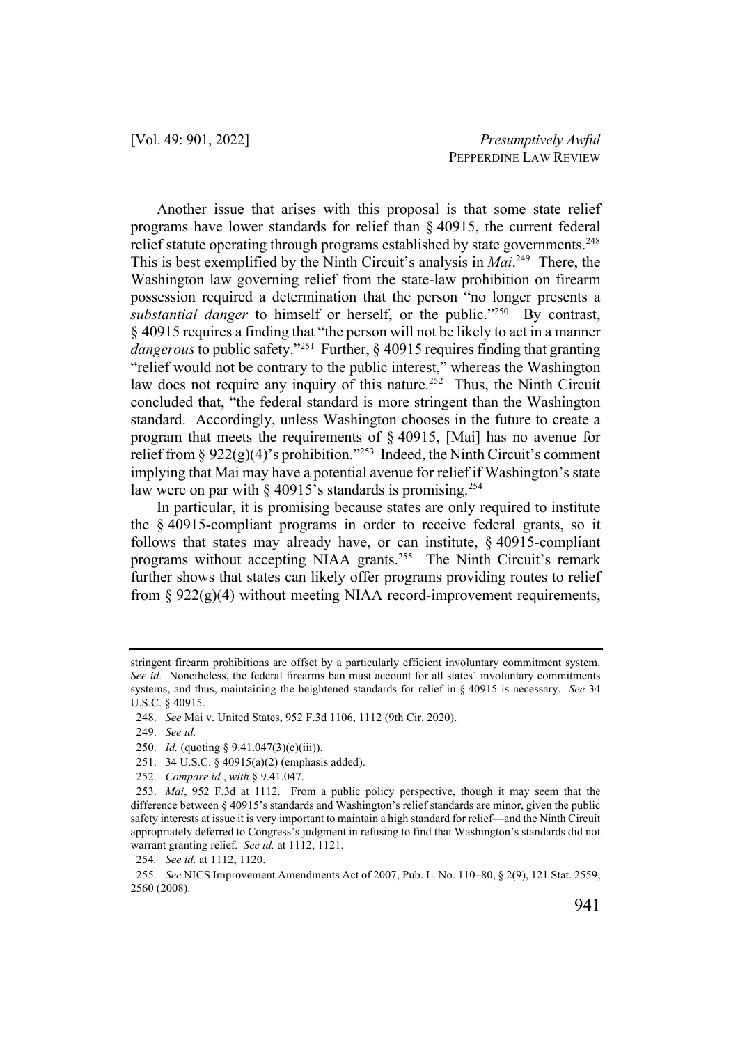Another issue that arises with this proposal is that some state relief programs have lower standards for relief than § 40915, the current federal relief statute operating through programs established by state governments.[248] This is best exemplified by the Ninth Circuit's analysis in *Mai*.[249] There, the Washington law governing relief from the state-law prohibition on firearm possession required a determination that the person "no longer presents a *substantial danger* to himself or herself, or the public."[250] By contrast, § 40915 requires a finding that "the person will not be likely to act in a manner *dangerous* to public safety."[251] Further, § 40915 requires finding that granting "relief would not be contrary to the public interest," whereas the Washington law does not require any inquiry of this nature.[252] Thus, the Ninth Circuit concluded that, "the federal standard is more stringent than the Washington standard. Accordingly, unless Washington chooses in the future to create a program that meets the requirements of § 40915, [Mai] has no avenue for relief from § 922(g)(4)'s prohibition."[253] Indeed, the Ninth Circuit's comment implying that Mai may have a potential avenue for relief if Washington's state law were on par with § 40915's standards is promising.[254]

In particular, it is promising because states are only required to institute the § 40915-compliant programs in order to receive federal grants, so it follows that states may already have, or can institute, § 40915-compliant programs without accepting NIAA grants.[255] The Ninth Circuit's remark further shows that states can likely offer programs providing routes to relief from § 922(g)(4) without meeting NIAA record-improvement requirements,

---

stringent firearm prohibitions are offset by a particularly efficient involuntary commitment system. *See id.* Nonetheless, the federal firearms ban must account for all states' involuntary commitments systems, and thus, maintaining the heightened standards for relief in § 40915 is necessary. *See* 34 U.S.C. § 40915.

248. *See* Mai v. United States, 952 F.3d 1106, 1112 (9th Cir. 2020).

249. *See id.*

250. *Id.* (quoting § 9.41.047(3)(c)(iii)).

251. 34 U.S.C. § 40915(a)(2) (emphasis added).

252. *Compare id.*, *with* § 9.41.047.

253. *Mai*, 952 F.3d at 1112. From a public policy perspective, though it may seem that the difference between § 40915's standards and Washington's relief standards are minor, given the public safety interests at issue it is very important to maintain a high standard for relief—and the Ninth Circuit appropriately deferred to Congress's judgment in refusing to find that Washington's standards did not warrant granting relief. *See id.* at 1112, 1121.

254. *See id.* at 1112, 1120.

255. *See* NICS Improvement Amendments Act of 2007, Pub. L. No. 110–80, § 2(9), 121 Stat. 2559, 2560 (2008).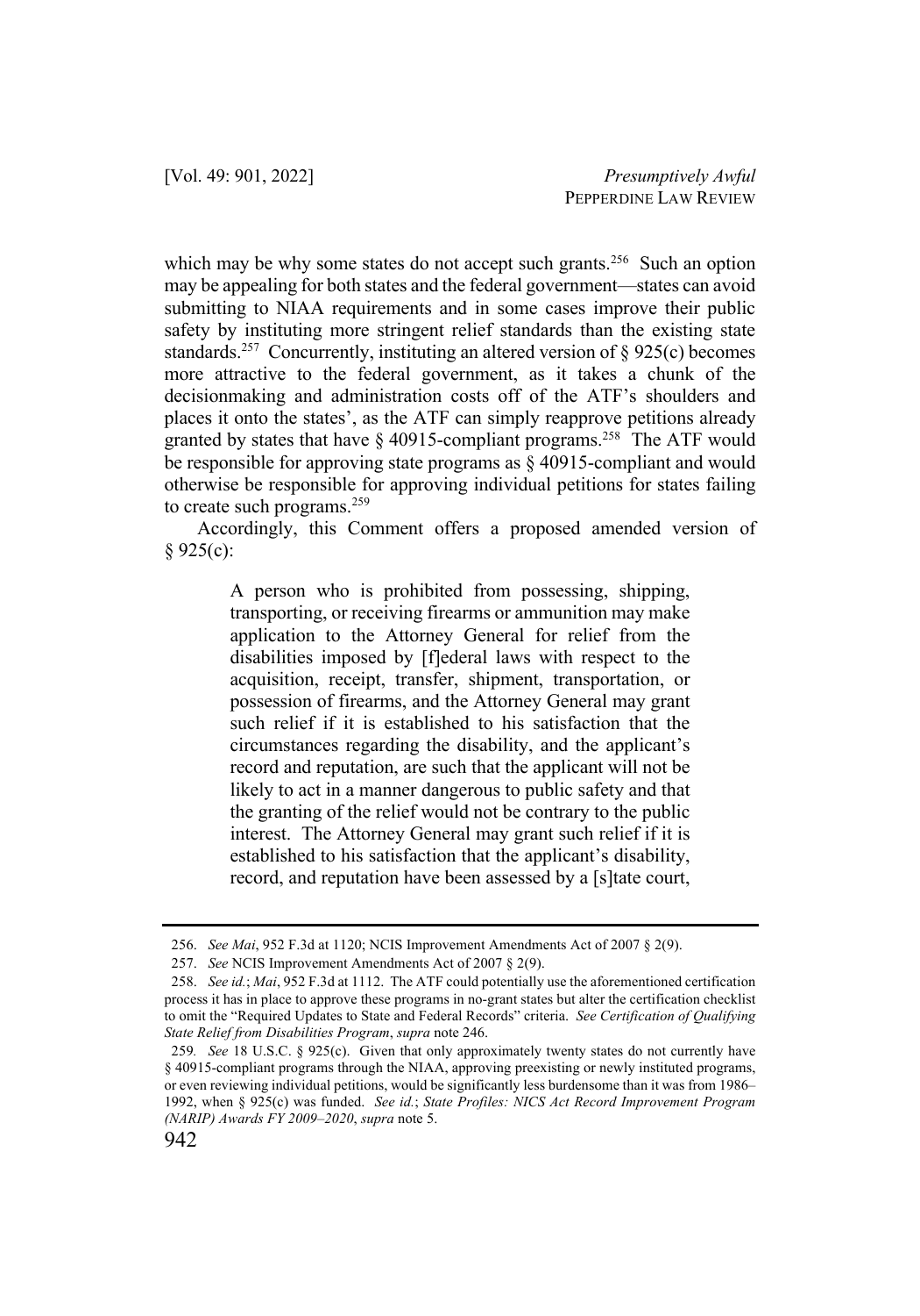which may be why some states do not accept such grants.[256] Such an option may be appealing for both states and the federal government—states can avoid submitting to NIAA requirements and in some cases improve their public safety by instituting more stringent relief standards than the existing state standards.[257] Concurrently, instituting an altered version of § 925(c) becomes more attractive to the federal government, as it takes a chunk of the decisionmaking and administration costs off of the ATF's shoulders and places it onto the states', as the ATF can simply reapprove petitions already granted by states that have § 40915-compliant programs.[258] The ATF would be responsible for approving state programs as § 40915-compliant and would otherwise be responsible for approving individual petitions for states failing to create such programs.[259]

Accordingly, this Comment offers a proposed amended version of § 925(c):

> A person who is prohibited from possessing, shipping, transporting, or receiving firearms or ammunition may make application to the Attorney General for relief from the disabilities imposed by [f]ederal laws with respect to the acquisition, receipt, transfer, shipment, transportation, or possession of firearms, and the Attorney General may grant such relief if it is established to his satisfaction that the circumstances regarding the disability, and the applicant's record and reputation, are such that the applicant will not be likely to act in a manner dangerous to public safety and that the granting of the relief would not be contrary to the public interest. The Attorney General may grant such relief if it is established to his satisfaction that the applicant's disability, record, and reputation have been assessed by a [s]tate court,

---

256. *See Mai*, 952 F.3d at 1120; NCIS Improvement Amendments Act of 2007 § 2(9).

257. *See* NCIS Improvement Amendments Act of 2007 § 2(9).

258. *See id.*; *Mai*, 952 F.3d at 1112. The ATF could potentially use the aforementioned certification process it has in place to approve these programs in no-grant states but alter the certification checklist to omit the "Required Updates to State and Federal Records" criteria. *See Certification of Qualifying State Relief from Disabilities Program*, *supra* note 246.

259. *See* 18 U.S.C. § 925(c). Given that only approximately twenty states do not currently have § 40915-compliant programs through the NIAA, approving preexisting or newly instituted programs, or even reviewing individual petitions, would be significantly less burdensome than it was from 1986–1992, when § 925(c) was funded. *See id.*; *State Profiles: NICS Act Record Improvement Program (NARIP) Awards FY 2009–2020*, *supra* note 5.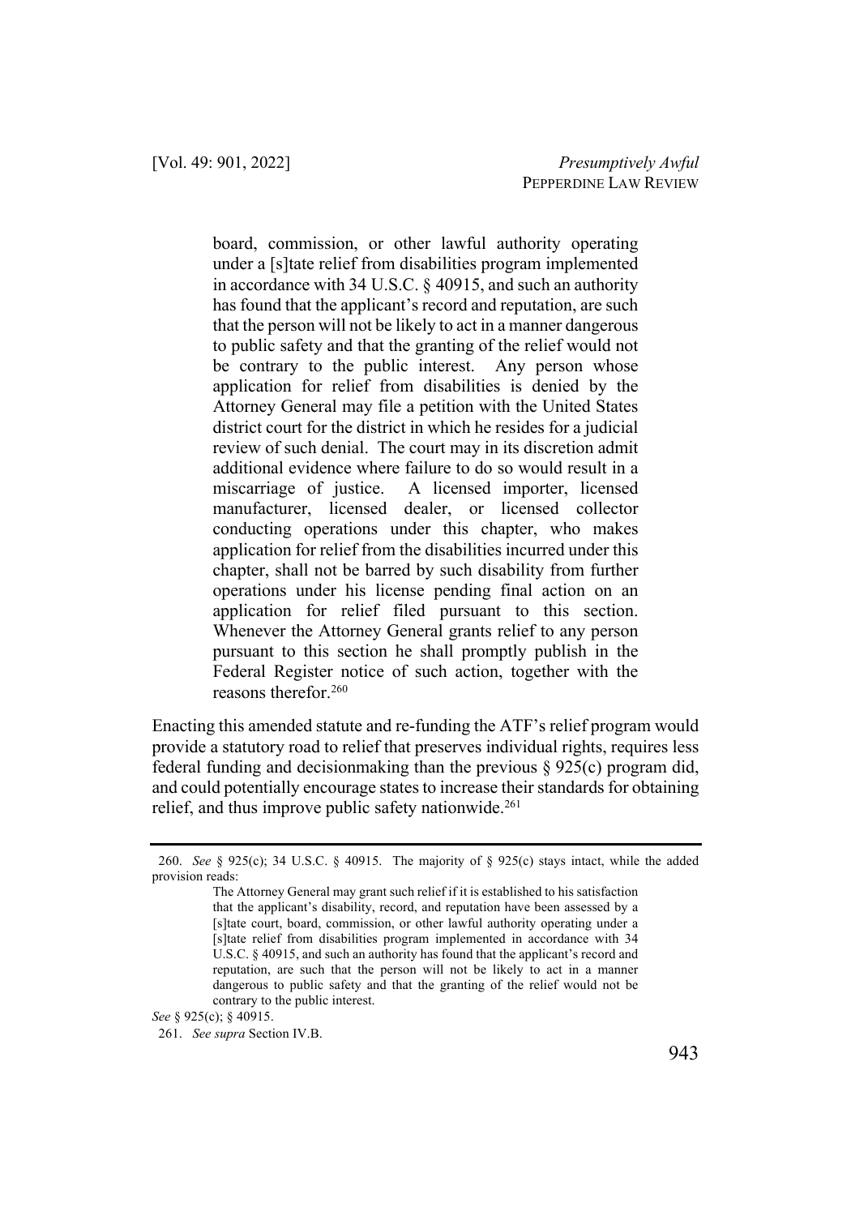> board, commission, or other lawful authority operating under a [s]tate relief from disabilities program implemented in accordance with 34 U.S.C. § 40915, and such an authority has found that the applicant's record and reputation, are such that the person will not be likely to act in a manner dangerous to public safety and that the granting of the relief would not be contrary to the public interest. Any person whose application for relief from disabilities is denied by the Attorney General may file a petition with the United States district court for the district in which he resides for a judicial review of such denial. The court may in its discretion admit additional evidence where failure to do so would result in a miscarriage of justice. A licensed importer, licensed manufacturer, licensed dealer, or licensed collector conducting operations under this chapter, who makes application for relief from the disabilities incurred under this chapter, shall not be barred by such disability from further operations under his license pending final action on an application for relief filed pursuant to this section. Whenever the Attorney General grants relief to any person pursuant to this section he shall promptly publish in the Federal Register notice of such action, together with the reasons therefor.[260]

Enacting this amended statute and re-funding the ATF's relief program would provide a statutory road to relief that preserves individual rights, requires less federal funding and decisionmaking than the previous § 925(c) program did, and could potentially encourage states to increase their standards for obtaining relief, and thus improve public safety nationwide.[261]

---

260. *See* § 925(c); 34 U.S.C. § 40915. The majority of § 925(c) stays intact, while the added provision reads:

> The Attorney General may grant such relief if it is established to his satisfaction that the applicant's disability, record, and reputation have been assessed by a [s]tate court, board, commission, or other lawful authority operating under a [s]tate relief from disabilities program implemented in accordance with 34 U.S.C. § 40915, and such an authority has found that the applicant's record and reputation, are such that the person will not be likely to act in a manner dangerous to public safety and that the granting of the relief would not be contrary to the public interest.

*See* § 925(c); § 40915.

261. *See supra* Section IV.B.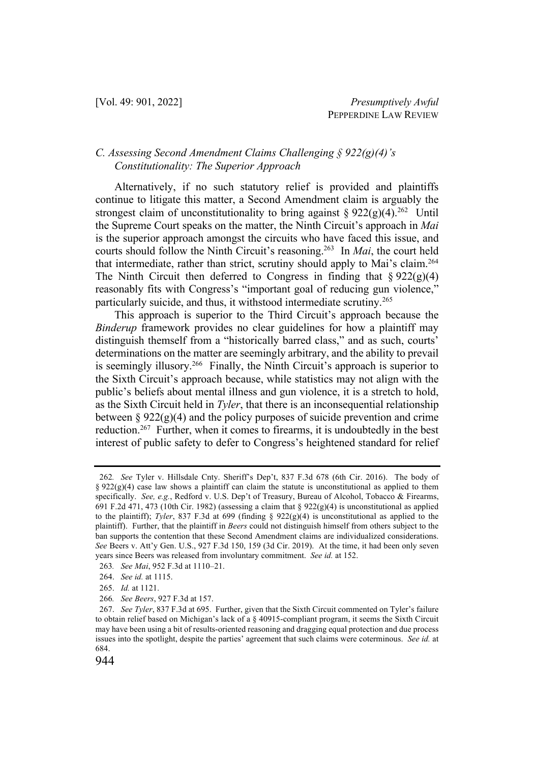### *C. Assessing Second Amendment Claims Challenging § 922(g)(4)'s Constitutionality: The Superior Approach*

Alternatively, if no such statutory relief is provided and plaintiffs continue to litigate this matter, a Second Amendment claim is arguably the strongest claim of unconstitutionality to bring against § 922(g)(4).[262] Until the Supreme Court speaks on the matter, the Ninth Circuit's approach in *Mai* is the superior approach amongst the circuits who have faced this issue, and courts should follow the Ninth Circuit's reasoning.[263] In *Mai*, the court held that intermediate, rather than strict, scrutiny should apply to Mai's claim.[264] The Ninth Circuit then deferred to Congress in finding that § 922(g)(4) reasonably fits with Congress's "important goal of reducing gun violence," particularly suicide, and thus, it withstood intermediate scrutiny.[265]

This approach is superior to the Third Circuit's approach because the *Binderup* framework provides no clear guidelines for how a plaintiff may distinguish themself from a "historically barred class," and as such, courts' determinations on the matter are seemingly arbitrary, and the ability to prevail is seemingly illusory.[266] Finally, the Ninth Circuit's approach is superior to the Sixth Circuit's approach because, while statistics may not align with the public's beliefs about mental illness and gun violence, it is a stretch to hold, as the Sixth Circuit held in *Tyler*, that there is an inconsequential relationship between § 922(g)(4) and the policy purposes of suicide prevention and crime reduction.[267] Further, when it comes to firearms, it is undoubtedly in the best interest of public safety to defer to Congress's heightened standard for relief

---

262. *See* Tyler v. Hillsdale Cnty. Sheriff's Dep't, 837 F.3d 678 (6th Cir. 2016). The body of § 922(g)(4) case law shows a plaintiff can claim the statute is unconstitutional as applied to them specifically. *See, e.g.*, Redford v. U.S. Dep't of Treasury, Bureau of Alcohol, Tobacco & Firearms, 691 F.2d 471, 473 (10th Cir. 1982) (assessing a claim that § 922(g)(4) is unconstitutional as applied to the plaintiff); *Tyler*, 837 F.3d at 699 (finding § 922(g)(4) is unconstitutional as applied to the plaintiff). Further, that the plaintiff in *Beers* could not distinguish himself from others subject to the ban supports the contention that these Second Amendment claims are individualized considerations. *See* Beers v. Att'y Gen. U.S., 927 F.3d 150, 159 (3d Cir. 2019). At the time, it had been only seven years since Beers was released from involuntary commitment. *See id.* at 152.

263. *See Mai*, 952 F.3d at 1110–21.

264. *See id.* at 1115.

265. *Id.* at 1121.

266. *See Beers*, 927 F.3d at 157.

267. *See Tyler*, 837 F.3d at 695. Further, given that the Sixth Circuit commented on Tyler's failure to obtain relief based on Michigan's lack of a § 40915-compliant program, it seems the Sixth Circuit may have been using a bit of results-oriented reasoning and dragging equal protection and due process issues into the spotlight, despite the parties' agreement that such claims were coterminous. *See id.* at 684.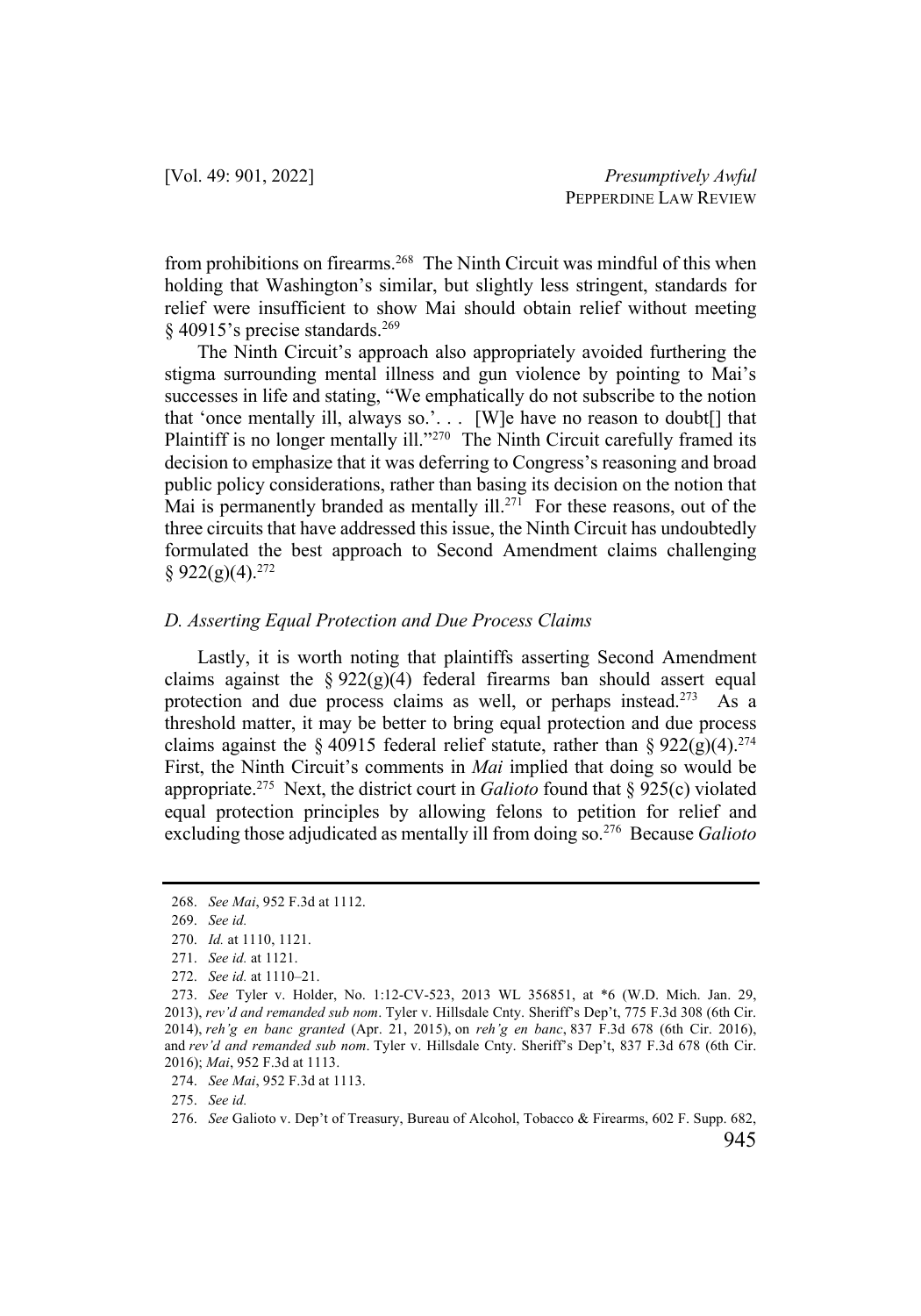from prohibitions on firearms.[268] The Ninth Circuit was mindful of this when holding that Washington's similar, but slightly less stringent, standards for relief were insufficient to show Mai should obtain relief without meeting § 40915's precise standards.[269]

The Ninth Circuit's approach also appropriately avoided furthering the stigma surrounding mental illness and gun violence by pointing to Mai's successes in life and stating, "We emphatically do not subscribe to the notion that 'once mentally ill, always so.'. . . [W]e have no reason to doubt[] that Plaintiff is no longer mentally ill."[270] The Ninth Circuit carefully framed its decision to emphasize that it was deferring to Congress's reasoning and broad public policy considerations, rather than basing its decision on the notion that Mai is permanently branded as mentally ill.[271] For these reasons, out of the three circuits that have addressed this issue, the Ninth Circuit has undoubtedly formulated the best approach to Second Amendment claims challenging § 922(g)(4).[272]

### *D. Asserting Equal Protection and Due Process Claims*

Lastly, it is worth noting that plaintiffs asserting Second Amendment claims against the § 922(g)(4) federal firearms ban should assert equal protection and due process claims as well, or perhaps instead.[273] As a threshold matter, it may be better to bring equal protection and due process claims against the § 40915 federal relief statute, rather than § 922(g)(4).[274] First, the Ninth Circuit's comments in *Mai* implied that doing so would be appropriate.[275] Next, the district court in *Galioto* found that § 925(c) violated equal protection principles by allowing felons to petition for relief and excluding those adjudicated as mentally ill from doing so.[276] Because *Galioto*

---

268. *See Mai*, 952 F.3d at 1112.

269. *See id.*

270. *Id.* at 1110, 1121.

271. *See id.* at 1121.

272. *See id.* at 1110–21.

273. *See* Tyler v. Holder, No. 1:12-CV-523, 2013 WL 356851, at *6 (W.D. Mich. Jan. 29, 2013), *rev'd and remanded sub nom*. Tyler v. Hillsdale Cnty. Sheriff's Dep't, 775 F.3d 308 (6th Cir. 2014), *reh'g en banc granted* (Apr. 21, 2015), on *reh'g en banc*, 837 F.3d 678 (6th Cir. 2016), and *rev'd and remanded sub nom*. Tyler v. Hillsdale Cnty. Sheriff's Dep't, 837 F.3d 678 (6th Cir. 2016); *Mai*, 952 F.3d at 1113.

274. *See Mai*, 952 F.3d at 1113.

275. *See id.*

276. *See* Galioto v. Dep't of Treasury, Bureau of Alcohol, Tobacco & Firearms, 602 F. Supp. 682,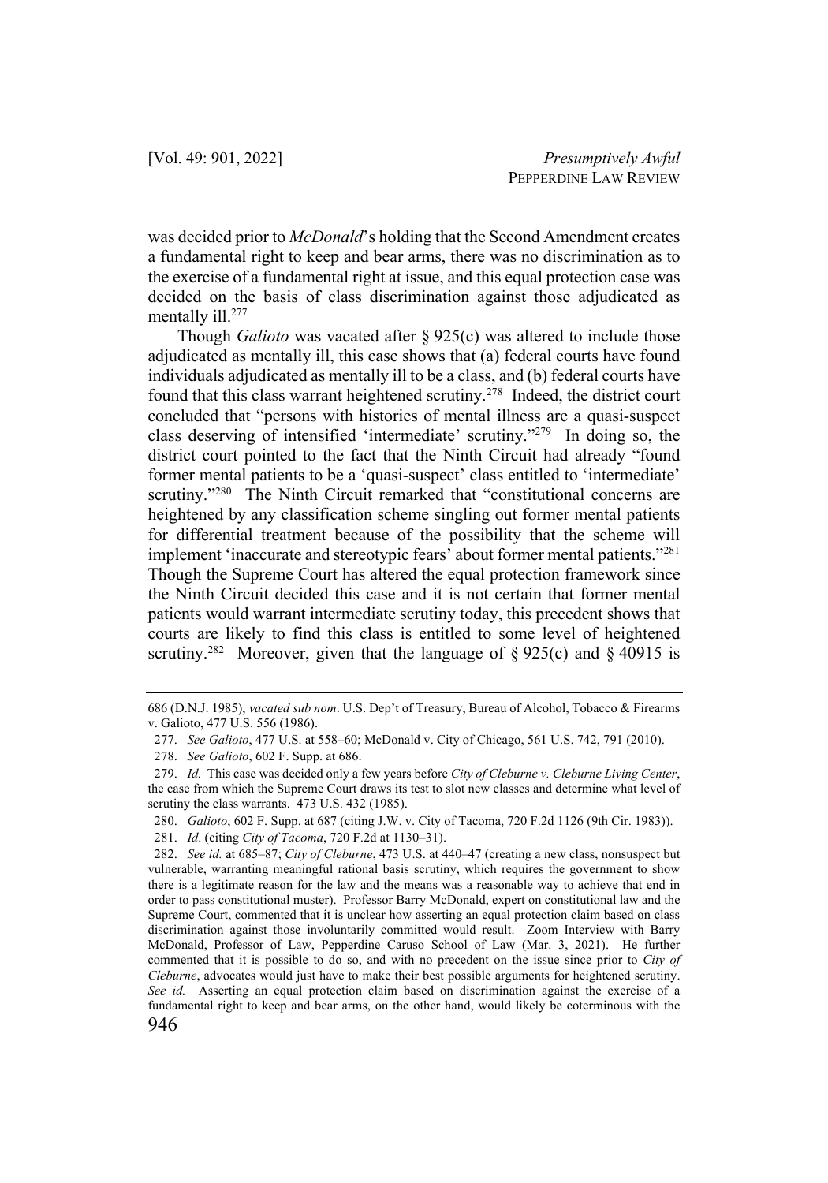was decided prior to *McDonald*'s holding that the Second Amendment creates a fundamental right to keep and bear arms, there was no discrimination as to the exercise of a fundamental right at issue, and this equal protection case was decided on the basis of class discrimination against those adjudicated as mentally ill.[277]

Though *Galioto* was vacated after § 925(c) was altered to include those adjudicated as mentally ill, this case shows that (a) federal courts have found individuals adjudicated as mentally ill to be a class, and (b) federal courts have found that this class warrant heightened scrutiny.[278] Indeed, the district court concluded that "persons with histories of mental illness are a quasi-suspect class deserving of intensified 'intermediate' scrutiny."[279] In doing so, the district court pointed to the fact that the Ninth Circuit had already "found former mental patients to be a 'quasi-suspect' class entitled to 'intermediate' scrutiny."[280] The Ninth Circuit remarked that "constitutional concerns are heightened by any classification scheme singling out former mental patients for differential treatment because of the possibility that the scheme will implement 'inaccurate and stereotypic fears' about former mental patients."[281] Though the Supreme Court has altered the equal protection framework since the Ninth Circuit decided this case and it is not certain that former mental patients would warrant intermediate scrutiny today, this precedent shows that courts are likely to find this class is entitled to some level of heightened scrutiny.[282] Moreover, given that the language of § 925(c) and § 40915 is

---

686 (D.N.J. 1985), *vacated sub nom*. U.S. Dep't of Treasury, Bureau of Alcohol, Tobacco & Firearms v. Galioto, 477 U.S. 556 (1986).

277. *See Galioto*, 477 U.S. at 558–60; McDonald v. City of Chicago, 561 U.S. 742, 791 (2010).

278. *See Galioto*, 602 F. Supp. at 686.

279. *Id.* This case was decided only a few years before *City of Cleburne v. Cleburne Living Center*, the case from which the Supreme Court draws its test to slot new classes and determine what level of scrutiny the class warrants. 473 U.S. 432 (1985).

280. *Galioto*, 602 F. Supp. at 687 (citing J.W. v. City of Tacoma, 720 F.2d 1126 (9th Cir. 1983)).

281. *Id*. (citing *City of Tacoma*, 720 F.2d at 1130–31).

282. *See id.* at 685–87; *City of Cleburne*, 473 U.S. at 440–47 (creating a new class, nonsuspect but vulnerable, warranting meaningful rational basis scrutiny, which requires the government to show there is a legitimate reason for the law and the means was a reasonable way to achieve that end in order to pass constitutional muster). Professor Barry McDonald, expert on constitutional law and the Supreme Court, commented that it is unclear how asserting an equal protection claim based on class discrimination against those involuntarily committed would result. Zoom Interview with Barry McDonald, Professor of Law, Pepperdine Caruso School of Law (Mar. 3, 2021). He further commented that it is possible to do so, and with no precedent on the issue since prior to *City of Cleburne*, advocates would just have to make their best possible arguments for heightened scrutiny. *See id.* Asserting an equal protection claim based on discrimination against the exercise of a fundamental right to keep and bear arms, on the other hand, would likely be coterminous with the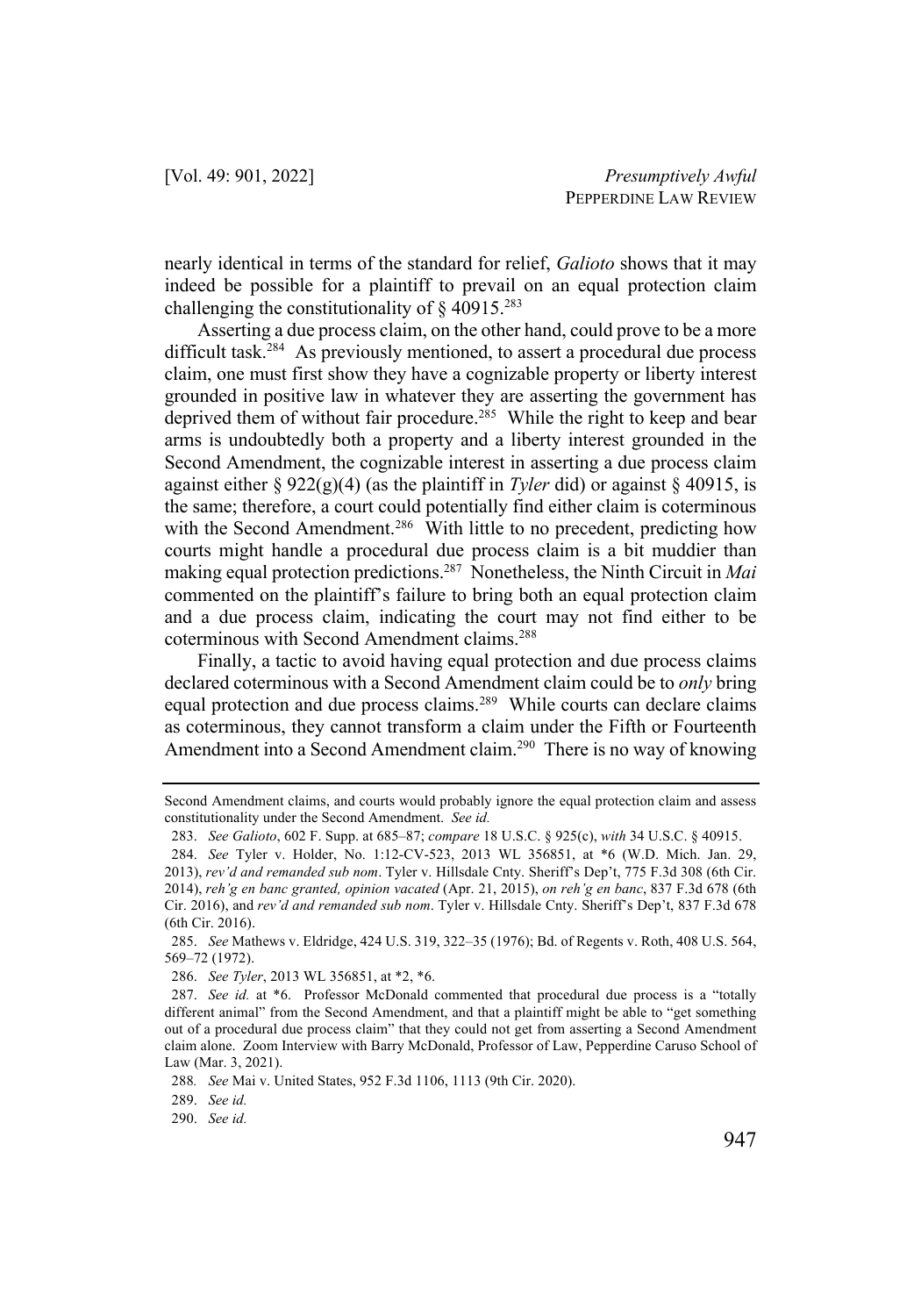nearly identical in terms of the standard for relief, *Galioto* shows that it may indeed be possible for a plaintiff to prevail on an equal protection claim challenging the constitutionality of § 40915.[283]

Asserting a due process claim, on the other hand, could prove to be a more difficult task.[284] As previously mentioned, to assert a procedural due process claim, one must first show they have a cognizable property or liberty interest grounded in positive law in whatever they are asserting the government has deprived them of without fair procedure.[285] While the right to keep and bear arms is undoubtedly both a property and a liberty interest grounded in the Second Amendment, the cognizable interest in asserting a due process claim against either § 922(g)(4) (as the plaintiff in *Tyler* did) or against § 40915, is the same; therefore, a court could potentially find either claim is coterminous with the Second Amendment.[286] With little to no precedent, predicting how courts might handle a procedural due process claim is a bit muddier than making equal protection predictions.[287] Nonetheless, the Ninth Circuit in *Mai* commented on the plaintiff's failure to bring both an equal protection claim and a due process claim, indicating the court may not find either to be coterminous with Second Amendment claims.[288]

Finally, a tactic to avoid having equal protection and due process claims declared coterminous with a Second Amendment claim could be to *only* bring equal protection and due process claims.[289] While courts can declare claims as coterminous, they cannot transform a claim under the Fifth or Fourteenth Amendment into a Second Amendment claim.[290] There is no way of knowing

---

Second Amendment claims, and courts would probably ignore the equal protection claim and assess constitutionality under the Second Amendment. *See id.*

283. *See Galioto*, 602 F. Supp. at 685–87; *compare* 18 U.S.C. § 925(c), *with* 34 U.S.C. § 40915.

284. *See* Tyler v. Holder, No. 1:12-CV-523, 2013 WL 356851, at *6 (W.D. Mich. Jan. 29, 2013), *rev'd and remanded sub nom*. Tyler v. Hillsdale Cnty. Sheriff's Dep't, 775 F.3d 308 (6th Cir. 2014), *reh'g en banc granted, opinion vacated* (Apr. 21, 2015), *on reh'g en banc*, 837 F.3d 678 (6th Cir. 2016), and *rev'd and remanded sub nom*. Tyler v. Hillsdale Cnty. Sheriff's Dep't, 837 F.3d 678 (6th Cir. 2016).

285. *See* Mathews v. Eldridge, 424 U.S. 319, 322–35 (1976); Bd. of Regents v. Roth, 408 U.S. 564, 569–72 (1972).

286. *See Tyler*, 2013 WL 356851, at *2, *6.

287. *See id.* at *6. Professor McDonald commented that procedural due process is a "totally different animal" from the Second Amendment, and that a plaintiff might be able to "get something out of a procedural due process claim" that they could not get from asserting a Second Amendment claim alone. Zoom Interview with Barry McDonald, Professor of Law, Pepperdine Caruso School of Law (Mar. 3, 2021).

288. *See* Mai v. United States, 952 F.3d 1106, 1113 (9th Cir. 2020).

289. *See id.*

290. *See id.*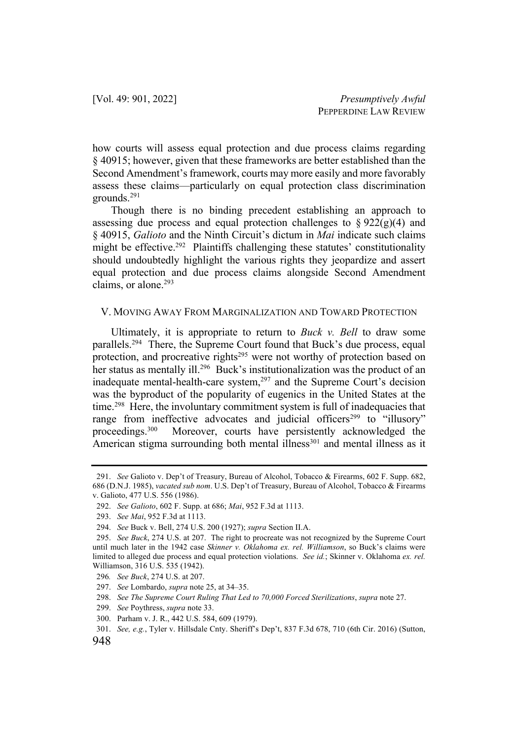how courts will assess equal protection and due process claims regarding § 40915; however, given that these frameworks are better established than the Second Amendment's framework, courts may more easily and more favorably assess these claims—particularly on equal protection class discrimination grounds.[291]

Though there is no binding precedent establishing an approach to assessing due process and equal protection challenges to § 922(g)(4) and § 40915, *Galioto* and the Ninth Circuit's dictum in *Mai* indicate such claims might be effective.[292] Plaintiffs challenging these statutes' constitutionality should undoubtedly highlight the various rights they jeopardize and assert equal protection and due process claims alongside Second Amendment claims, or alone.[293]

## V. MOVING AWAY FROM MARGINALIZATION AND TOWARD PROTECTION

Ultimately, it is appropriate to return to *Buck v. Bell* to draw some parallels.[294] There, the Supreme Court found that Buck's due process, equal protection, and procreative rights[295] were not worthy of protection based on her status as mentally ill.[296] Buck's institutionalization was the product of an inadequate mental-health-care system,[297] and the Supreme Court's decision was the byproduct of the popularity of eugenics in the United States at the time.[298] Here, the involuntary commitment system is full of inadequacies that range from ineffective advocates and judicial officers[299] to "illusory" proceedings.[300] Moreover, courts have persistently acknowledged the American stigma surrounding both mental illness[301] and mental illness as it

---

291. *See* Galioto v. Dep't of Treasury, Bureau of Alcohol, Tobacco & Firearms, 602 F. Supp. 682, 686 (D.N.J. 1985), *vacated sub nom*. U.S. Dep't of Treasury, Bureau of Alcohol, Tobacco & Firearms v. Galioto, 477 U.S. 556 (1986).

292. *See Galioto*, 602 F. Supp. at 686; *Mai*, 952 F.3d at 1113.

293. *See Mai*, 952 F.3d at 1113.

294. *See* Buck v. Bell, 274 U.S. 200 (1927); *supra* Section II.A.

295. *See Buck*, 274 U.S. at 207. The right to procreate was not recognized by the Supreme Court until much later in the 1942 case *Skinner v. Oklahoma ex. rel. Williamson*, so Buck's claims were limited to alleged due process and equal protection violations. *See id.*; Skinner v. Oklahoma *ex. rel.* Williamson, 316 U.S. 535 (1942).

296. *See Buck*, 274 U.S. at 207.

297. *See* Lombardo, *supra* note 25, at 34–35.

298. *See The Supreme Court Ruling That Led to 70,000 Forced Sterilizations*, *supra* note 27.

299. *See* Poythress, *supra* note 33.

300. Parham v. J. R., 442 U.S. 584, 609 (1979).

301. *See, e.g.*, Tyler v. Hillsdale Cnty. Sheriff's Dep't, 837 F.3d 678, 710 (6th Cir. 2016) (Sutton,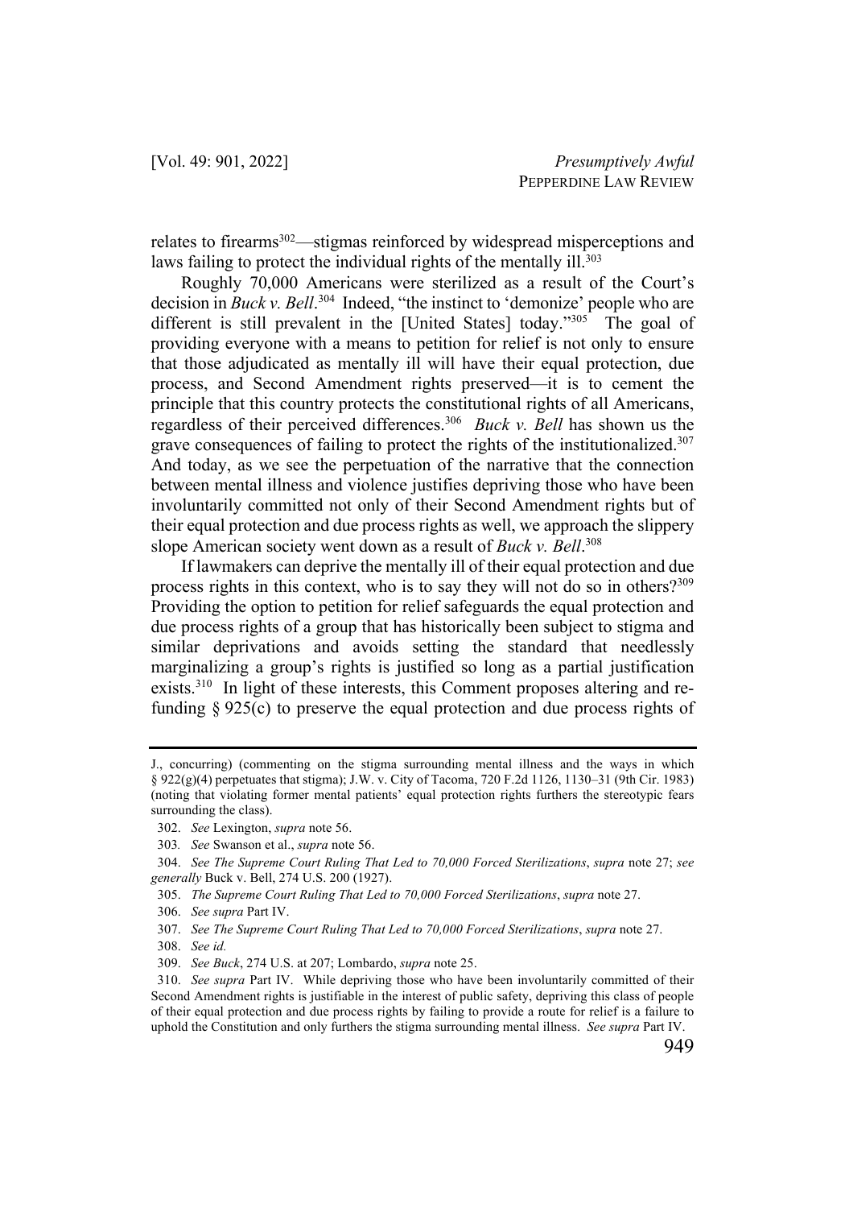relates to firearms[302]—stigmas reinforced by widespread misperceptions and laws failing to protect the individual rights of the mentally ill.[303]

Roughly 70,000 Americans were sterilized as a result of the Court's decision in *Buck v. Bell*.[304] Indeed, "the instinct to 'demonize' people who are different is still prevalent in the [United States] today."[305] The goal of providing everyone with a means to petition for relief is not only to ensure that those adjudicated as mentally ill will have their equal protection, due process, and Second Amendment rights preserved—it is to cement the principle that this country protects the constitutional rights of all Americans, regardless of their perceived differences.[306] *Buck v. Bell* has shown us the grave consequences of failing to protect the rights of the institutionalized.[307] And today, as we see the perpetuation of the narrative that the connection between mental illness and violence justifies depriving those who have been involuntarily committed not only of their Second Amendment rights but of their equal protection and due process rights as well, we approach the slippery slope American society went down as a result of *Buck v. Bell*.[308]

If lawmakers can deprive the mentally ill of their equal protection and due process rights in this context, who is to say they will not do so in others?[309] Providing the option to petition for relief safeguards the equal protection and due process rights of a group that has historically been subject to stigma and similar deprivations and avoids setting the standard that needlessly marginalizing a group's rights is justified so long as a partial justification exists.[310] In light of these interests, this Comment proposes altering and re-funding § 925(c) to preserve the equal protection and due process rights of

---

J., concurring) (commenting on the stigma surrounding mental illness and the ways in which § 922(g)(4) perpetuates that stigma); J.W. v. City of Tacoma, 720 F.2d 1126, 1130–31 (9th Cir. 1983) (noting that violating former mental patients' equal protection rights furthers the stereotypic fears surrounding the class).

302. *See* Lexington, *supra* note 56.

303. *See* Swanson et al., *supra* note 56.

304. *See The Supreme Court Ruling That Led to 70,000 Forced Sterilizations*, *supra* note 27; *see generally* Buck v. Bell, 274 U.S. 200 (1927).

305. *The Supreme Court Ruling That Led to 70,000 Forced Sterilizations*, *supra* note 27.

306. *See supra* Part IV.

307. *See The Supreme Court Ruling That Led to 70,000 Forced Sterilizations*, *supra* note 27.

308. *See id.*

309. *See Buck*, 274 U.S. at 207; Lombardo, *supra* note 25.

310. *See supra* Part IV. While depriving those who have been involuntarily committed of their Second Amendment rights is justifiable in the interest of public safety, depriving this class of people of their equal protection and due process rights by failing to provide a route for relief is a failure to uphold the Constitution and only furthers the stigma surrounding mental illness. *See supra* Part IV.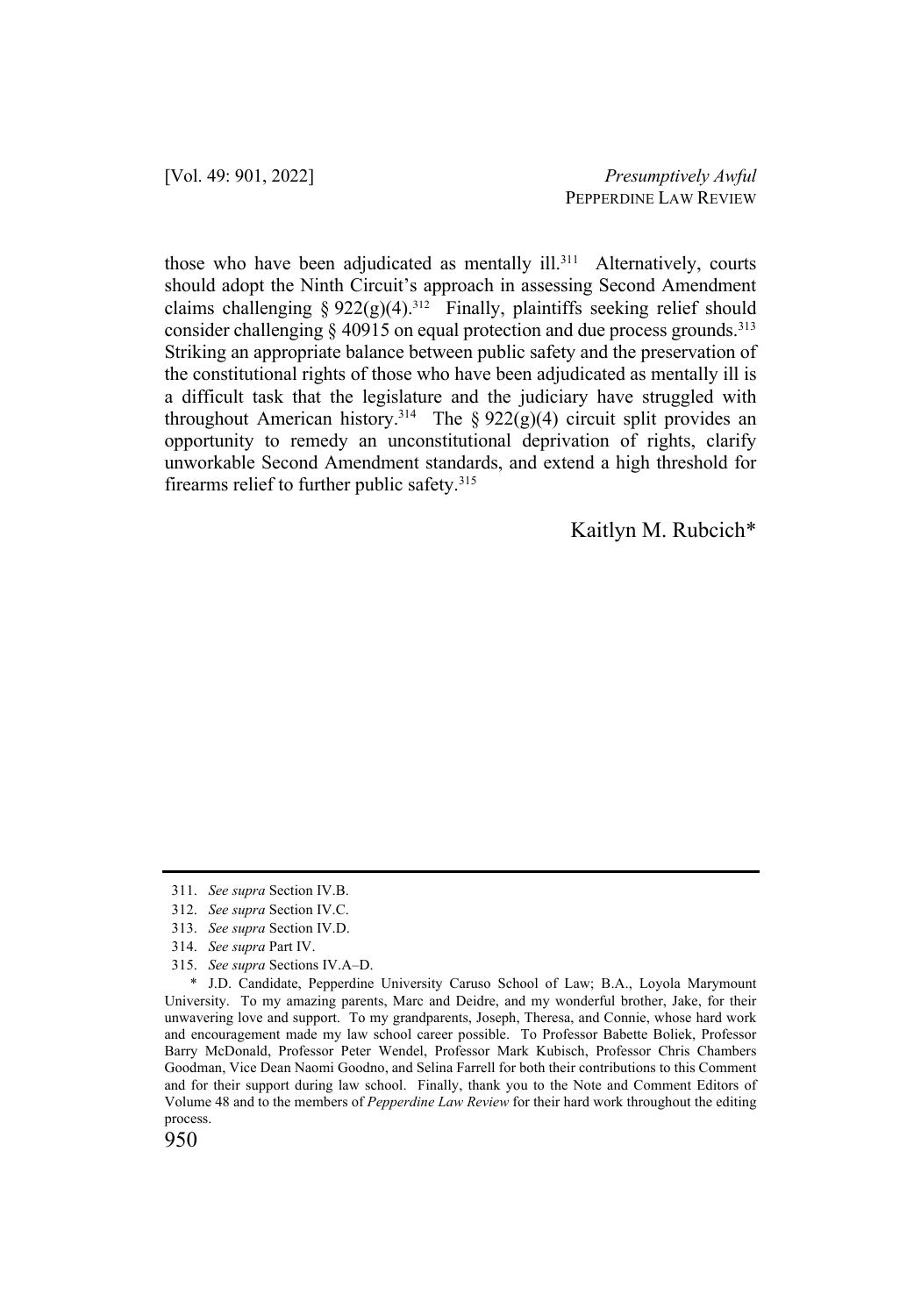those who have been adjudicated as mentally ill.[311] Alternatively, courts should adopt the Ninth Circuit's approach in assessing Second Amendment claims challenging § 922(g)(4).[312] Finally, plaintiffs seeking relief should consider challenging § 40915 on equal protection and due process grounds.[313] Striking an appropriate balance between public safety and the preservation of the constitutional rights of those who have been adjudicated as mentally ill is a difficult task that the legislature and the judiciary have struggled with throughout American history.[314] The § 922(g)(4) circuit split provides an opportunity to remedy an unconstitutional deprivation of rights, clarify unworkable Second Amendment standards, and extend a high threshold for firearms relief to further public safety.[315]

Kaitlyn M. Rubcich*

---

311. *See supra* Section IV.B.

312. *See supra* Section IV.C.

313. *See supra* Section IV.D.

314. *See supra* Part IV.

315. *See supra* Sections IV.A–D.

\* J.D. Candidate, Pepperdine University Caruso School of Law; B.A., Loyola Marymount University. To my amazing parents, Marc and Deidre, and my wonderful brother, Jake, for their unwavering love and support. To my grandparents, Joseph, Theresa, and Connie, whose hard work and encouragement made my law school career possible. To Professor Babette Boliek, Professor Barry McDonald, Professor Peter Wendel, Professor Mark Kubisch, Professor Chris Chambers Goodman, Vice Dean Naomi Goodno, and Selina Farrell for both their contributions to this Comment and for their support during law school. Finally, thank you to the Note and Comment Editors of Volume 48 and to the members of *Pepperdine Law Review* for their hard work throughout the editing process.